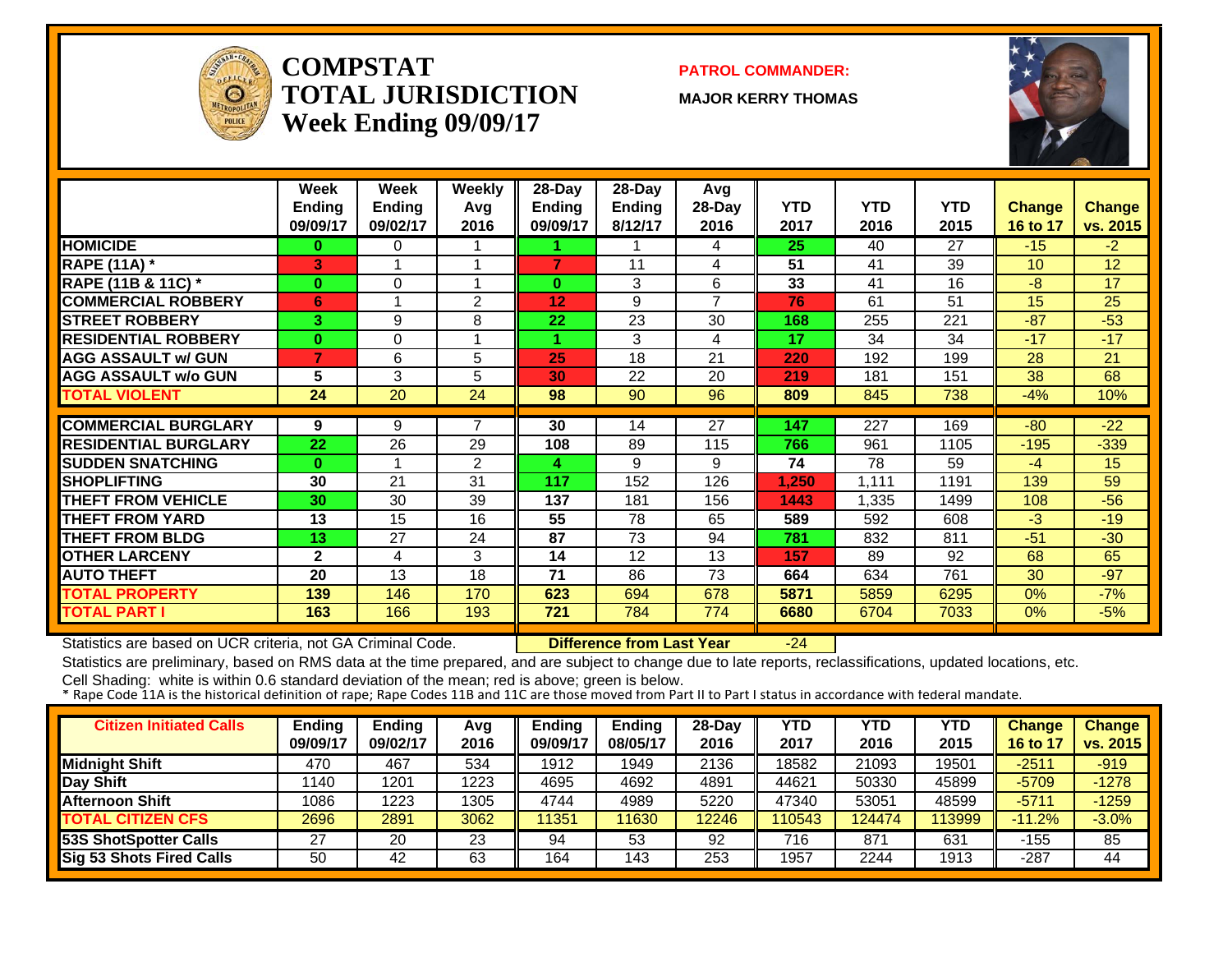# COMPSTAT
# TOTAL JURISDICTION
## Week Ending 09/09/17

**PATROL COMMANDER:**

**MAJOR KERRY THOMAS**

| | Week Ending 09/09/17 | Week Ending 09/02/17 | Weekly Avg 2016 | 28-Day Ending 09/09/17 | 28-Day Ending 8/12/17 | Avg 28-Day 2016 | YTD 2017 | YTD 2016 | YTD 2015 | Change 16 to 17 | Change vs. 2015 |
|---|---|---|---|---|---|---|---|---|---|---|---|
| HOMICIDE | 0 | 0 | 1 | 1 | 1 | 4 | 25 | 40 | 27 | -15 | -2 |
| RAPE (11A) * | 3 | 1 | 1 | 7 | 11 | 4 | 51 | 41 | 39 | 10 | 12 |
| RAPE (11B & 11C) * | 0 | 0 | 1 | 0 | 3 | 6 | 33 | 41 | 16 | -8 | 17 |
| COMMERCIAL ROBBERY | 6 | 1 | 2 | 12 | 9 | 7 | 76 | 61 | 51 | 15 | 25 |
| STREET ROBBERY | 3 | 9 | 8 | 22 | 23 | 30 | 168 | 255 | 221 | -87 | -53 |
| RESIDENTIAL ROBBERY | 0 | 0 | 1 | 1 | 3 | 4 | 17 | 34 | 34 | -17 | -17 |
| AGG ASSAULT w/ GUN | 7 | 6 | 5 | 25 | 18 | 21 | 220 | 192 | 199 | 28 | 21 |
| AGG ASSAULT w/o GUN | 5 | 3 | 5 | 30 | 22 | 20 | 219 | 181 | 151 | 38 | 68 |
| TOTAL VIOLENT | 24 | 20 | 24 | 98 | 90 | 96 | 809 | 845 | 738 | -4% | 10% |
| COMMERCIAL BURGLARY | 9 | 9 | 7 | 30 | 14 | 27 | 147 | 227 | 169 | -80 | -22 |
| RESIDENTIAL BURGLARY | 22 | 26 | 29 | 108 | 89 | 115 | 766 | 961 | 1105 | -195 | -339 |
| SUDDEN SNATCHING | 0 | 1 | 2 | 4 | 9 | 9 | 74 | 78 | 59 | -4 | 15 |
| SHOPLIFTING | 30 | 21 | 31 | 117 | 152 | 126 | 1,250 | 1,111 | 1191 | 139 | 59 |
| THEFT FROM VEHICLE | 30 | 30 | 39 | 137 | 181 | 156 | 1443 | 1,335 | 1499 | 108 | -56 |
| THEFT FROM YARD | 13 | 15 | 16 | 55 | 78 | 65 | 589 | 592 | 608 | -3 | -19 |
| THEFT FROM BLDG | 13 | 27 | 24 | 87 | 73 | 94 | 781 | 832 | 811 | -51 | -30 |
| OTHER LARCENY | 2 | 4 | 3 | 14 | 12 | 13 | 157 | 89 | 92 | 68 | 65 |
| AUTO THEFT | 20 | 13 | 18 | 71 | 86 | 73 | 664 | 634 | 761 | 30 | -97 |
| TOTAL PROPERTY | 139 | 146 | 170 | 623 | 694 | 678 | 5871 | 5859 | 6295 | 0% | -7% |
| TOTAL PART I | 163 | 166 | 193 | 721 | 784 | 774 | 6680 | 6704 | 7033 | 0% | -5% |

Statistics are based on UCR criteria, not GA Criminal Code. **Difference from Last Year** -24

Statistics are preliminary, based on RMS data at the time prepared, and are subject to change due to late reports, reclassifications, updated locations, etc.

Cell Shading: white is within 0.6 standard deviation of the mean; red is above; green is below.

* Rape Code 11A is the historical definition of rape; Rape Codes 11B and 11C are those moved from Part II to Part I status in accordance with federal mandate.

| Citizen Initiated Calls | Ending 09/09/17 | Ending 09/02/17 | Avg 2016 | Ending 09/09/17 | Ending 08/05/17 | 28-Day 2016 | YTD 2017 | YTD 2016 | YTD 2015 | Change 16 to 17 | Change vs. 2015 |
|---|---|---|---|---|---|---|---|---|---|---|---|
| Midnight Shift | 470 | 467 | 534 | 1912 | 1949 | 2136 | 18582 | 21093 | 19501 | -2511 | -919 |
| Day Shift | 1140 | 1201 | 1223 | 4695 | 4692 | 4891 | 44621 | 50330 | 45899 | -5709 | -1278 |
| Afternoon Shift | 1086 | 1223 | 1305 | 4744 | 4989 | 5220 | 47340 | 53051 | 48599 | -5711 | -1259 |
| TOTAL CITIZEN CFS | 2696 | 2891 | 3062 | 11351 | 11630 | 12246 | 110543 | 124474 | 113999 | -11.2% | -3.0% |
| 53S ShotSpotter Calls | 27 | 20 | 23 | 94 | 53 | 92 | 716 | 871 | 631 | -155 | 85 |
| Sig 53 Shots Fired Calls | 50 | 42 | 63 | 164 | 143 | 253 | 1957 | 2244 | 1913 | -287 | 44 |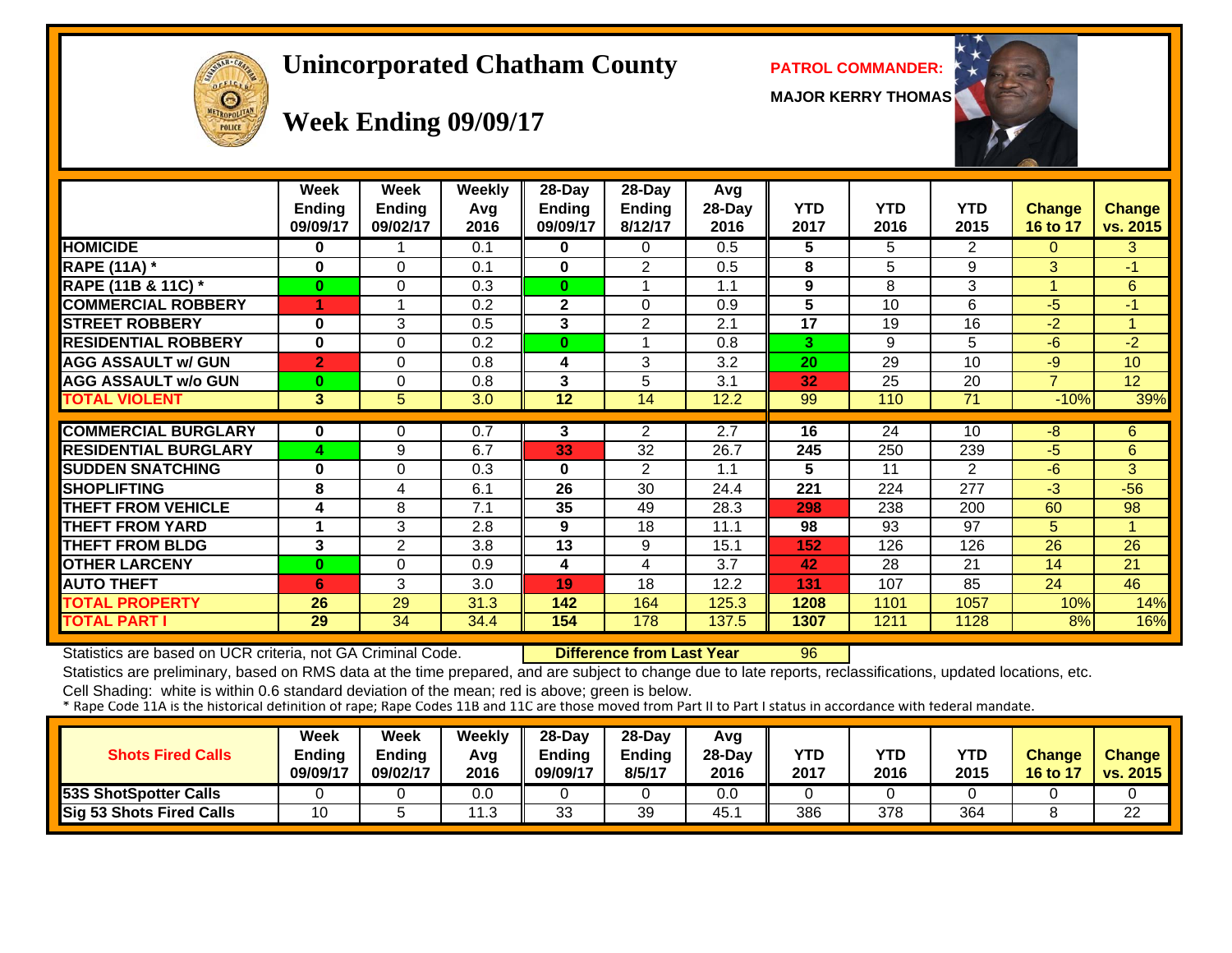# Unincorporated Chatham County

## Week Ending 09/09/17

**PATROL COMMANDER:**

**MAJOR KERRY THOMAS**

| | Week Ending 09/09/17 | Week Ending 09/02/17 | Weekly Avg 2016 | 28-Day Ending 09/09/17 | 28-Day Ending 8/12/17 | Avg 28-Day 2016 | YTD 2017 | YTD 2016 | YTD 2015 | Change 16 to 17 | Change vs. 2015 |
|---|---|---|---|---|---|---|---|---|---|---|---|
| HOMICIDE | 0 | 1 | 0.1 | 0 | 0 | 0.5 | 5 | 5 | 2 | 0 | 3 |
| RAPE (11A) * | 0 | 0 | 0.1 | 0 | 2 | 0.5 | 8 | 5 | 9 | 3 | -1 |
| RAPE (11B & 11C) * | 0 | 0 | 0.3 | 0 | 1 | 1.1 | 9 | 8 | 3 | 1 | 6 |
| COMMERCIAL ROBBERY | 1 | 1 | 0.2 | 2 | 0 | 0.9 | 5 | 10 | 6 | -5 | -1 |
| STREET ROBBERY | 0 | 3 | 0.5 | 3 | 2 | 2.1 | 17 | 19 | 16 | -2 | 1 |
| RESIDENTIAL ROBBERY | 0 | 0 | 0.2 | 0 | 1 | 0.8 | 3 | 9 | 5 | -6 | -2 |
| AGG ASSAULT w/ GUN | 2 | 0 | 0.8 | 4 | 3 | 3.2 | 20 | 29 | 10 | -9 | 10 |
| AGG ASSAULT w/o GUN | 0 | 0 | 0.8 | 3 | 5 | 3.1 | 32 | 25 | 20 | 7 | 12 |
| TOTAL VIOLENT | 3 | 5 | 3.0 | 12 | 14 | 12.2 | 99 | 110 | 71 | -10% | 39% |
| COMMERCIAL BURGLARY | 0 | 0 | 0.7 | 3 | 2 | 2.7 | 16 | 24 | 10 | -8 | 6 |
| RESIDENTIAL BURGLARY | 4 | 9 | 6.7 | 33 | 32 | 26.7 | 245 | 250 | 239 | -5 | 6 |
| SUDDEN SNATCHING | 0 | 0 | 0.3 | 0 | 2 | 1.1 | 5 | 11 | 2 | -6 | 3 |
| SHOPLIFTING | 8 | 4 | 6.1 | 26 | 30 | 24.4 | 221 | 224 | 277 | -3 | -56 |
| THEFT FROM VEHICLE | 4 | 8 | 7.1 | 35 | 49 | 28.3 | 298 | 238 | 200 | 60 | 98 |
| THEFT FROM YARD | 1 | 3 | 2.8 | 9 | 18 | 11.1 | 98 | 93 | 97 | 5 | 1 |
| THEFT FROM BLDG | 3 | 2 | 3.8 | 13 | 9 | 15.1 | 152 | 126 | 126 | 26 | 26 |
| OTHER LARCENY | 0 | 0 | 0.9 | 4 | 4 | 3.7 | 42 | 28 | 21 | 14 | 21 |
| AUTO THEFT | 6 | 3 | 3.0 | 19 | 18 | 12.2 | 131 | 107 | 85 | 24 | 46 |
| TOTAL PROPERTY | 26 | 29 | 31.3 | 142 | 164 | 125.3 | 1208 | 1101 | 1057 | 10% | 14% |
| TOTAL PART I | 29 | 34 | 34.4 | 154 | 178 | 137.5 | 1307 | 1211 | 1128 | 8% | 16% |

Statistics are based on UCR criteria, not GA Criminal Code. **Difference from Last Year** 96

Statistics are preliminary, based on RMS data at the time prepared, and are subject to change due to late reports, reclassifications, updated locations, etc.

Cell Shading: white is within 0.6 standard deviation of the mean; red is above; green is below.

* Rape Code 11A is the historical definition of rape; Rape Codes 11B and 11C are those moved from Part II to Part I status in accordance with federal mandate.

| Shots Fired Calls | Week Ending 09/09/17 | Week Ending 09/02/17 | Weekly Avg 2016 | 28-Day Ending 09/09/17 | 28-Day Ending 8/5/17 | Avg 28-Day 2016 | YTD 2017 | YTD 2016 | YTD 2015 | Change 16 to 17 | Change vs. 2015 |
|---|---|---|---|---|---|---|---|---|---|---|---|
| 53S ShotSpotter Calls | 0 | 0 | 0.0 | 0 | 0 | 0.0 | 0 | 0 | 0 | 0 | 0 |
| Sig 53 Shots Fired Calls | 10 | 5 | 11.3 | 33 | 39 | 45.1 | 386 | 378 | 364 | 8 | 22 |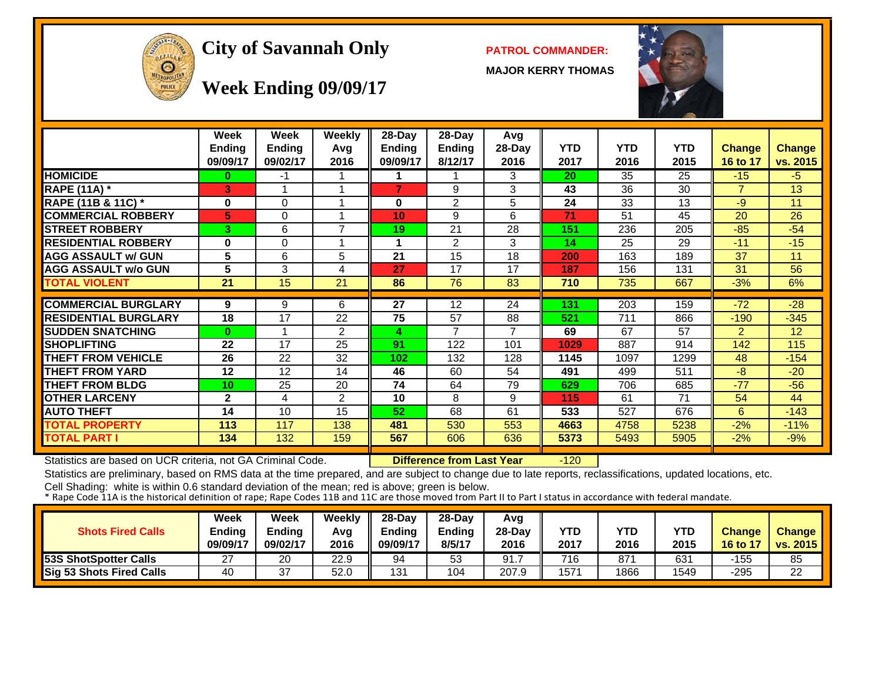# City of Savannah Only

## Week Ending 09/09/17

**PATROL COMMANDER:**

**MAJOR KERRY THOMAS**

| | Week Ending 09/09/17 | Week Ending 09/02/17 | Weekly Avg 2016 | 28-Day Ending 09/09/17 | 28-Day Ending 8/12/17 | Avg 28-Day 2016 | YTD 2017 | YTD 2016 | YTD 2015 | Change 16 to 17 | Change vs. 2015 |
|---|---|---|---|---|---|---|---|---|---|---|---|
| HOMICIDE | 0 | -1 | 1 | 1 | 1 | 3 | 20 | 35 | 25 | -15 | -5 |
| RAPE (11A) * | 3 | 1 | 1 | 7 | 9 | 3 | 43 | 36 | 30 | 7 | 13 |
| RAPE (11B & 11C) * | 0 | 0 | 1 | 0 | 2 | 5 | 24 | 33 | 13 | -9 | 11 |
| COMMERCIAL ROBBERY | 5 | 0 | 1 | 10 | 9 | 6 | 71 | 51 | 45 | 20 | 26 |
| STREET ROBBERY | 3 | 6 | 7 | 19 | 21 | 28 | 151 | 236 | 205 | -85 | -54 |
| RESIDENTIAL ROBBERY | 0 | 0 | 1 | 1 | 2 | 3 | 14 | 25 | 29 | -11 | -15 |
| AGG ASSAULT w/ GUN | 5 | 6 | 5 | 21 | 15 | 18 | 200 | 163 | 189 | 37 | 11 |
| AGG ASSAULT w/o GUN | 5 | 3 | 4 | 27 | 17 | 17 | 187 | 156 | 131 | 31 | 56 |
| TOTAL VIOLENT | 21 | 15 | 21 | 86 | 76 | 83 | 710 | 735 | 667 | -3% | 6% |
| COMMERCIAL BURGLARY | 9 | 9 | 6 | 27 | 12 | 24 | 131 | 203 | 159 | -72 | -28 |
| RESIDENTIAL BURGLARY | 18 | 17 | 22 | 75 | 57 | 88 | 521 | 711 | 866 | -190 | -345 |
| SUDDEN SNATCHING | 0 | 1 | 2 | 4 | 7 | 7 | 69 | 67 | 57 | 2 | 12 |
| SHOPLIFTING | 22 | 17 | 25 | 91 | 122 | 101 | 1029 | 887 | 914 | 142 | 115 |
| THEFT FROM VEHICLE | 26 | 22 | 32 | 102 | 132 | 128 | 1145 | 1097 | 1299 | 48 | -154 |
| THEFT FROM YARD | 12 | 12 | 14 | 46 | 60 | 54 | 491 | 499 | 511 | -8 | -20 |
| THEFT FROM BLDG | 10 | 25 | 20 | 74 | 64 | 79 | 629 | 706 | 685 | -77 | -56 |
| OTHER LARCENY | 2 | 4 | 2 | 10 | 8 | 9 | 115 | 61 | 71 | 54 | 44 |
| AUTO THEFT | 14 | 10 | 15 | 52 | 68 | 61 | 533 | 527 | 676 | 6 | -143 |
| TOTAL PROPERTY | 113 | 117 | 138 | 481 | 530 | 553 | 4663 | 4758 | 5238 | -2% | -11% |
| TOTAL PART I | 134 | 132 | 159 | 567 | 606 | 636 | 5373 | 5493 | 5905 | -2% | -9% |

Statistics are based on UCR criteria, not GA Criminal Code. **Difference from Last Year** -120

Statistics are preliminary, based on RMS data at the time prepared, and are subject to change due to late reports, reclassifications, updated locations, etc.

Cell Shading: white is within 0.6 standard deviation of the mean; red is above; green is below.

* Rape Code 11A is the historical definition of rape; Rape Codes 11B and 11C are those moved from Part II to Part I status in accordance with federal mandate.

| Shots Fired Calls | Week Ending 09/09/17 | Week Ending 09/02/17 | Weekly Avg 2016 | 28-Day Ending 09/09/17 | 28-Day Ending 8/5/17 | Avg 28-Day 2016 | YTD 2017 | YTD 2016 | YTD 2015 | Change 16 to 17 | Change vs. 2015 |
|---|---|---|---|---|---|---|---|---|---|---|---|
| 53S ShotSpotter Calls | 27 | 20 | 22.9 | 94 | 53 | 91.7 | 716 | 871 | 631 | -155 | 85 |
| Sig 53 Shots Fired Calls | 40 | 37 | 52.0 | 131 | 104 | 207.9 | 1571 | 1866 | 1549 | -295 | 22 |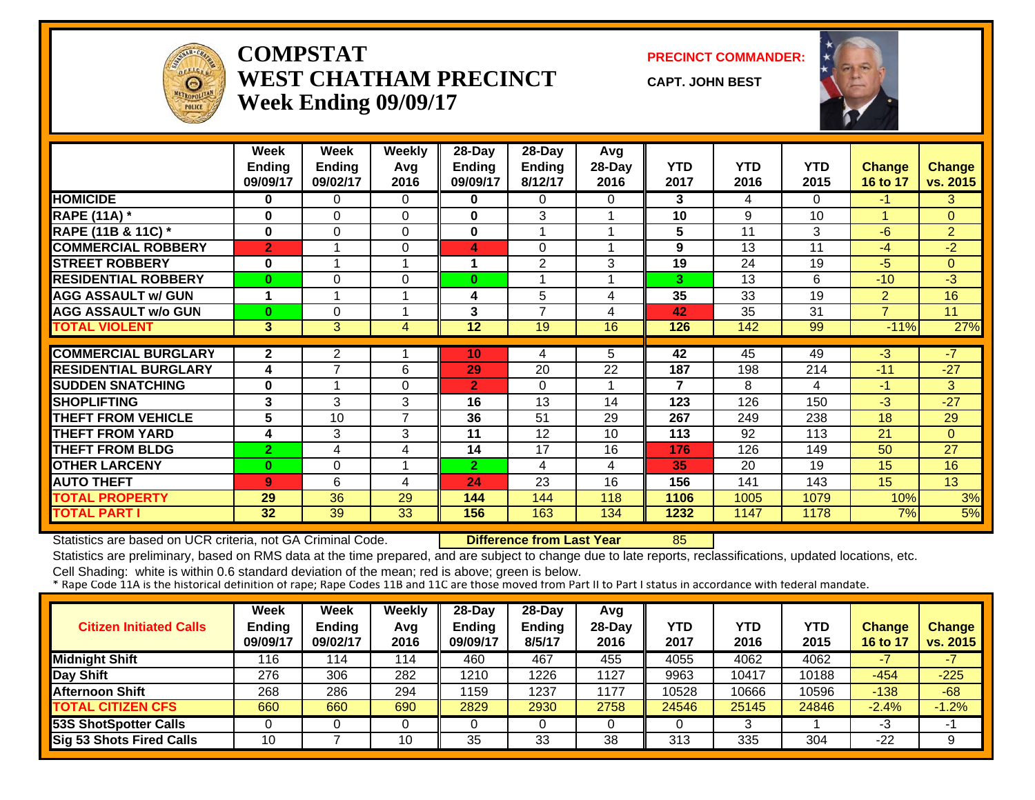# COMPSTAT
# WEST CHATHAM PRECINCT
# Week Ending 09/09/17

**PRECINCT COMMANDER:**

**CAPT. JOHN BEST**

| | Week Ending 09/09/17 | Week Ending 09/02/17 | Weekly Avg 2016 | 28-Day Ending 09/09/17 | 28-Day Ending 8/12/17 | Avg 28-Day 2016 | YTD 2017 | YTD 2016 | YTD 2015 | Change 16 to 17 | Change vs. 2015 |
|---|---|---|---|---|---|---|---|---|---|---|---|
| HOMICIDE | 0 | 0 | 0 | 0 | 0 | 0 | 3 | 4 | 0 | -1 | 3 |
| RAPE (11A) * | 0 | 0 | 0 | 0 | 3 | 1 | 10 | 9 | 10 | 1 | 0 |
| RAPE (11B & 11C) * | 0 | 0 | 0 | 0 | 1 | 1 | 5 | 11 | 3 | -6 | 2 |
| COMMERCIAL ROBBERY | 2 | 1 | 0 | 4 | 0 | 1 | 9 | 13 | 11 | -4 | -2 |
| STREET ROBBERY | 0 | 1 | 1 | 1 | 2 | 3 | 19 | 24 | 19 | -5 | 0 |
| RESIDENTIAL ROBBERY | 0 | 0 | 0 | 0 | 1 | 1 | 3 | 13 | 6 | -10 | -3 |
| AGG ASSAULT w/ GUN | 1 | 1 | 1 | 4 | 5 | 4 | 35 | 33 | 19 | 2 | 16 |
| AGG ASSAULT w/o GUN | 0 | 0 | 1 | 3 | 7 | 4 | 42 | 35 | 31 | 7 | 11 |
| TOTAL VIOLENT | 3 | 3 | 4 | 12 | 19 | 16 | 126 | 142 | 99 | -11% | 27% |
| COMMERCIAL BURGLARY | 2 | 2 | 1 | 10 | 4 | 5 | 42 | 45 | 49 | -3 | -7 |
| RESIDENTIAL BURGLARY | 4 | 7 | 6 | 29 | 20 | 22 | 187 | 198 | 214 | -11 | -27 |
| SUDDEN SNATCHING | 0 | 1 | 0 | 2 | 0 | 1 | 7 | 8 | 4 | -1 | 3 |
| SHOPLIFTING | 3 | 3 | 3 | 16 | 13 | 14 | 123 | 126 | 150 | -3 | -27 |
| THEFT FROM VEHICLE | 5 | 10 | 7 | 36 | 51 | 29 | 267 | 249 | 238 | 18 | 29 |
| THEFT FROM YARD | 4 | 3 | 3 | 11 | 12 | 10 | 113 | 92 | 113 | 21 | 0 |
| THEFT FROM BLDG | 2 | 4 | 4 | 14 | 17 | 16 | 176 | 126 | 149 | 50 | 27 |
| OTHER LARCENY | 0 | 0 | 1 | 2 | 4 | 4 | 35 | 20 | 19 | 15 | 16 |
| AUTO THEFT | 9 | 6 | 4 | 24 | 23 | 16 | 156 | 141 | 143 | 15 | 13 |
| TOTAL PROPERTY | 29 | 36 | 29 | 144 | 144 | 118 | 1106 | 1005 | 1079 | 10% | 3% |
| TOTAL PART I | 32 | 39 | 33 | 156 | 163 | 134 | 1232 | 1147 | 1178 | 7% | 5% |

Statistics are based on UCR criteria, not GA Criminal Code. **Difference from Last Year** 85

Statistics are preliminary, based on RMS data at the time prepared, and are subject to change due to late reports, reclassifications, updated locations, etc.

Cell Shading: white is within 0.6 standard deviation of the mean; red is above; green is below.

* Rape Code 11A is the historical definition of rape; Rape Codes 11B and 11C are those moved from Part II to Part I status in accordance with federal mandate.

| Citizen Initiated Calls | Week Ending 09/09/17 | Week Ending 09/02/17 | Weekly Avg 2016 | 28-Day Ending 09/09/17 | 28-Day Ending 8/5/17 | Avg 28-Day 2016 | YTD 2017 | YTD 2016 | YTD 2015 | Change 16 to 17 | Change vs. 2015 |
|---|---|---|---|---|---|---|---|---|---|---|---|
| Midnight Shift | 116 | 114 | 114 | 460 | 467 | 455 | 4055 | 4062 | 4062 | -7 | -7 |
| Day Shift | 276 | 306 | 282 | 1210 | 1226 | 1127 | 9963 | 10417 | 10188 | -454 | -225 |
| Afternoon Shift | 268 | 286 | 294 | 1159 | 1237 | 1177 | 10528 | 10666 | 10596 | -138 | -68 |
| TOTAL CITIZEN CFS | 660 | 660 | 690 | 2829 | 2930 | 2758 | 24546 | 25145 | 24846 | -2.4% | -1.2% |
| 53S ShotSpotter Calls | 0 | 0 | 0 | 0 | 0 | 0 | 0 | 3 | 1 | -3 | -1 |
| Sig 53 Shots Fired Calls | 10 | 7 | 10 | 35 | 33 | 38 | 313 | 335 | 304 | -22 | 9 |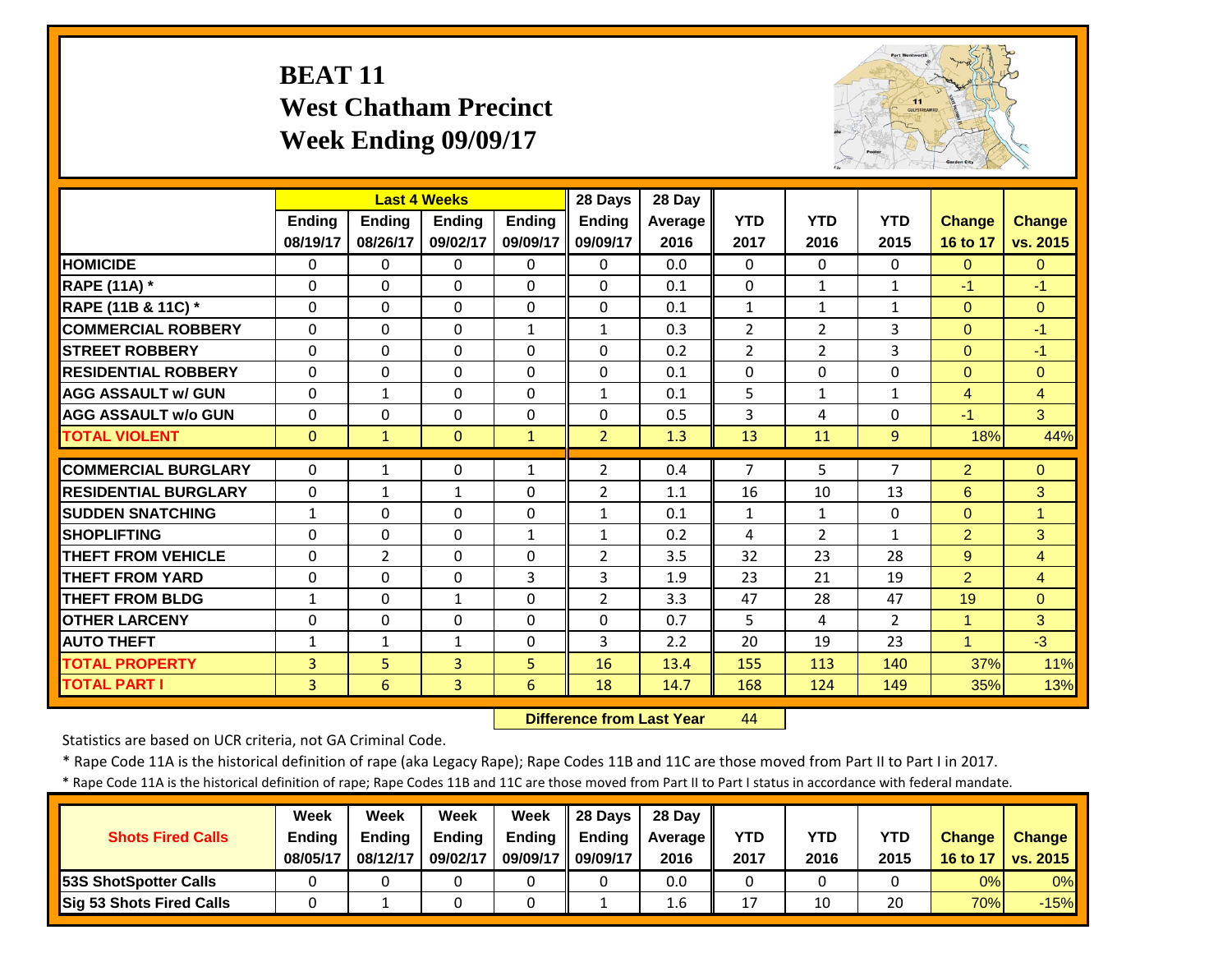# BEAT 11
## West Chatham Precinct
## Week Ending 09/09/17

| | Last 4 Weeks | | | | 28 Days | 28 Day | | | | | |
|---|---|---|---|---|---|---|---|---|---|---|---|
| | Ending 08/19/17 | Ending 08/26/17 | Ending 09/02/17 | Ending 09/09/17 | Ending 09/09/17 | Average 2016 | YTD 2017 | YTD 2016 | YTD 2015 | Change 16 to 17 | Change vs. 2015 |
| HOMICIDE | 0 | 0 | 0 | 0 | 0 | 0.0 | 0 | 0 | 0 | 0 | 0 |
| RAPE (11A) * | 0 | 0 | 0 | 0 | 0 | 0.1 | 0 | 1 | 1 | -1 | -1 |
| RAPE (11B & 11C) * | 0 | 0 | 0 | 0 | 0 | 0.1 | 1 | 1 | 1 | 0 | 0 |
| COMMERCIAL ROBBERY | 0 | 0 | 0 | 1 | 1 | 0.3 | 2 | 2 | 3 | 0 | -1 |
| STREET ROBBERY | 0 | 0 | 0 | 0 | 0 | 0.2 | 2 | 2 | 3 | 0 | -1 |
| RESIDENTIAL ROBBERY | 0 | 0 | 0 | 0 | 0 | 0.1 | 0 | 0 | 0 | 0 | 0 |
| AGG ASSAULT w/ GUN | 0 | 1 | 0 | 0 | 1 | 0.1 | 5 | 1 | 1 | 4 | 4 |
| AGG ASSAULT w/o GUN | 0 | 0 | 0 | 0 | 0 | 0.5 | 3 | 4 | 0 | -1 | 3 |
| TOTAL VIOLENT | 0 | 1 | 0 | 1 | 2 | 1.3 | 13 | 11 | 9 | 18% | 44% |
| COMMERCIAL BURGLARY | 0 | 1 | 0 | 1 | 2 | 0.4 | 7 | 5 | 7 | 2 | 0 |
| RESIDENTIAL BURGLARY | 0 | 1 | 1 | 0 | 2 | 1.1 | 16 | 10 | 13 | 6 | 3 |
| SUDDEN SNATCHING | 1 | 0 | 0 | 0 | 1 | 0.1 | 1 | 1 | 0 | 0 | 1 |
| SHOPLIFTING | 0 | 0 | 0 | 1 | 1 | 0.2 | 4 | 2 | 1 | 2 | 3 |
| THEFT FROM VEHICLE | 0 | 2 | 0 | 0 | 2 | 3.5 | 32 | 23 | 28 | 9 | 4 |
| THEFT FROM YARD | 0 | 0 | 0 | 3 | 3 | 1.9 | 23 | 21 | 19 | 2 | 4 |
| THEFT FROM BLDG | 1 | 0 | 1 | 0 | 2 | 3.3 | 47 | 28 | 47 | 19 | 0 |
| OTHER LARCENY | 0 | 0 | 0 | 0 | 0 | 0.7 | 5 | 4 | 2 | 1 | 3 |
| AUTO THEFT | 1 | 1 | 1 | 0 | 3 | 2.2 | 20 | 19 | 23 | 1 | -3 |
| TOTAL PROPERTY | 3 | 5 | 3 | 5 | 16 | 13.4 | 155 | 113 | 140 | 37% | 11% |
| TOTAL PART I | 3 | 6 | 3 | 6 | 18 | 14.7 | 168 | 124 | 149 | 35% | 13% |

**Difference from Last Year** 44

Statistics are based on UCR criteria, not GA Criminal Code.

* Rape Code 11A is the historical definition of rape (aka Legacy Rape); Rape Codes 11B and 11C are those moved from Part II to Part I in 2017.

* Rape Code 11A is the historical definition of rape; Rape Codes 11B and 11C are those moved from Part II to Part I status in accordance with federal mandate.

| Shots Fired Calls | Week Ending 08/05/17 | Week Ending 08/12/17 | Week Ending 09/02/17 | Week Ending 09/09/17 | 28 Days Ending 09/09/17 | 28 Day Average 2016 | YTD 2017 | YTD 2016 | YTD 2015 | Change 16 to 17 | Change vs. 2015 |
|---|---|---|---|---|---|---|---|---|---|---|---|
| 53S ShotSpotter Calls | 0 | 0 | 0 | 0 | 0 | 0.0 | 0 | 0 | 0 | 0% | 0% |
| Sig 53 Shots Fired Calls | 0 | 1 | 0 | 0 | 1 | 1.6 | 17 | 10 | 20 | 70% | -15% |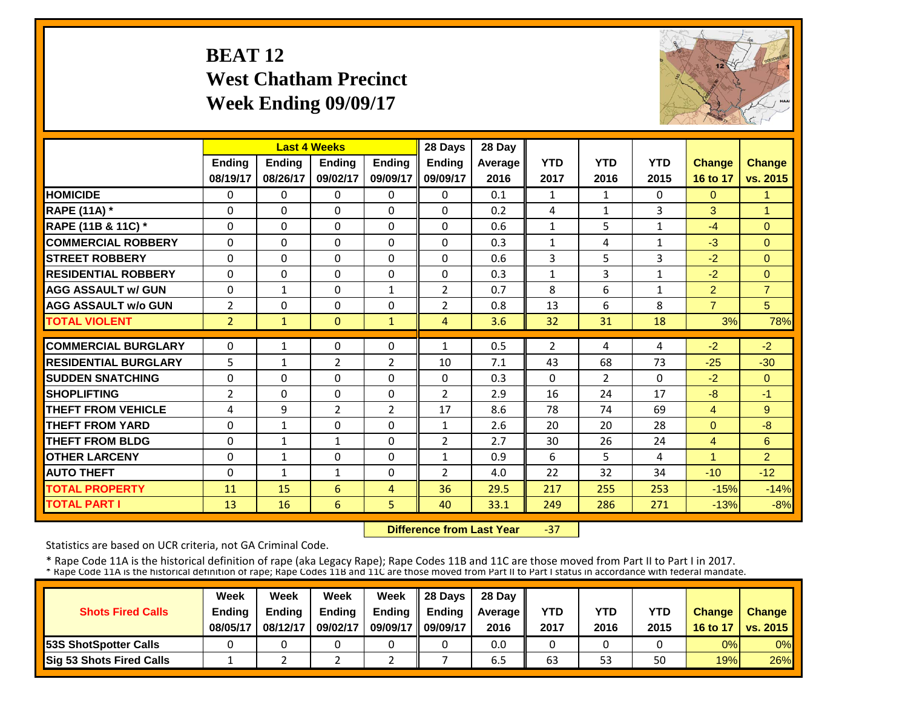# BEAT 12
## West Chatham Precinct
## Week Ending 09/09/17

| | Last 4 Weeks | | | | 28 Days | 28 Day | | | | | |
|---|---|---|---|---|---|---|---|---|---|---|---|
| | Ending 08/19/17 | Ending 08/26/17 | Ending 09/02/17 | Ending 09/09/17 | Ending 09/09/17 | Average 2016 | YTD 2017 | YTD 2016 | YTD 2015 | Change 16 to 17 | Change vs. 2015 |
| HOMICIDE | 0 | 0 | 0 | 0 | 0 | 0.1 | 1 | 1 | 0 | 0 | 1 |
| RAPE (11A) * | 0 | 0 | 0 | 0 | 0 | 0.2 | 4 | 1 | 3 | 3 | 1 |
| RAPE (11B & 11C) * | 0 | 0 | 0 | 0 | 0 | 0.6 | 1 | 5 | 1 | -4 | 0 |
| COMMERCIAL ROBBERY | 0 | 0 | 0 | 0 | 0 | 0.3 | 1 | 4 | 1 | -3 | 0 |
| STREET ROBBERY | 0 | 0 | 0 | 0 | 0 | 0.6 | 3 | 5 | 3 | -2 | 0 |
| RESIDENTIAL ROBBERY | 0 | 0 | 0 | 0 | 0 | 0.3 | 1 | 3 | 1 | -2 | 0 |
| AGG ASSAULT w/ GUN | 0 | 1 | 0 | 1 | 2 | 0.7 | 8 | 6 | 1 | 2 | 7 |
| AGG ASSAULT w/o GUN | 2 | 0 | 0 | 0 | 2 | 0.8 | 13 | 6 | 8 | 7 | 5 |
| TOTAL VIOLENT | 2 | 1 | 0 | 1 | 4 | 3.6 | 32 | 31 | 18 | 3% | 78% |
| COMMERCIAL BURGLARY | 0 | 1 | 0 | 0 | 1 | 0.5 | 2 | 4 | 4 | -2 | -2 |
| RESIDENTIAL BURGLARY | 5 | 1 | 2 | 2 | 10 | 7.1 | 43 | 68 | 73 | -25 | -30 |
| SUDDEN SNATCHING | 0 | 0 | 0 | 0 | 0 | 0.3 | 0 | 2 | 0 | -2 | 0 |
| SHOPLIFTING | 2 | 0 | 0 | 0 | 2 | 2.9 | 16 | 24 | 17 | -8 | -1 |
| THEFT FROM VEHICLE | 4 | 9 | 2 | 2 | 17 | 8.6 | 78 | 74 | 69 | 4 | 9 |
| THEFT FROM YARD | 0 | 1 | 0 | 0 | 1 | 2.6 | 20 | 20 | 28 | 0 | -8 |
| THEFT FROM BLDG | 0 | 1 | 1 | 0 | 2 | 2.7 | 30 | 26 | 24 | 4 | 6 |
| OTHER LARCENY | 0 | 1 | 0 | 0 | 1 | 0.9 | 6 | 5 | 4 | 1 | 2 |
| AUTO THEFT | 0 | 1 | 1 | 0 | 2 | 4.0 | 22 | 32 | 34 | -10 | -12 |
| TOTAL PROPERTY | 11 | 15 | 6 | 4 | 36 | 29.5 | 217 | 255 | 253 | -15% | -14% |
| TOTAL PART I | 13 | 16 | 6 | 5 | 40 | 33.1 | 249 | 286 | 271 | -13% | -8% |

**Difference from Last Year** -37

Statistics are based on UCR criteria, not GA Criminal Code.

* Rape Code 11A is the historical definition of rape (aka Legacy Rape); Rape Codes 11B and 11C are those moved from Part II to Part I in 2017.
* Rape Code 11A is the historical definition of rape; Rape Codes 11B and 11C are those moved from Part II to Part I status in accordance with federal mandate.

| Shots Fired Calls | Week Ending 08/05/17 | Week Ending 08/12/17 | Week Ending 09/02/17 | Week Ending 09/09/17 | 28 Days Ending 09/09/17 | 28 Day Average 2016 | YTD 2017 | YTD 2016 | YTD 2015 | Change 16 to 17 | Change vs. 2015 |
|---|---|---|---|---|---|---|---|---|---|---|---|
| 53S ShotSpotter Calls | 0 | 0 | 0 | 0 | 0 | 0.0 | 0 | 0 | 0 | 0% | 0% |
| Sig 53 Shots Fired Calls | 1 | 2 | 2 | 2 | 7 | 6.5 | 63 | 53 | 50 | 19% | 26% |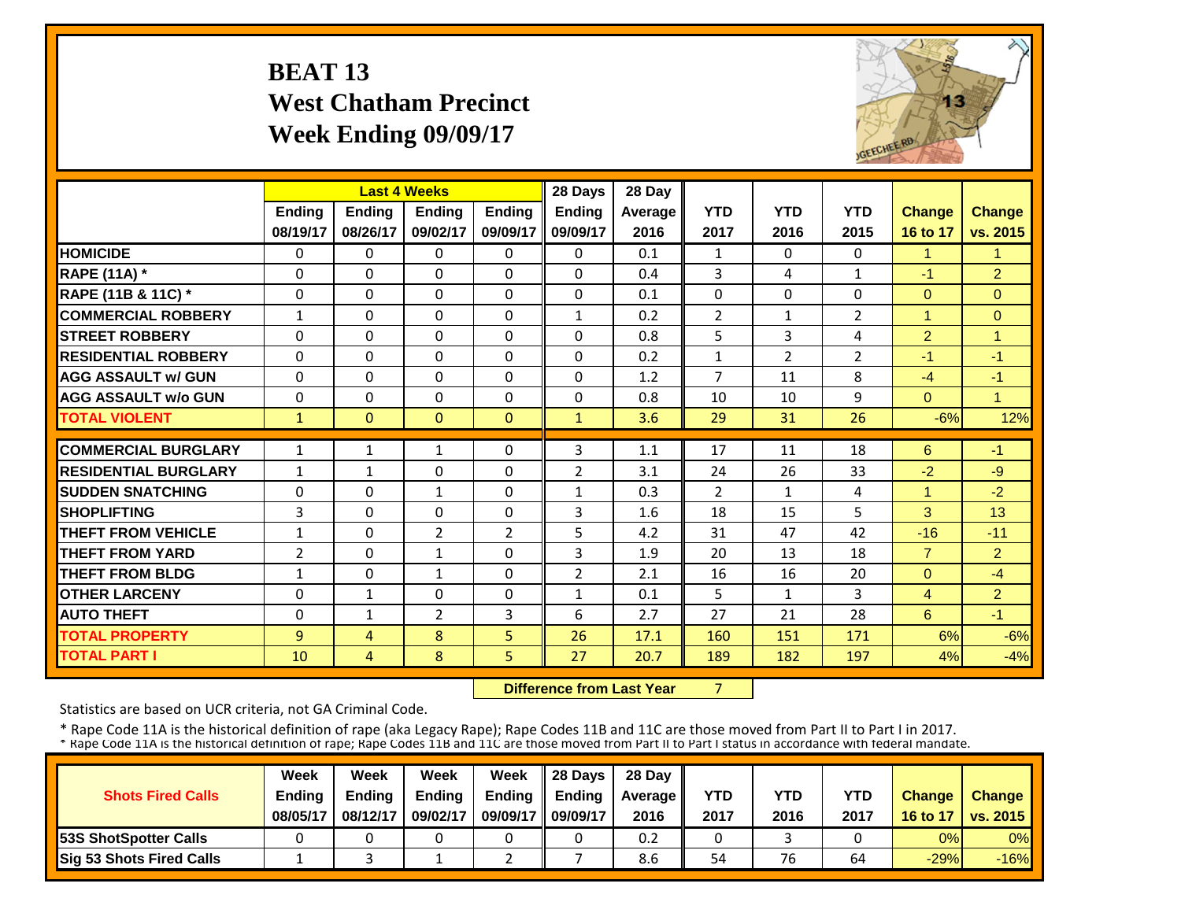# BEAT 13
## West Chatham Precinct
## Week Ending 09/09/17

| | Last 4 Weeks | | | | 28 Days | 28 Day | | | | | |
|---|---|---|---|---|---|---|---|---|---|---|---|
| | Ending 08/19/17 | Ending 08/26/17 | Ending 09/02/17 | Ending 09/09/17 | Ending 09/09/17 | Average 2016 | YTD 2017 | YTD 2016 | YTD 2015 | Change 16 to 17 | Change vs. 2015 |
| HOMICIDE | 0 | 0 | 0 | 0 | 0 | 0.1 | 1 | 0 | 0 | 1 | 1 |
| RAPE (11A) * | 0 | 0 | 0 | 0 | 0 | 0.4 | 3 | 4 | 1 | -1 | 2 |
| RAPE (11B & 11C) * | 0 | 0 | 0 | 0 | 0 | 0.1 | 0 | 0 | 0 | 0 | 0 |
| COMMERCIAL ROBBERY | 1 | 0 | 0 | 0 | 1 | 0.2 | 2 | 1 | 2 | 1 | 0 |
| STREET ROBBERY | 0 | 0 | 0 | 0 | 0 | 0.8 | 5 | 3 | 4 | 2 | 1 |
| RESIDENTIAL ROBBERY | 0 | 0 | 0 | 0 | 0 | 0.2 | 1 | 2 | 2 | -1 | -1 |
| AGG ASSAULT w/ GUN | 0 | 0 | 0 | 0 | 0 | 1.2 | 7 | 11 | 8 | -4 | -1 |
| AGG ASSAULT w/o GUN | 0 | 0 | 0 | 0 | 0 | 0.8 | 10 | 10 | 9 | 0 | 1 |
| TOTAL VIOLENT | 1 | 0 | 0 | 0 | 1 | 3.6 | 29 | 31 | 26 | -6% | 12% |
| COMMERCIAL BURGLARY | 1 | 1 | 1 | 0 | 3 | 1.1 | 17 | 11 | 18 | 6 | -1 |
| RESIDENTIAL BURGLARY | 1 | 1 | 0 | 0 | 2 | 3.1 | 24 | 26 | 33 | -2 | -9 |
| SUDDEN SNATCHING | 0 | 0 | 1 | 0 | 1 | 0.3 | 2 | 1 | 4 | 1 | -2 |
| SHOPLIFTING | 3 | 0 | 0 | 0 | 3 | 1.6 | 18 | 15 | 5 | 3 | 13 |
| THEFT FROM VEHICLE | 1 | 0 | 2 | 2 | 5 | 4.2 | 31 | 47 | 42 | -16 | -11 |
| THEFT FROM YARD | 2 | 0 | 1 | 0 | 3 | 1.9 | 20 | 13 | 18 | 7 | 2 |
| THEFT FROM BLDG | 1 | 0 | 1 | 0 | 2 | 2.1 | 16 | 16 | 20 | 0 | -4 |
| OTHER LARCENY | 0 | 1 | 0 | 0 | 1 | 0.1 | 5 | 1 | 3 | 4 | 2 |
| AUTO THEFT | 0 | 1 | 2 | 3 | 6 | 2.7 | 27 | 21 | 28 | 6 | -1 |
| TOTAL PROPERTY | 9 | 4 | 8 | 5 | 26 | 17.1 | 160 | 151 | 171 | 6% | -6% |
| TOTAL PART I | 10 | 4 | 8 | 5 | 27 | 20.7 | 189 | 182 | 197 | 4% | -4% |

**Difference from Last Year** 7

Statistics are based on UCR criteria, not GA Criminal Code.

* Rape Code 11A is the historical definition of rape (aka Legacy Rape); Rape Codes 11B and 11C are those moved from Part II to Part I in 2017.
* Rape Code 11A is the historical definition of rape; Rape Codes 11B and 11C are those moved from Part II to Part I status in accordance with federal mandate.

| Shots Fired Calls | Week Ending 08/05/17 | Week Ending 08/12/17 | Week Ending 09/02/17 | Week Ending 09/09/17 | 28 Days Ending 09/09/17 | 28 Day Average 2016 | YTD 2017 | YTD 2016 | YTD 2017 | Change 16 to 17 | Change vs. 2015 |
|---|---|---|---|---|---|---|---|---|---|---|---|
| 53S ShotSpotter Calls | 0 | 0 | 0 | 0 | 0 | 0.2 | 0 | 3 | 0 | 0% | 0% |
| Sig 53 Shots Fired Calls | 1 | 3 | 1 | 2 | 7 | 8.6 | 54 | 76 | 64 | -29% | -16% |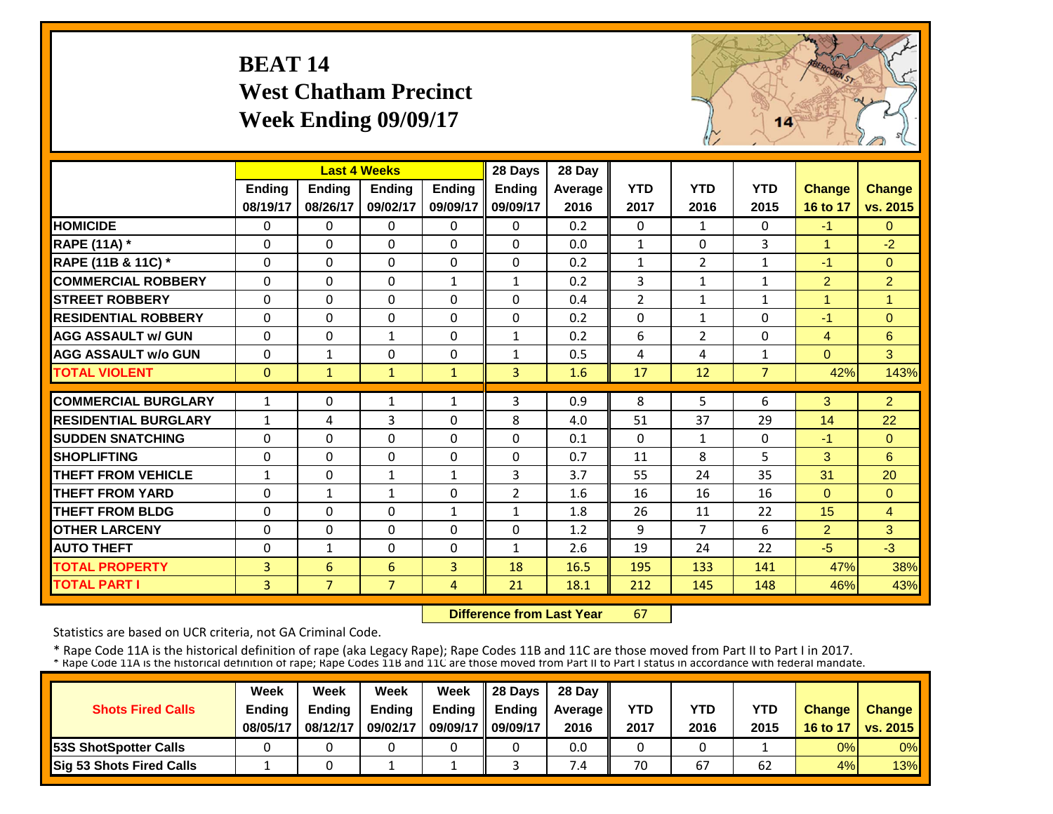# BEAT 14
## West Chatham Precinct
## Week Ending 09/09/17

| | Last 4 Weeks | | | | 28 Days | 28 Day | | | | | |
|---|---|---|---|---|---|---|---|---|---|---|---|
| | Ending 08/19/17 | Ending 08/26/17 | Ending 09/02/17 | Ending 09/09/17 | Ending 09/09/17 | Average 2016 | YTD 2017 | YTD 2016 | YTD 2015 | Change 16 to 17 | Change vs. 2015 |
| **HOMICIDE** | 0 | 0 | 0 | 0 | 0 | 0.2 | 0 | 1 | 0 | -1 | 0 |
| **RAPE (11A) \*** | 0 | 0 | 0 | 0 | 0 | 0.0 | 1 | 0 | 3 | 1 | -2 |
| **RAPE (11B & 11C) \*** | 0 | 0 | 0 | 0 | 0 | 0.2 | 1 | 2 | 1 | -1 | 0 |
| **COMMERCIAL ROBBERY** | 0 | 0 | 0 | 1 | 1 | 0.2 | 3 | 1 | 1 | 2 | 2 |
| **STREET ROBBERY** | 0 | 0 | 0 | 0 | 0 | 0.4 | 2 | 1 | 1 | 1 | 1 |
| **RESIDENTIAL ROBBERY** | 0 | 0 | 0 | 0 | 0 | 0.2 | 0 | 1 | 0 | -1 | 0 |
| **AGG ASSAULT w/ GUN** | 0 | 0 | 1 | 0 | 1 | 0.2 | 6 | 2 | 0 | 4 | 6 |
| **AGG ASSAULT w/o GUN** | 0 | 1 | 0 | 0 | 1 | 0.5 | 4 | 4 | 1 | 0 | 3 |
| **TOTAL VIOLENT** | 0 | 1 | 1 | 1 | 3 | 1.6 | 17 | 12 | 7 | 42% | 143% |
| **COMMERCIAL BURGLARY** | 1 | 0 | 1 | 1 | 3 | 0.9 | 8 | 5 | 6 | 3 | 2 |
| **RESIDENTIAL BURGLARY** | 1 | 4 | 3 | 0 | 8 | 4.0 | 51 | 37 | 29 | 14 | 22 |
| **SUDDEN SNATCHING** | 0 | 0 | 0 | 0 | 0 | 0.1 | 0 | 1 | 0 | -1 | 0 |
| **SHOPLIFTING** | 0 | 0 | 0 | 0 | 0 | 0.7 | 11 | 8 | 5 | 3 | 6 |
| **THEFT FROM VEHICLE** | 1 | 0 | 1 | 1 | 3 | 3.7 | 55 | 24 | 35 | 31 | 20 |
| **THEFT FROM YARD** | 0 | 1 | 1 | 0 | 2 | 1.6 | 16 | 16 | 16 | 0 | 0 |
| **THEFT FROM BLDG** | 0 | 0 | 0 | 1 | 1 | 1.8 | 26 | 11 | 22 | 15 | 4 |
| **OTHER LARCENY** | 0 | 0 | 0 | 0 | 0 | 1.2 | 9 | 7 | 6 | 2 | 3 |
| **AUTO THEFT** | 0 | 1 | 0 | 0 | 1 | 2.6 | 19 | 24 | 22 | -5 | -3 |
| **TOTAL PROPERTY** | 3 | 6 | 6 | 3 | 18 | 16.5 | 195 | 133 | 141 | 47% | 38% |
| **TOTAL PART I** | 3 | 7 | 7 | 4 | 21 | 18.1 | 212 | 145 | 148 | 46% | 43% |

**Difference from Last Year** 67

Statistics are based on UCR criteria, not GA Criminal Code.

\* Rape Code 11A is the historical definition of rape (aka Legacy Rape); Rape Codes 11B and 11C are those moved from Part II to Part I in 2017.
\* Rape Code 11A is the historical definition of rape; Rape Codes 11B and 11C are those moved from Part II to Part I status in accordance with federal mandate.

| Shots Fired Calls | Week Ending 08/05/17 | Week Ending 08/12/17 | Week Ending 09/02/17 | Week Ending 09/09/17 | 28 Days Ending 09/09/17 | 28 Day Average 2016 | YTD 2017 | YTD 2016 | YTD 2015 | Change 16 to 17 | Change vs. 2015 |
|---|---|---|---|---|---|---|---|---|---|---|---|
| **53S ShotSpotter Calls** | 0 | 0 | 0 | 0 | 0 | 0.0 | 0 | 0 | 1 | 0% | 0% |
| **Sig 53 Shots Fired Calls** | 1 | 0 | 1 | 1 | 3 | 7.4 | 70 | 67 | 62 | 4% | 13% |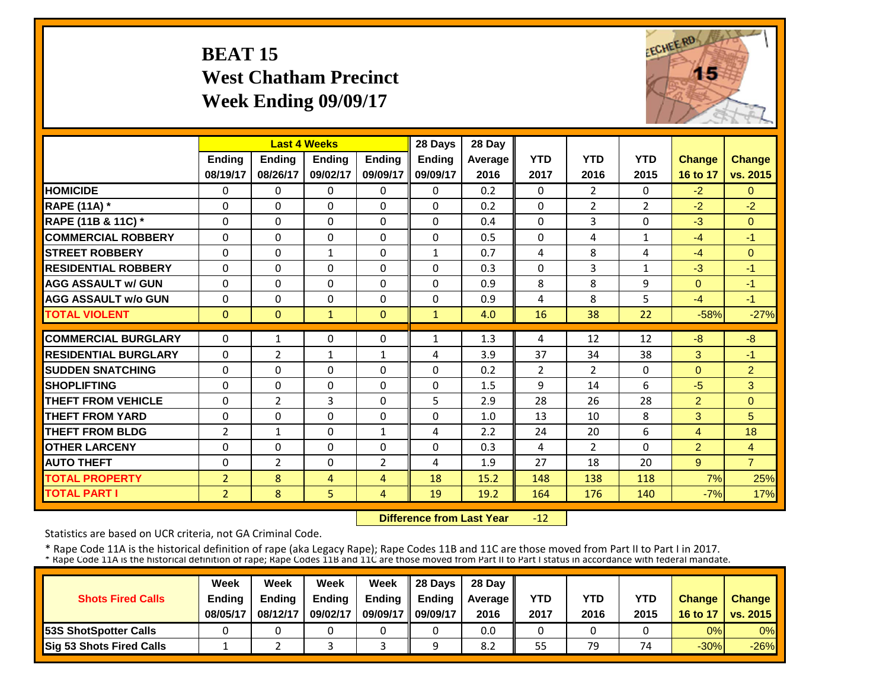# BEAT 15
# West Chatham Precinct
# Week Ending 09/09/17

| | Last 4 Weeks | | | | 28 Days | 28 Day | | | | | |
|---|---|---|---|---|---|---|---|---|---|---|---|
| | Ending 08/19/17 | Ending 08/26/17 | Ending 09/02/17 | Ending 09/09/17 | Ending 09/09/17 | Average 2016 | YTD 2017 | YTD 2016 | YTD 2015 | Change 16 to 17 | Change vs. 2015 |
| HOMICIDE | 0 | 0 | 0 | 0 | 0 | 0.2 | 0 | 2 | 0 | -2 | 0 |
| RAPE (11A) * | 0 | 0 | 0 | 0 | 0 | 0.2 | 0 | 2 | 2 | -2 | -2 |
| RAPE (11B & 11C) * | 0 | 0 | 0 | 0 | 0 | 0.4 | 0 | 3 | 0 | -3 | 0 |
| COMMERCIAL ROBBERY | 0 | 0 | 0 | 0 | 0 | 0.5 | 0 | 4 | 1 | -4 | -1 |
| STREET ROBBERY | 0 | 0 | 1 | 0 | 1 | 0.7 | 4 | 8 | 4 | -4 | 0 |
| RESIDENTIAL ROBBERY | 0 | 0 | 0 | 0 | 0 | 0.3 | 0 | 3 | 1 | -3 | -1 |
| AGG ASSAULT w/ GUN | 0 | 0 | 0 | 0 | 0 | 0.9 | 8 | 8 | 9 | 0 | -1 |
| AGG ASSAULT w/o GUN | 0 | 0 | 0 | 0 | 0 | 0.9 | 4 | 8 | 5 | -4 | -1 |
| TOTAL VIOLENT | 0 | 0 | 1 | 0 | 1 | 4.0 | 16 | 38 | 22 | -58% | -27% |
| COMMERCIAL BURGLARY | 0 | 1 | 0 | 0 | 1 | 1.3 | 4 | 12 | 12 | -8 | -8 |
| RESIDENTIAL BURGLARY | 0 | 2 | 1 | 1 | 4 | 3.9 | 37 | 34 | 38 | 3 | -1 |
| SUDDEN SNATCHING | 0 | 0 | 0 | 0 | 0 | 0.2 | 2 | 2 | 0 | 0 | 2 |
| SHOPLIFTING | 0 | 0 | 0 | 0 | 0 | 1.5 | 9 | 14 | 6 | -5 | 3 |
| THEFT FROM VEHICLE | 0 | 2 | 3 | 0 | 5 | 2.9 | 28 | 26 | 28 | 2 | 0 |
| THEFT FROM YARD | 0 | 0 | 0 | 0 | 0 | 1.0 | 13 | 10 | 8 | 3 | 5 |
| THEFT FROM BLDG | 2 | 1 | 0 | 1 | 4 | 2.2 | 24 | 20 | 6 | 4 | 18 |
| OTHER LARCENY | 0 | 0 | 0 | 0 | 0 | 0.3 | 4 | 2 | 0 | 2 | 4 |
| AUTO THEFT | 0 | 2 | 0 | 2 | 4 | 1.9 | 27 | 18 | 20 | 9 | 7 |
| TOTAL PROPERTY | 2 | 8 | 4 | 4 | 18 | 15.2 | 148 | 138 | 118 | 7% | 25% |
| TOTAL PART I | 2 | 8 | 5 | 4 | 19 | 19.2 | 164 | 176 | 140 | -7% | 17% |

**Difference from Last Year** -12

Statistics are based on UCR criteria, not GA Criminal Code.

* Rape Code 11A is the historical definition of rape (aka Legacy Rape); Rape Codes 11B and 11C are those moved from Part II to Part I in 2017.
* Rape Code 11A is the historical definition of rape; Rape Codes 11B and 11C are those moved from Part II to Part I status in accordance with federal mandate.

| Shots Fired Calls | Week Ending 08/05/17 | Week Ending 08/12/17 | Week Ending 09/02/17 | Week Ending 09/09/17 | 28 Days Ending 09/09/17 | 28 Day Average 2016 | YTD 2017 | YTD 2016 | YTD 2015 | Change 16 to 17 | Change vs. 2015 |
|---|---|---|---|---|---|---|---|---|---|---|---|
| 53S ShotSpotter Calls | 0 | 0 | 0 | 0 | 0 | 0.0 | 0 | 0 | 0 | 0% | 0% |
| Sig 53 Shots Fired Calls | 1 | 2 | 3 | 3 | 9 | 8.2 | 55 | 79 | 74 | -30% | -26% |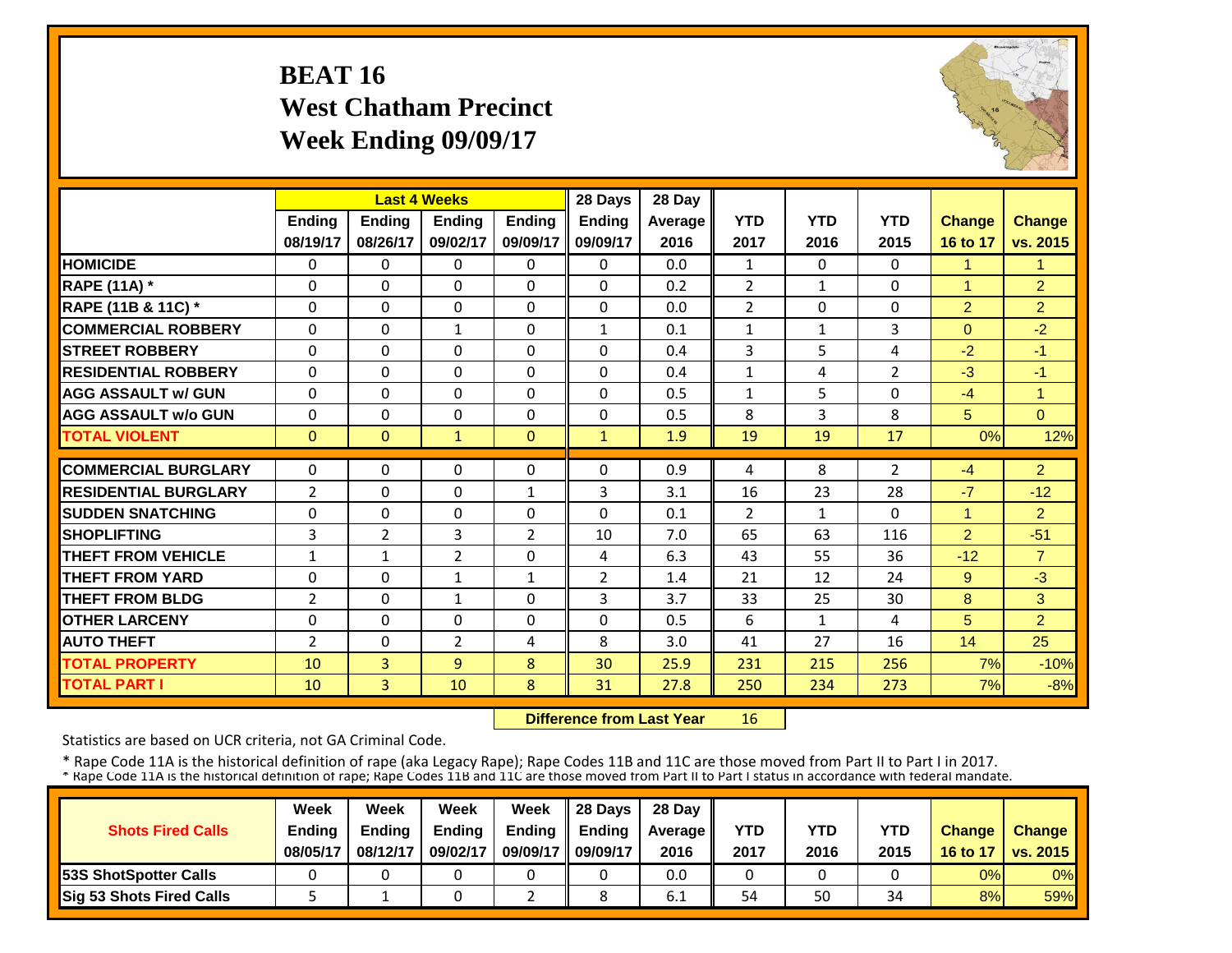# BEAT 16
## West Chatham Precinct
## Week Ending 09/09/17

| | Last 4 Weeks | | | | 28 Days | 28 Day | | | | | |
|---|---|---|---|---|---|---|---|---|---|---|---|
| | Ending 08/19/17 | Ending 08/26/17 | Ending 09/02/17 | Ending 09/09/17 | Ending 09/09/17 | Average 2016 | YTD 2017 | YTD 2016 | YTD 2015 | Change 16 to 17 | Change vs. 2015 |
| HOMICIDE | 0 | 0 | 0 | 0 | 0 | 0.0 | 1 | 0 | 0 | 1 | 1 |
| RAPE (11A) * | 0 | 0 | 0 | 0 | 0 | 0.2 | 2 | 1 | 0 | 1 | 2 |
| RAPE (11B & 11C) * | 0 | 0 | 0 | 0 | 0 | 0.0 | 2 | 0 | 0 | 2 | 2 |
| COMMERCIAL ROBBERY | 0 | 0 | 1 | 0 | 1 | 0.1 | 1 | 1 | 3 | 0 | -2 |
| STREET ROBBERY | 0 | 0 | 0 | 0 | 0 | 0.4 | 3 | 5 | 4 | -2 | -1 |
| RESIDENTIAL ROBBERY | 0 | 0 | 0 | 0 | 0 | 0.4 | 1 | 4 | 2 | -3 | -1 |
| AGG ASSAULT w/ GUN | 0 | 0 | 0 | 0 | 0 | 0.5 | 1 | 5 | 0 | -4 | 1 |
| AGG ASSAULT w/o GUN | 0 | 0 | 0 | 0 | 0 | 0.5 | 8 | 3 | 8 | 5 | 0 |
| TOTAL VIOLENT | 0 | 0 | 1 | 0 | 1 | 1.9 | 19 | 19 | 17 | 0% | 12% |
| COMMERCIAL BURGLARY | 0 | 0 | 0 | 0 | 0 | 0.9 | 4 | 8 | 2 | -4 | 2 |
| RESIDENTIAL BURGLARY | 2 | 0 | 0 | 1 | 3 | 3.1 | 16 | 23 | 28 | -7 | -12 |
| SUDDEN SNATCHING | 0 | 0 | 0 | 0 | 0 | 0.1 | 2 | 1 | 0 | 1 | 2 |
| SHOPLIFTING | 3 | 2 | 3 | 2 | 10 | 7.0 | 65 | 63 | 116 | 2 | -51 |
| THEFT FROM VEHICLE | 1 | 1 | 2 | 0 | 4 | 6.3 | 43 | 55 | 36 | -12 | 7 |
| THEFT FROM YARD | 0 | 0 | 1 | 1 | 2 | 1.4 | 21 | 12 | 24 | 9 | -3 |
| THEFT FROM BLDG | 2 | 0 | 1 | 0 | 3 | 3.7 | 33 | 25 | 30 | 8 | 3 |
| OTHER LARCENY | 0 | 0 | 0 | 0 | 0 | 0.5 | 6 | 1 | 4 | 5 | 2 |
| AUTO THEFT | 2 | 0 | 2 | 4 | 8 | 3.0 | 41 | 27 | 16 | 14 | 25 |
| TOTAL PROPERTY | 10 | 3 | 9 | 8 | 30 | 25.9 | 231 | 215 | 256 | 7% | -10% |
| TOTAL PART I | 10 | 3 | 10 | 8 | 31 | 27.8 | 250 | 234 | 273 | 7% | -8% |

**Difference from Last Year** 16

Statistics are based on UCR criteria, not GA Criminal Code.

* Rape Code 11A is the historical definition of rape (aka Legacy Rape); Rape Codes 11B and 11C are those moved from Part II to Part I in 2017.
* Rape Code 11A is the historical definition of rape; Rape Codes 11B and 11C are those moved from Part II to Part I status in accordance with federal mandate.

| Shots Fired Calls | Week Ending 08/05/17 | Week Ending 08/12/17 | Week Ending 09/02/17 | Week Ending 09/09/17 | 28 Days Ending 09/09/17 | 28 Day Average 2016 | YTD 2017 | YTD 2016 | YTD 2015 | Change 16 to 17 | Change vs. 2015 |
|---|---|---|---|---|---|---|---|---|---|---|---|
| 53S ShotSpotter Calls | 0 | 0 | 0 | 0 | 0 | 0.0 | 0 | 0 | 0 | 0% | 0% |
| Sig 53 Shots Fired Calls | 5 | 1 | 0 | 2 | 8 | 6.1 | 54 | 50 | 34 | 8% | 59% |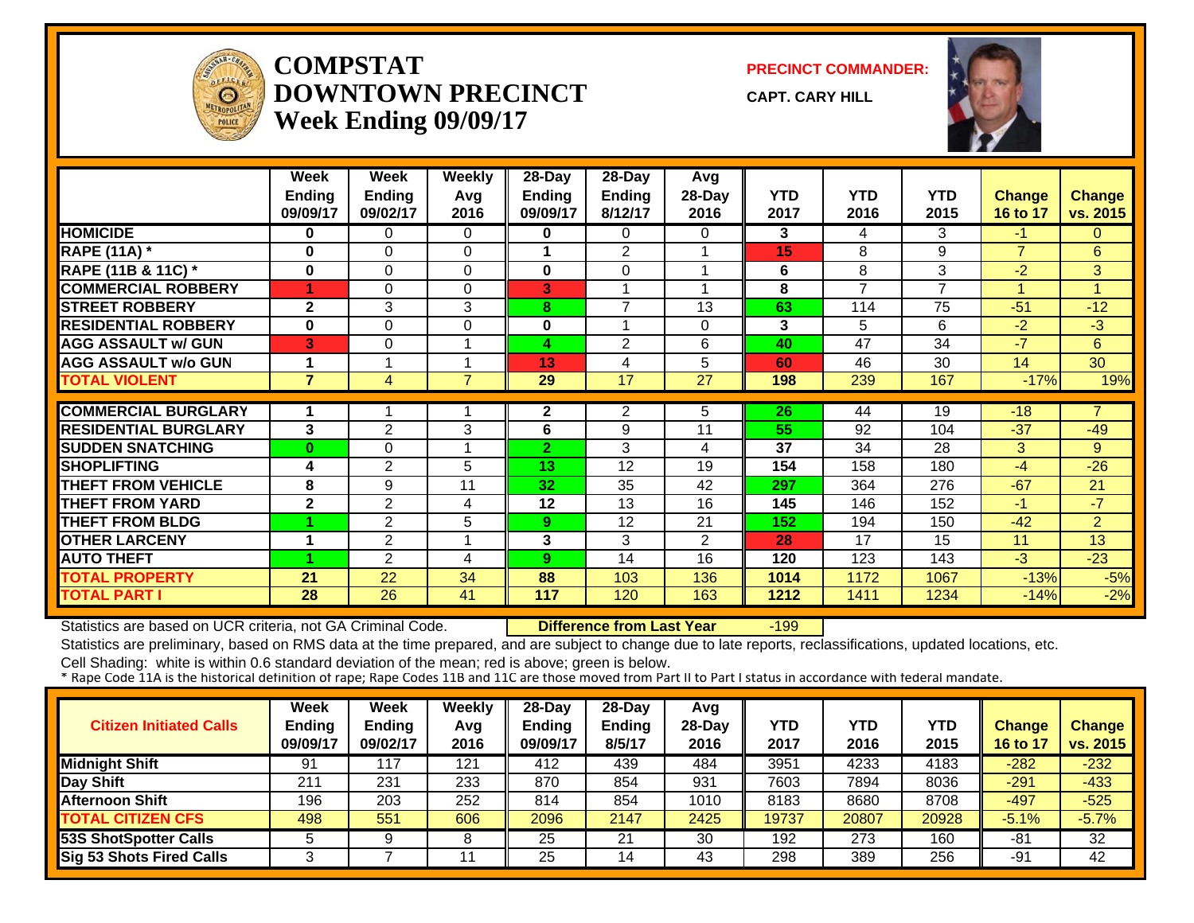# COMPSTAT
# DOWNTOWN PRECINCT
## Week Ending 09/09/17

**PRECINCT COMMANDER:**

**CAPT. CARY HILL**

| | Week Ending 09/09/17 | Week Ending 09/02/17 | Weekly Avg 2016 | 28-Day Ending 09/09/17 | 28-Day Ending 8/12/17 | Avg 28-Day 2016 | YTD 2017 | YTD 2016 | YTD 2015 | Change 16 to 17 | Change vs. 2015 |
|---|---|---|---|---|---|---|---|---|---|---|---|
| HOMICIDE | 0 | 0 | 0 | 0 | 0 | 0 | 3 | 4 | 3 | -1 | 0 |
| RAPE (11A) * | 0 | 0 | 0 | 1 | 2 | 1 | 15 | 8 | 9 | 7 | 6 |
| RAPE (11B & 11C) * | 0 | 0 | 0 | 0 | 0 | 1 | 6 | 8 | 3 | -2 | 3 |
| COMMERCIAL ROBBERY | 1 | 0 | 0 | 3 | 1 | 1 | 8 | 7 | 7 | 1 | 1 |
| STREET ROBBERY | 2 | 3 | 3 | 8 | 7 | 13 | 63 | 114 | 75 | -51 | -12 |
| RESIDENTIAL ROBBERY | 0 | 0 | 0 | 0 | 1 | 0 | 3 | 5 | 6 | -2 | -3 |
| AGG ASSAULT w/ GUN | 3 | 0 | 1 | 4 | 2 | 6 | 40 | 47 | 34 | -7 | 6 |
| AGG ASSAULT w/o GUN | 1 | 1 | 1 | 13 | 4 | 5 | 60 | 46 | 30 | 14 | 30 |
| TOTAL VIOLENT | 7 | 4 | 7 | 29 | 17 | 27 | 198 | 239 | 167 | -17% | 19% |
| COMMERCIAL BURGLARY | 1 | 1 | 1 | 2 | 2 | 5 | 26 | 44 | 19 | -18 | 7 |
| RESIDENTIAL BURGLARY | 3 | 2 | 3 | 6 | 9 | 11 | 55 | 92 | 104 | -37 | -49 |
| SUDDEN SNATCHING | 0 | 0 | 1 | 2 | 3 | 4 | 37 | 34 | 28 | 3 | 9 |
| SHOPLIFTING | 4 | 2 | 5 | 13 | 12 | 19 | 154 | 158 | 180 | -4 | -26 |
| THEFT FROM VEHICLE | 8 | 9 | 11 | 32 | 35 | 42 | 297 | 364 | 276 | -67 | 21 |
| THEFT FROM YARD | 2 | 2 | 4 | 12 | 13 | 16 | 145 | 146 | 152 | -1 | -7 |
| THEFT FROM BLDG | 1 | 2 | 5 | 9 | 12 | 21 | 152 | 194 | 150 | -42 | 2 |
| OTHER LARCENY | 1 | 2 | 1 | 3 | 3 | 2 | 28 | 17 | 15 | 11 | 13 |
| AUTO THEFT | 1 | 2 | 4 | 9 | 14 | 16 | 120 | 123 | 143 | -3 | -23 |
| TOTAL PROPERTY | 21 | 22 | 34 | 88 | 103 | 136 | 1014 | 1172 | 1067 | -13% | -5% |
| TOTAL PART I | 28 | 26 | 41 | 117 | 120 | 163 | 1212 | 1411 | 1234 | -14% | -2% |

Statistics are based on UCR criteria, not GA Criminal Code. **Difference from Last Year** -199

Statistics are preliminary, based on RMS data at the time prepared, and are subject to change due to late reports, reclassifications, updated locations, etc.

Cell Shading: white is within 0.6 standard deviation of the mean; red is above; green is below.

* Rape Code 11A is the historical definition of rape; Rape Codes 11B and 11C are those moved from Part II to Part I status in accordance with federal mandate.

| Citizen Initiated Calls | Week Ending 09/09/17 | Week Ending 09/02/17 | Weekly Avg 2016 | 28-Day Ending 09/09/17 | 28-Day Ending 8/5/17 | Avg 28-Day 2016 | YTD 2017 | YTD 2016 | YTD 2015 | Change 16 to 17 | Change vs. 2015 |
|---|---|---|---|---|---|---|---|---|---|---|---|
| Midnight Shift | 91 | 117 | 121 | 412 | 439 | 484 | 3951 | 4233 | 4183 | -282 | -232 |
| Day Shift | 211 | 231 | 233 | 870 | 854 | 931 | 7603 | 7894 | 8036 | -291 | -433 |
| Afternoon Shift | 196 | 203 | 252 | 814 | 854 | 1010 | 8183 | 8680 | 8708 | -497 | -525 |
| TOTAL CITIZEN CFS | 498 | 551 | 606 | 2096 | 2147 | 2425 | 19737 | 20807 | 20928 | -5.1% | -5.7% |
| 53S ShotSpotter Calls | 5 | 9 | 8 | 25 | 21 | 30 | 192 | 273 | 160 | -81 | 32 |
| Sig 53 Shots Fired Calls | 3 | 7 | 11 | 25 | 14 | 43 | 298 | 389 | 256 | -91 | 42 |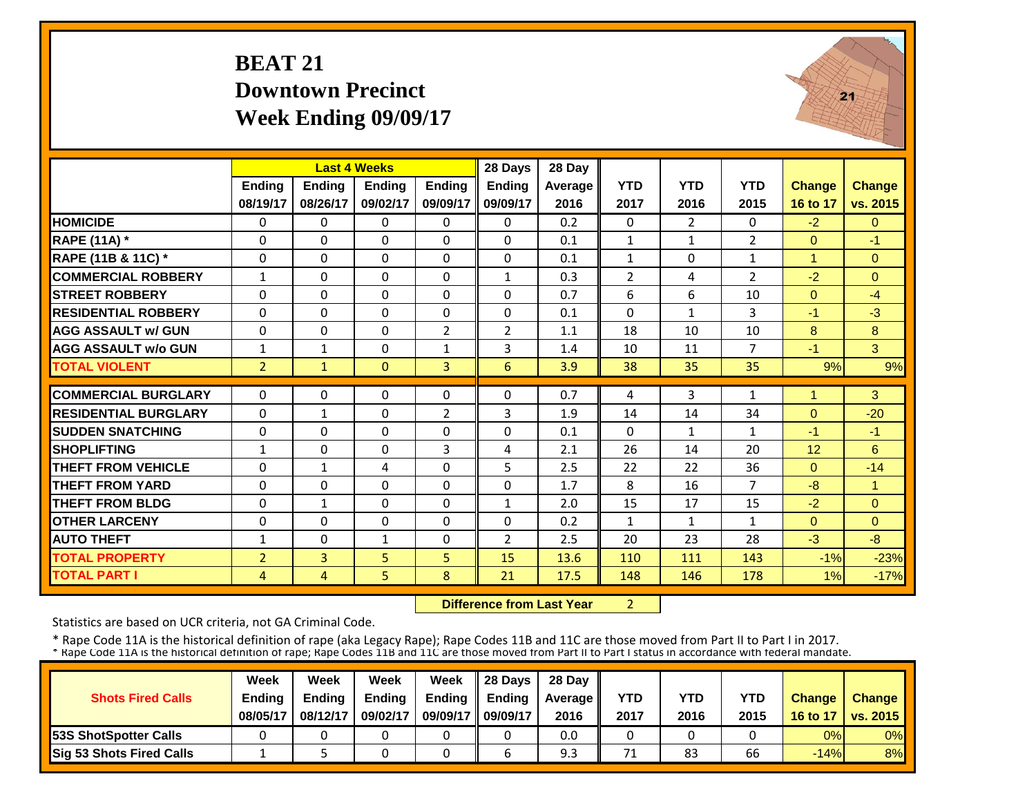# BEAT 21
## Downtown Precinct
## Week Ending 09/09/17

| | Last 4 Weeks | | | | 28 Days | 28 Day | | | | | |
|---|---|---|---|---|---|---|---|---|---|---|---|
| | Ending 08/19/17 | Ending 08/26/17 | Ending 09/02/17 | Ending 09/09/17 | Ending 09/09/17 | Average 2016 | YTD 2017 | YTD 2016 | YTD 2015 | Change 16 to 17 | Change vs. 2015 |
| HOMICIDE | 0 | 0 | 0 | 0 | 0 | 0.2 | 0 | 2 | 0 | -2 | 0 |
| RAPE (11A) * | 0 | 0 | 0 | 0 | 0 | 0.1 | 1 | 1 | 2 | 0 | -1 |
| RAPE (11B & 11C) * | 0 | 0 | 0 | 0 | 0 | 0.1 | 1 | 0 | 1 | 1 | 0 |
| COMMERCIAL ROBBERY | 1 | 0 | 0 | 0 | 1 | 0.3 | 2 | 4 | 2 | -2 | 0 |
| STREET ROBBERY | 0 | 0 | 0 | 0 | 0 | 0.7 | 6 | 6 | 10 | 0 | -4 |
| RESIDENTIAL ROBBERY | 0 | 0 | 0 | 0 | 0 | 0.1 | 0 | 1 | 3 | -1 | -3 |
| AGG ASSAULT w/ GUN | 0 | 0 | 0 | 2 | 2 | 1.1 | 18 | 10 | 10 | 8 | 8 |
| AGG ASSAULT w/o GUN | 1 | 1 | 0 | 1 | 3 | 1.4 | 10 | 11 | 7 | -1 | 3 |
| TOTAL VIOLENT | 2 | 1 | 0 | 3 | 6 | 3.9 | 38 | 35 | 35 | 9% | 9% |
| COMMERCIAL BURGLARY | 0 | 0 | 0 | 0 | 0 | 0.7 | 4 | 3 | 1 | 1 | 3 |
| RESIDENTIAL BURGLARY | 0 | 1 | 0 | 2 | 3 | 1.9 | 14 | 14 | 34 | 0 | -20 |
| SUDDEN SNATCHING | 0 | 0 | 0 | 0 | 0 | 0.1 | 0 | 1 | 1 | -1 | -1 |
| SHOPLIFTING | 1 | 0 | 0 | 3 | 4 | 2.1 | 26 | 14 | 20 | 12 | 6 |
| THEFT FROM VEHICLE | 0 | 1 | 4 | 0 | 5 | 2.5 | 22 | 22 | 36 | 0 | -14 |
| THEFT FROM YARD | 0 | 0 | 0 | 0 | 0 | 1.7 | 8 | 16 | 7 | -8 | 1 |
| THEFT FROM BLDG | 0 | 1 | 0 | 0 | 1 | 2.0 | 15 | 17 | 15 | -2 | 0 |
| OTHER LARCENY | 0 | 0 | 0 | 0 | 0 | 0.2 | 1 | 1 | 1 | 0 | 0 |
| AUTO THEFT | 1 | 0 | 1 | 0 | 2 | 2.5 | 20 | 23 | 28 | -3 | -8 |
| TOTAL PROPERTY | 2 | 3 | 5 | 5 | 15 | 13.6 | 110 | 111 | 143 | -1% | -23% |
| TOTAL PART I | 4 | 4 | 5 | 8 | 21 | 17.5 | 148 | 146 | 178 | 1% | -17% |

**Difference from Last Year** 2

Statistics are based on UCR criteria, not GA Criminal Code.

* Rape Code 11A is the historical definition of rape (aka Legacy Rape); Rape Codes 11B and 11C are those moved from Part II to Part I in 2017.
* Rape Code 11A is the historical definition of rape; Rape Codes 11B and 11C are those moved from Part II to Part I status in accordance with federal mandate.

| Shots Fired Calls | Week Ending 08/05/17 | Week Ending 08/12/17 | Week Ending 09/02/17 | Week Ending 09/09/17 | 28 Days Ending 09/09/17 | 28 Day Average 2016 | YTD 2017 | YTD 2016 | YTD 2015 | Change 16 to 17 | Change vs. 2015 |
|---|---|---|---|---|---|---|---|---|---|---|---|
| 53S ShotSpotter Calls | 0 | 0 | 0 | 0 | 0 | 0.0 | 0 | 0 | 0 | 0% | 0% |
| Sig 53 Shots Fired Calls | 1 | 5 | 0 | 0 | 6 | 9.3 | 71 | 83 | 66 | -14% | 8% |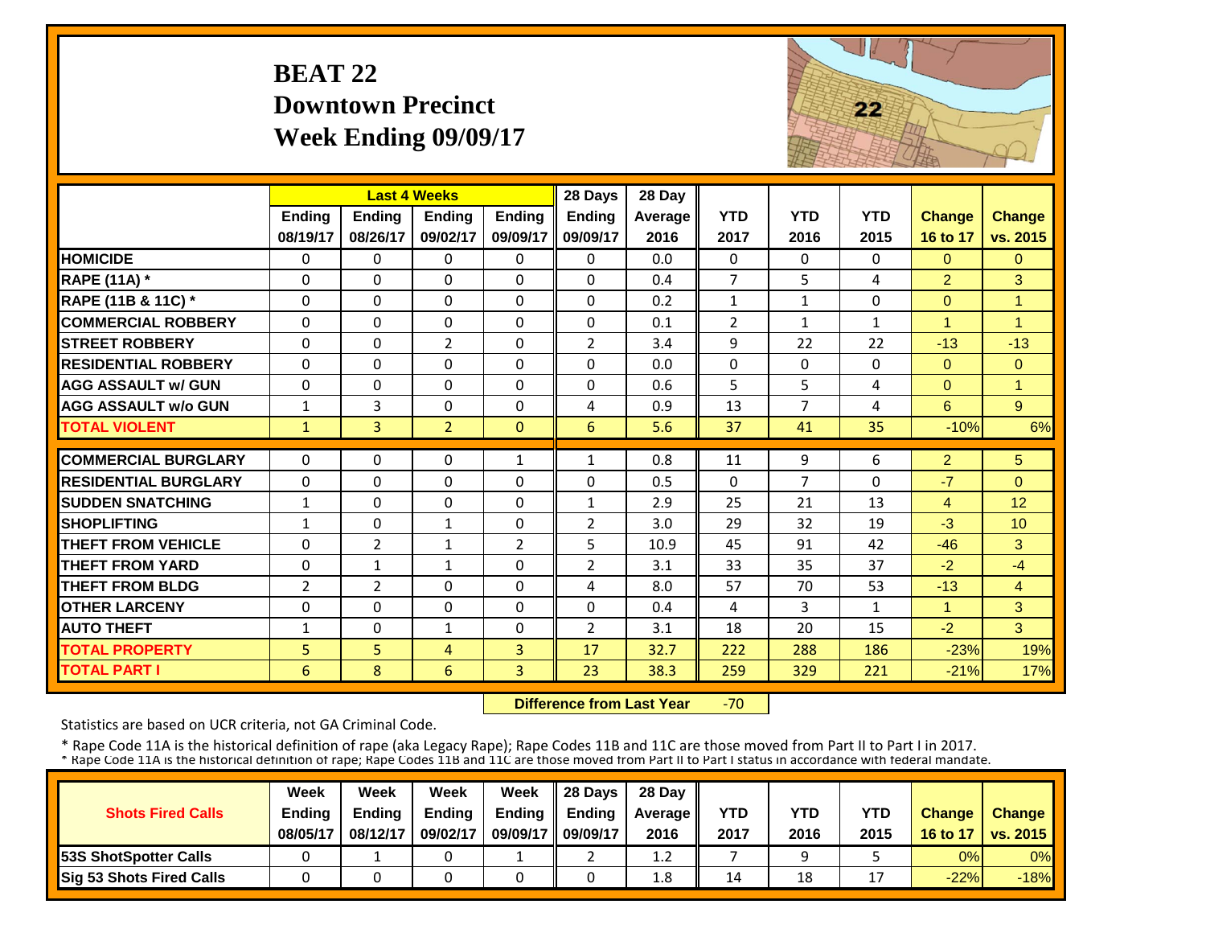# BEAT 22
## Downtown Precinct
## Week Ending 09/09/17

| | Last 4 Weeks | | | | 28 Days | 28 Day | | | | | |
|---|---|---|---|---|---|---|---|---|---|---|---|
| | Ending 08/19/17 | Ending 08/26/17 | Ending 09/02/17 | Ending 09/09/17 | Ending 09/09/17 | Average 2016 | YTD 2017 | YTD 2016 | YTD 2015 | Change 16 to 17 | Change vs. 2015 |
| **HOMICIDE** | 0 | 0 | 0 | 0 | 0 | 0.0 | 0 | 0 | 0 | 0 | 0 |
| **RAPE (11A) *** | 0 | 0 | 0 | 0 | 0 | 0.4 | 7 | 5 | 4 | 2 | 3 |
| **RAPE (11B & 11C) *** | 0 | 0 | 0 | 0 | 0 | 0.2 | 1 | 1 | 0 | 0 | 1 |
| **COMMERCIAL ROBBERY** | 0 | 0 | 0 | 0 | 0 | 0.1 | 2 | 1 | 1 | 1 | 1 |
| **STREET ROBBERY** | 0 | 0 | 2 | 0 | 2 | 3.4 | 9 | 22 | 22 | -13 | -13 |
| **RESIDENTIAL ROBBERY** | 0 | 0 | 0 | 0 | 0 | 0.0 | 0 | 0 | 0 | 0 | 0 |
| **AGG ASSAULT w/ GUN** | 0 | 0 | 0 | 0 | 0 | 0.6 | 5 | 5 | 4 | 0 | 1 |
| **AGG ASSAULT w/o GUN** | 1 | 3 | 0 | 0 | 4 | 0.9 | 13 | 7 | 4 | 6 | 9 |
| **TOTAL VIOLENT** | 1 | 3 | 2 | 0 | 6 | 5.6 | 37 | 41 | 35 | -10% | 6% |
| **COMMERCIAL BURGLARY** | 0 | 0 | 0 | 1 | 1 | 0.8 | 11 | 9 | 6 | 2 | 5 |
| **RESIDENTIAL BURGLARY** | 0 | 0 | 0 | 0 | 0 | 0.5 | 0 | 7 | 0 | -7 | 0 |
| **SUDDEN SNATCHING** | 1 | 0 | 0 | 0 | 1 | 2.9 | 25 | 21 | 13 | 4 | 12 |
| **SHOPLIFTING** | 1 | 0 | 1 | 0 | 2 | 3.0 | 29 | 32 | 19 | -3 | 10 |
| **THEFT FROM VEHICLE** | 0 | 2 | 1 | 2 | 5 | 10.9 | 45 | 91 | 42 | -46 | 3 |
| **THEFT FROM YARD** | 0 | 1 | 1 | 0 | 2 | 3.1 | 33 | 35 | 37 | -2 | -4 |
| **THEFT FROM BLDG** | 2 | 2 | 0 | 0 | 4 | 8.0 | 57 | 70 | 53 | -13 | 4 |
| **OTHER LARCENY** | 0 | 0 | 0 | 0 | 0 | 0.4 | 4 | 3 | 1 | 1 | 3 |
| **AUTO THEFT** | 1 | 0 | 1 | 0 | 2 | 3.1 | 18 | 20 | 15 | -2 | 3 |
| **TOTAL PROPERTY** | 5 | 5 | 4 | 3 | 17 | 32.7 | 222 | 288 | 186 | -23% | 19% |
| **TOTAL PART I** | 6 | 8 | 6 | 3 | 23 | 38.3 | 259 | 329 | 221 | -21% | 17% |

**Difference from Last Year** -70

Statistics are based on UCR criteria, not GA Criminal Code.

* Rape Code 11A is the historical definition of rape (aka Legacy Rape); Rape Codes 11B and 11C are those moved from Part II to Part I in 2017.
* Rape Code 11A is the historical definition of rape; Rape Codes 11B and 11C are those moved from Part II to Part I status in accordance with federal mandate.

| Shots Fired Calls | Week Ending 08/05/17 | Week Ending 08/12/17 | Week Ending 09/02/17 | Week Ending 09/09/17 | 28 Days Ending 09/09/17 | 28 Day Average 2016 | YTD 2017 | YTD 2016 | YTD 2015 | Change 16 to 17 | Change vs. 2015 |
|---|---|---|---|---|---|---|---|---|---|---|---|
| **53S ShotSpotter Calls** | 0 | 1 | 0 | 1 | 2 | 1.2 | 7 | 9 | 5 | 0% | 0% |
| **Sig 53 Shots Fired Calls** | 0 | 0 | 0 | 0 | 0 | 1.8 | 14 | 18 | 17 | -22% | -18% |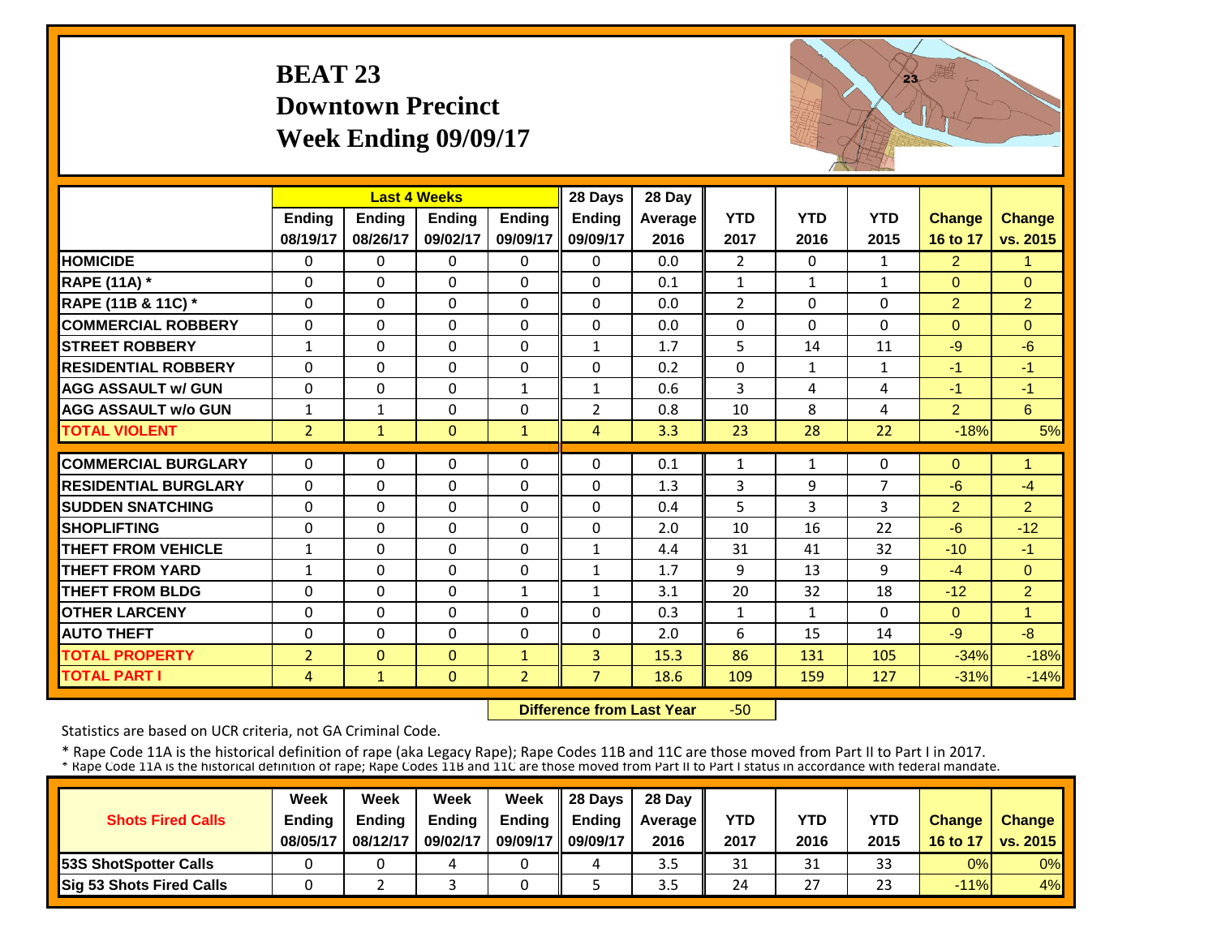# BEAT 23
## Downtown Precinct
## Week Ending 09/09/17

| | Last 4 Weeks | | | | 28 Days | 28 Day | | | | | |
|---|---|---|---|---|---|---|---|---|---|---|---|
| | Ending 08/19/17 | Ending 08/26/17 | Ending 09/02/17 | Ending 09/09/17 | Ending 09/09/17 | Average 2016 | YTD 2017 | YTD 2016 | YTD 2015 | Change 16 to 17 | Change vs. 2015 |
| **HOMICIDE** | 0 | 0 | 0 | 0 | 0 | 0.0 | 2 | 0 | 1 | 2 | 1 |
| **RAPE (11A) *** | 0 | 0 | 0 | 0 | 0 | 0.1 | 1 | 1 | 1 | 0 | 0 |
| **RAPE (11B & 11C) *** | 0 | 0 | 0 | 0 | 0 | 0.0 | 2 | 0 | 0 | 2 | 2 |
| **COMMERCIAL ROBBERY** | 0 | 0 | 0 | 0 | 0 | 0.0 | 0 | 0 | 0 | 0 | 0 |
| **STREET ROBBERY** | 1 | 0 | 0 | 0 | 1 | 1.7 | 5 | 14 | 11 | -9 | -6 |
| **RESIDENTIAL ROBBERY** | 0 | 0 | 0 | 0 | 0 | 0.2 | 0 | 1 | 1 | -1 | -1 |
| **AGG ASSAULT w/ GUN** | 0 | 0 | 0 | 1 | 1 | 0.6 | 3 | 4 | 4 | -1 | -1 |
| **AGG ASSAULT w/o GUN** | 1 | 1 | 0 | 0 | 2 | 0.8 | 10 | 8 | 4 | 2 | 6 |
| **TOTAL VIOLENT** | 2 | 1 | 0 | 1 | 4 | 3.3 | 23 | 28 | 22 | -18% | 5% |
| **COMMERCIAL BURGLARY** | 0 | 0 | 0 | 0 | 0 | 0.1 | 1 | 1 | 0 | 0 | 1 |
| **RESIDENTIAL BURGLARY** | 0 | 0 | 0 | 0 | 0 | 1.3 | 3 | 9 | 7 | -6 | -4 |
| **SUDDEN SNATCHING** | 0 | 0 | 0 | 0 | 0 | 0.4 | 5 | 3 | 3 | 2 | 2 |
| **SHOPLIFTING** | 0 | 0 | 0 | 0 | 0 | 2.0 | 10 | 16 | 22 | -6 | -12 |
| **THEFT FROM VEHICLE** | 1 | 0 | 0 | 0 | 1 | 4.4 | 31 | 41 | 32 | -10 | -1 |
| **THEFT FROM YARD** | 1 | 0 | 0 | 0 | 1 | 1.7 | 9 | 13 | 9 | -4 | 0 |
| **THEFT FROM BLDG** | 0 | 0 | 0 | 1 | 1 | 3.1 | 20 | 32 | 18 | -12 | 2 |
| **OTHER LARCENY** | 0 | 0 | 0 | 0 | 0 | 0.3 | 1 | 1 | 0 | 0 | 1 |
| **AUTO THEFT** | 0 | 0 | 0 | 0 | 0 | 2.0 | 6 | 15 | 14 | -9 | -8 |
| **TOTAL PROPERTY** | 2 | 0 | 0 | 1 | 3 | 15.3 | 86 | 131 | 105 | -34% | -18% |
| **TOTAL PART I** | 4 | 1 | 0 | 2 | 7 | 18.6 | 109 | 159 | 127 | -31% | -14% |

**Difference from Last Year** -50

Statistics are based on UCR criteria, not GA Criminal Code.

* Rape Code 11A is the historical definition of rape (aka Legacy Rape); Rape Codes 11B and 11C are those moved from Part II to Part I in 2017.
* Rape Code 11A is the historical definition of rape; Rape Codes 11B and 11C are those moved from Part II to Part I status in accordance with federal mandate.

| Shots Fired Calls | Week Ending 08/05/17 | Week Ending 08/12/17 | Week Ending 09/02/17 | Week Ending 09/09/17 | 28 Days Ending 09/09/17 | 28 Day Average 2016 | YTD 2017 | YTD 2016 | YTD 2015 | Change 16 to 17 | Change vs. 2015 |
|---|---|---|---|---|---|---|---|---|---|---|---|
| **53S ShotSpotter Calls** | 0 | 0 | 4 | 0 | 4 | 3.5 | 31 | 31 | 33 | 0% | 0% |
| **Sig 53 Shots Fired Calls** | 0 | 2 | 3 | 0 | 5 | 3.5 | 24 | 27 | 23 | -11% | 4% |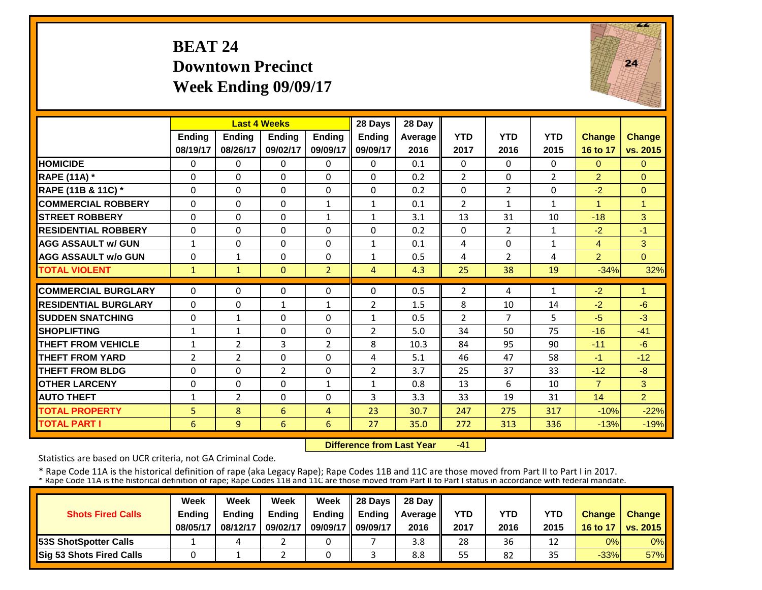# BEAT 24
## Downtown Precinct
## Week Ending 09/09/17

| | Last 4 Weeks | | | | 28 Days | 28 Day | | | | | |
|---|---|---|---|---|---|---|---|---|---|---|---|
| | Ending 08/19/17 | Ending 08/26/17 | Ending 09/02/17 | Ending 09/09/17 | Ending 09/09/17 | Average 2016 | YTD 2017 | YTD 2016 | YTD 2015 | Change 16 to 17 | Change vs. 2015 |
| HOMICIDE | 0 | 0 | 0 | 0 | 0 | 0.1 | 0 | 0 | 0 | 0 | 0 |
| RAPE (11A) * | 0 | 0 | 0 | 0 | 0 | 0.2 | 2 | 0 | 2 | 2 | 0 |
| RAPE (11B & 11C) * | 0 | 0 | 0 | 0 | 0 | 0.2 | 0 | 2 | 0 | -2 | 0 |
| COMMERCIAL ROBBERY | 0 | 0 | 0 | 1 | 1 | 0.1 | 2 | 1 | 1 | 1 | 1 |
| STREET ROBBERY | 0 | 0 | 0 | 1 | 1 | 3.1 | 13 | 31 | 10 | -18 | 3 |
| RESIDENTIAL ROBBERY | 0 | 0 | 0 | 0 | 0 | 0.2 | 0 | 2 | 1 | -2 | -1 |
| AGG ASSAULT w/ GUN | 1 | 0 | 0 | 0 | 1 | 0.1 | 4 | 0 | 1 | 4 | 3 |
| AGG ASSAULT w/o GUN | 0 | 1 | 0 | 0 | 1 | 0.5 | 4 | 2 | 4 | 2 | 0 |
| TOTAL VIOLENT | 1 | 1 | 0 | 2 | 4 | 4.3 | 25 | 38 | 19 | -34% | 32% |
| COMMERCIAL BURGLARY | 0 | 0 | 0 | 0 | 0 | 0.5 | 2 | 4 | 1 | -2 | 1 |
| RESIDENTIAL BURGLARY | 0 | 0 | 1 | 1 | 2 | 1.5 | 8 | 10 | 14 | -2 | -6 |
| SUDDEN SNATCHING | 0 | 1 | 0 | 0 | 1 | 0.5 | 2 | 7 | 5 | -5 | -3 |
| SHOPLIFTING | 1 | 1 | 0 | 0 | 2 | 5.0 | 34 | 50 | 75 | -16 | -41 |
| THEFT FROM VEHICLE | 1 | 2 | 3 | 2 | 8 | 10.3 | 84 | 95 | 90 | -11 | -6 |
| THEFT FROM YARD | 2 | 2 | 0 | 0 | 4 | 5.1 | 46 | 47 | 58 | -1 | -12 |
| THEFT FROM BLDG | 0 | 0 | 2 | 0 | 2 | 3.7 | 25 | 37 | 33 | -12 | -8 |
| OTHER LARCENY | 0 | 0 | 0 | 1 | 1 | 0.8 | 13 | 6 | 10 | 7 | 3 |
| AUTO THEFT | 1 | 2 | 0 | 0 | 3 | 3.3 | 33 | 19 | 31 | 14 | 2 |
| TOTAL PROPERTY | 5 | 8 | 6 | 4 | 23 | 30.7 | 247 | 275 | 317 | -10% | -22% |
| TOTAL PART I | 6 | 9 | 6 | 6 | 27 | 35.0 | 272 | 313 | 336 | -13% | -19% |

**Difference from Last Year** -41

Statistics are based on UCR criteria, not GA Criminal Code.

* Rape Code 11A is the historical definition of rape (aka Legacy Rape); Rape Codes 11B and 11C are those moved from Part II to Part I in 2017.
* Rape Code 11A is the historical definition of rape; Rape Codes 11B and 11C are those moved from Part II to Part I status in accordance with federal mandate.

| Shots Fired Calls | Week Ending 08/05/17 | Week Ending 08/12/17 | Week Ending 09/02/17 | Week Ending 09/09/17 | 28 Days Ending 09/09/17 | 28 Day Average 2016 | YTD 2017 | YTD 2016 | YTD 2015 | Change 16 to 17 | Change vs. 2015 |
|---|---|---|---|---|---|---|---|---|---|---|---|
| 53S ShotSpotter Calls | 1 | 4 | 2 | 0 | 7 | 3.8 | 28 | 36 | 12 | 0% | 0% |
| Sig 53 Shots Fired Calls | 0 | 1 | 2 | 0 | 3 | 8.8 | 55 | 82 | 35 | -33% | 57% |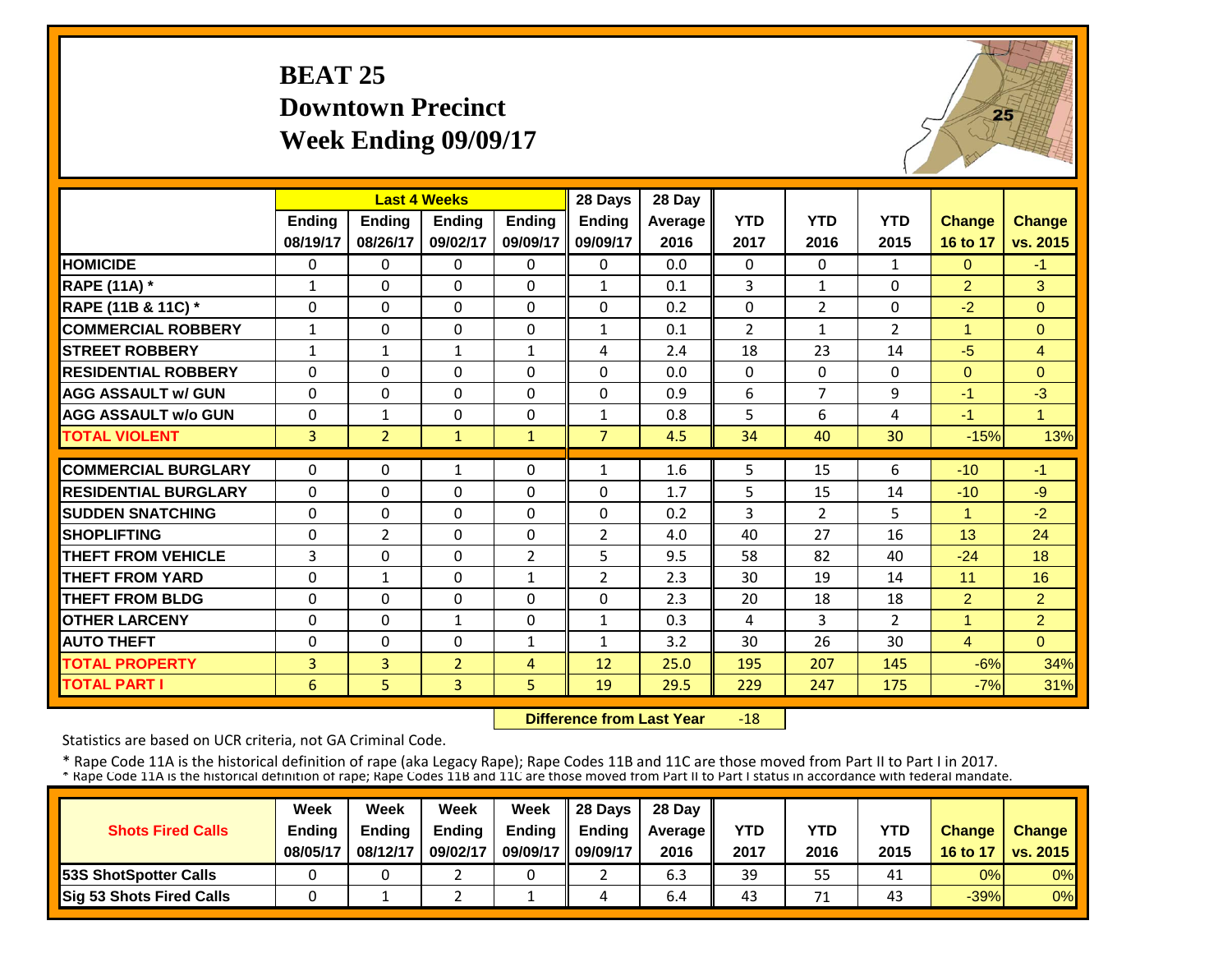# BEAT 25
## Downtown Precinct
## Week Ending 09/09/17

| | Last 4 Weeks | | | | 28 Days | 28 Day | | | | | |
|---|---|---|---|---|---|---|---|---|---|---|---|
| | Ending 08/19/17 | Ending 08/26/17 | Ending 09/02/17 | Ending 09/09/17 | Ending 09/09/17 | Average 2016 | YTD 2017 | YTD 2016 | YTD 2015 | Change 16 to 17 | Change vs. 2015 |
| **HOMICIDE** | 0 | 0 | 0 | 0 | 0 | 0.0 | 0 | 0 | 1 | 0 | -1 |
| **RAPE (11A) *** | 1 | 0 | 0 | 0 | 1 | 0.1 | 3 | 1 | 0 | 2 | 3 |
| **RAPE (11B & 11C) *** | 0 | 0 | 0 | 0 | 0 | 0.2 | 0 | 2 | 0 | -2 | 0 |
| **COMMERCIAL ROBBERY** | 1 | 0 | 0 | 0 | 1 | 0.1 | 2 | 1 | 2 | 1 | 0 |
| **STREET ROBBERY** | 1 | 1 | 1 | 1 | 4 | 2.4 | 18 | 23 | 14 | -5 | 4 |
| **RESIDENTIAL ROBBERY** | 0 | 0 | 0 | 0 | 0 | 0.0 | 0 | 0 | 0 | 0 | 0 |
| **AGG ASSAULT w/ GUN** | 0 | 0 | 0 | 0 | 0 | 0.9 | 6 | 7 | 9 | -1 | -3 |
| **AGG ASSAULT w/o GUN** | 0 | 1 | 0 | 0 | 1 | 0.8 | 5 | 6 | 4 | -1 | 1 |
| **TOTAL VIOLENT** | 3 | 2 | 1 | 1 | 7 | 4.5 | 34 | 40 | 30 | -15% | 13% |
| **COMMERCIAL BURGLARY** | 0 | 0 | 1 | 0 | 1 | 1.6 | 5 | 15 | 6 | -10 | -1 |
| **RESIDENTIAL BURGLARY** | 0 | 0 | 0 | 0 | 0 | 1.7 | 5 | 15 | 14 | -10 | -9 |
| **SUDDEN SNATCHING** | 0 | 0 | 0 | 0 | 0 | 0.2 | 3 | 2 | 5 | 1 | -2 |
| **SHOPLIFTING** | 0 | 2 | 0 | 0 | 2 | 4.0 | 40 | 27 | 16 | 13 | 24 |
| **THEFT FROM VEHICLE** | 3 | 0 | 0 | 2 | 5 | 9.5 | 58 | 82 | 40 | -24 | 18 |
| **THEFT FROM YARD** | 0 | 1 | 0 | 1 | 2 | 2.3 | 30 | 19 | 14 | 11 | 16 |
| **THEFT FROM BLDG** | 0 | 0 | 0 | 0 | 0 | 2.3 | 20 | 18 | 18 | 2 | 2 |
| **OTHER LARCENY** | 0 | 0 | 1 | 0 | 1 | 0.3 | 4 | 3 | 2 | 1 | 2 |
| **AUTO THEFT** | 0 | 0 | 0 | 1 | 1 | 3.2 | 30 | 26 | 30 | 4 | 0 |
| **TOTAL PROPERTY** | 3 | 3 | 2 | 4 | 12 | 25.0 | 195 | 207 | 145 | -6% | 34% |
| **TOTAL PART I** | 6 | 5 | 3 | 5 | 19 | 29.5 | 229 | 247 | 175 | -7% | 31% |

**Difference from Last Year** -18

Statistics are based on UCR criteria, not GA Criminal Code.

* Rape Code 11A is the historical definition of rape (aka Legacy Rape); Rape Codes 11B and 11C are those moved from Part II to Part I in 2017.
* Rape Code 11A is the historical definition of rape; Rape Codes 11B and 11C are those moved from Part II to Part I status in accordance with federal mandate.

| Shots Fired Calls | Week Ending 08/05/17 | Week Ending 08/12/17 | Week Ending 09/02/17 | Week Ending 09/09/17 | 28 Days Ending 09/09/17 | 28 Day Average 2016 | YTD 2017 | YTD 2016 | YTD 2015 | Change 16 to 17 | Change vs. 2015 |
|---|---|---|---|---|---|---|---|---|---|---|---|
| **53S ShotSpotter Calls** | 0 | 0 | 2 | 0 | 2 | 6.3 | 39 | 55 | 41 | 0% | 0% |
| **Sig 53 Shots Fired Calls** | 0 | 1 | 2 | 1 | 4 | 6.4 | 43 | 71 | 43 | -39% | 0% |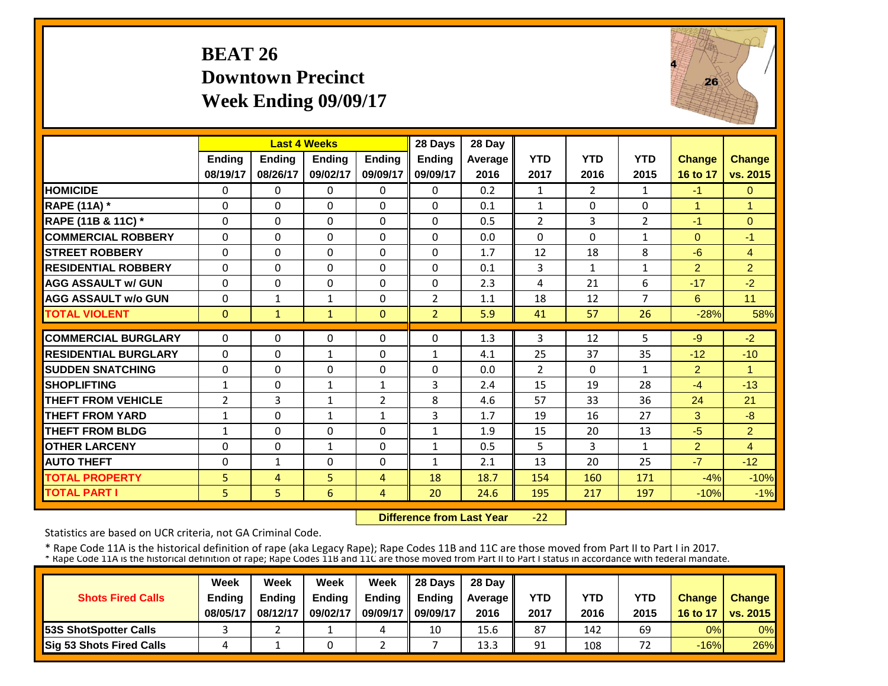# BEAT 26
## Downtown Precinct
## Week Ending 09/09/17

| | Last 4 Weeks | | | | 28 Days | 28 Day | | | | | |
|---|---|---|---|---|---|---|---|---|---|---|---|
| | Ending 08/19/17 | Ending 08/26/17 | Ending 09/02/17 | Ending 09/09/17 | Ending 09/09/17 | Average 2016 | YTD 2017 | YTD 2016 | YTD 2015 | Change 16 to 17 | Change vs. 2015 |
| HOMICIDE | 0 | 0 | 0 | 0 | 0 | 0.2 | 1 | 2 | 1 | -1 | 0 |
| RAPE (11A) * | 0 | 0 | 0 | 0 | 0 | 0.1 | 1 | 0 | 0 | 1 | 1 |
| RAPE (11B & 11C) * | 0 | 0 | 0 | 0 | 0 | 0.5 | 2 | 3 | 2 | -1 | 0 |
| COMMERCIAL ROBBERY | 0 | 0 | 0 | 0 | 0 | 0.0 | 0 | 0 | 1 | 0 | -1 |
| STREET ROBBERY | 0 | 0 | 0 | 0 | 0 | 1.7 | 12 | 18 | 8 | -6 | 4 |
| RESIDENTIAL ROBBERY | 0 | 0 | 0 | 0 | 0 | 0.1 | 3 | 1 | 1 | 2 | 2 |
| AGG ASSAULT w/ GUN | 0 | 0 | 0 | 0 | 0 | 2.3 | 4 | 21 | 6 | -17 | -2 |
| AGG ASSAULT w/o GUN | 0 | 1 | 1 | 0 | 2 | 1.1 | 18 | 12 | 7 | 6 | 11 |
| TOTAL VIOLENT | 0 | 1 | 1 | 0 | 2 | 5.9 | 41 | 57 | 26 | -28% | 58% |
| COMMERCIAL BURGLARY | 0 | 0 | 0 | 0 | 0 | 1.3 | 3 | 12 | 5 | -9 | -2 |
| RESIDENTIAL BURGLARY | 0 | 0 | 1 | 0 | 1 | 4.1 | 25 | 37 | 35 | -12 | -10 |
| SUDDEN SNATCHING | 0 | 0 | 0 | 0 | 0 | 0.0 | 2 | 0 | 1 | 2 | 1 |
| SHOPLIFTING | 1 | 0 | 1 | 1 | 3 | 2.4 | 15 | 19 | 28 | -4 | -13 |
| THEFT FROM VEHICLE | 2 | 3 | 1 | 2 | 8 | 4.6 | 57 | 33 | 36 | 24 | 21 |
| THEFT FROM YARD | 1 | 0 | 1 | 1 | 3 | 1.7 | 19 | 16 | 27 | 3 | -8 |
| THEFT FROM BLDG | 1 | 0 | 0 | 0 | 1 | 1.9 | 15 | 20 | 13 | -5 | 2 |
| OTHER LARCENY | 0 | 0 | 1 | 0 | 1 | 0.5 | 5 | 3 | 1 | 2 | 4 |
| AUTO THEFT | 0 | 1 | 0 | 0 | 1 | 2.1 | 13 | 20 | 25 | -7 | -12 |
| TOTAL PROPERTY | 5 | 4 | 5 | 4 | 18 | 18.7 | 154 | 160 | 171 | -4% | -10% |
| TOTAL PART I | 5 | 5 | 6 | 4 | 20 | 24.6 | 195 | 217 | 197 | -10% | -1% |

**Difference from Last Year** -22

Statistics are based on UCR criteria, not GA Criminal Code.

* Rape Code 11A is the historical definition of rape (aka Legacy Rape); Rape Codes 11B and 11C are those moved from Part II to Part I in 2017.
* Rape Code 11A is the historical definition of rape; Rape Codes 11B and 11C are those moved from Part II to Part I status in accordance with federal mandate.

| Shots Fired Calls | Week Ending 08/05/17 | Week Ending 08/12/17 | Week Ending 09/02/17 | Week Ending 09/09/17 | 28 Days Ending 09/09/17 | 28 Day Average 2016 | YTD 2017 | YTD 2016 | YTD 2015 | Change 16 to 17 | Change vs. 2015 |
|---|---|---|---|---|---|---|---|---|---|---|---|
| 53S ShotSpotter Calls | 3 | 2 | 1 | 4 | 10 | 15.6 | 87 | 142 | 69 | 0% | 0% |
| Sig 53 Shots Fired Calls | 4 | 1 | 0 | 2 | 7 | 13.3 | 91 | 108 | 72 | -16% | 26% |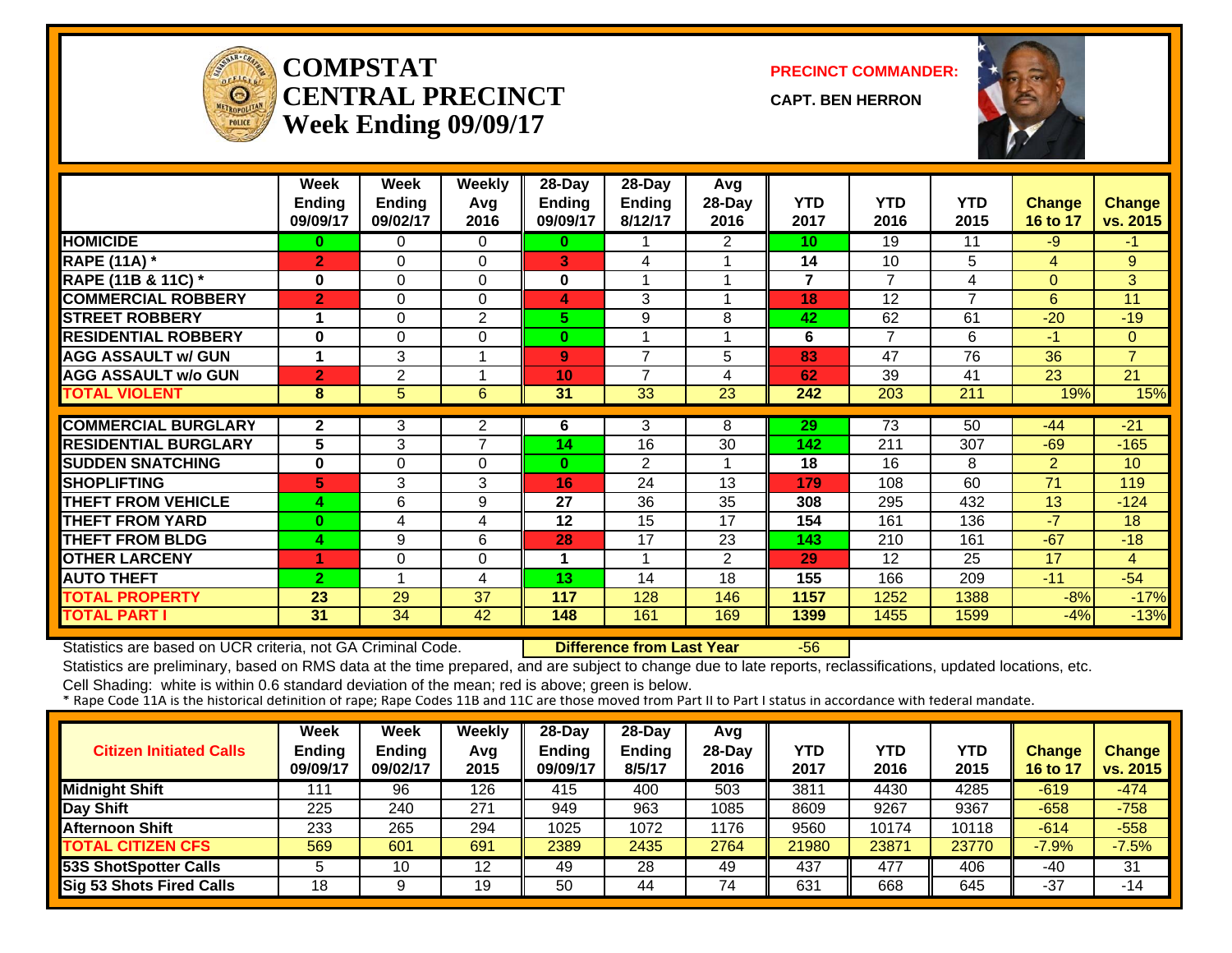# COMPSTAT CENTRAL PRECINCT
## Week Ending 09/09/17

**PRECINCT COMMANDER:**

**CAPT. BEN HERRON**

| | Week Ending 09/09/17 | Week Ending 09/02/17 | Weekly Avg 2016 | 28-Day Ending 09/09/17 | 28-Day Ending 8/12/17 | Avg 28-Day 2016 | YTD 2017 | YTD 2016 | YTD 2015 | Change 16 to 17 | Change vs. 2015 |
|---|---|---|---|---|---|---|---|---|---|---|---|
| HOMICIDE | 0 | 0 | 0 | 0 | 1 | 2 | 10 | 19 | 11 | -9 | -1 |
| RAPE (11A) * | 2 | 0 | 0 | 3 | 4 | 1 | 14 | 10 | 5 | 4 | 9 |
| RAPE (11B & 11C) * | 0 | 0 | 0 | 0 | 1 | 1 | 7 | 7 | 4 | 0 | 3 |
| COMMERCIAL ROBBERY | 2 | 0 | 0 | 4 | 3 | 1 | 18 | 12 | 7 | 6 | 11 |
| STREET ROBBERY | 1 | 0 | 2 | 5 | 9 | 8 | 42 | 62 | 61 | -20 | -19 |
| RESIDENTIAL ROBBERY | 0 | 0 | 0 | 0 | 1 | 1 | 6 | 7 | 6 | -1 | 0 |
| AGG ASSAULT w/ GUN | 1 | 3 | 1 | 9 | 7 | 5 | 83 | 47 | 76 | 36 | 7 |
| AGG ASSAULT w/o GUN | 2 | 2 | 1 | 10 | 7 | 4 | 62 | 39 | 41 | 23 | 21 |
| TOTAL VIOLENT | 8 | 5 | 6 | 31 | 33 | 23 | 242 | 203 | 211 | 19% | 15% |
| COMMERCIAL BURGLARY | 2 | 3 | 2 | 6 | 3 | 8 | 29 | 73 | 50 | -44 | -21 |
| RESIDENTIAL BURGLARY | 5 | 3 | 7 | 14 | 16 | 30 | 142 | 211 | 307 | -69 | -165 |
| SUDDEN SNATCHING | 0 | 0 | 0 | 0 | 2 | 1 | 18 | 16 | 8 | 2 | 10 |
| SHOPLIFTING | 5 | 3 | 3 | 16 | 24 | 13 | 179 | 108 | 60 | 71 | 119 |
| THEFT FROM VEHICLE | 4 | 6 | 9 | 27 | 36 | 35 | 308 | 295 | 432 | 13 | -124 |
| THEFT FROM YARD | 0 | 4 | 4 | 12 | 15 | 17 | 154 | 161 | 136 | -7 | 18 |
| THEFT FROM BLDG | 4 | 9 | 6 | 28 | 17 | 23 | 143 | 210 | 161 | -67 | -18 |
| OTHER LARCENY | 1 | 0 | 0 | 1 | 1 | 2 | 29 | 12 | 25 | 17 | 4 |
| AUTO THEFT | 2 | 1 | 4 | 13 | 14 | 18 | 155 | 166 | 209 | -11 | -54 |
| TOTAL PROPERTY | 23 | 29 | 37 | 117 | 128 | 146 | 1157 | 1252 | 1388 | -8% | -17% |
| TOTAL PART I | 31 | 34 | 42 | 148 | 161 | 169 | 1399 | 1455 | 1599 | -4% | -13% |

Statistics are based on UCR criteria, not GA Criminal Code. **Difference from Last Year** -56

Statistics are preliminary, based on RMS data at the time prepared, and are subject to change due to late reports, reclassifications, updated locations, etc.

Cell Shading: white is within 0.6 standard deviation of the mean; red is above; green is below.

* Rape Code 11A is the historical definition of rape; Rape Codes 11B and 11C are those moved from Part II to Part I status in accordance with federal mandate.

| Citizen Initiated Calls | Week Ending 09/09/17 | Week Ending 09/02/17 | Weekly Avg 2015 | 28-Day Ending 09/09/17 | 28-Day Ending 8/5/17 | Avg 28-Day 2016 | YTD 2017 | YTD 2016 | YTD 2015 | Change 16 to 17 | Change vs. 2015 |
|---|---|---|---|---|---|---|---|---|---|---|---|
| Midnight Shift | 111 | 96 | 126 | 415 | 400 | 503 | 3811 | 4430 | 4285 | -619 | -474 |
| Day Shift | 225 | 240 | 271 | 949 | 963 | 1085 | 8609 | 9267 | 9367 | -658 | -758 |
| Afternoon Shift | 233 | 265 | 294 | 1025 | 1072 | 1176 | 9560 | 10174 | 10118 | -614 | -558 |
| TOTAL CITIZEN CFS | 569 | 601 | 691 | 2389 | 2435 | 2764 | 21980 | 23871 | 23770 | -7.9% | -7.5% |
| 53S ShotSpotter Calls | 5 | 10 | 12 | 49 | 28 | 49 | 437 | 477 | 406 | -40 | 31 |
| Sig 53 Shots Fired Calls | 18 | 9 | 19 | 50 | 44 | 74 | 631 | 668 | 645 | -37 | -14 |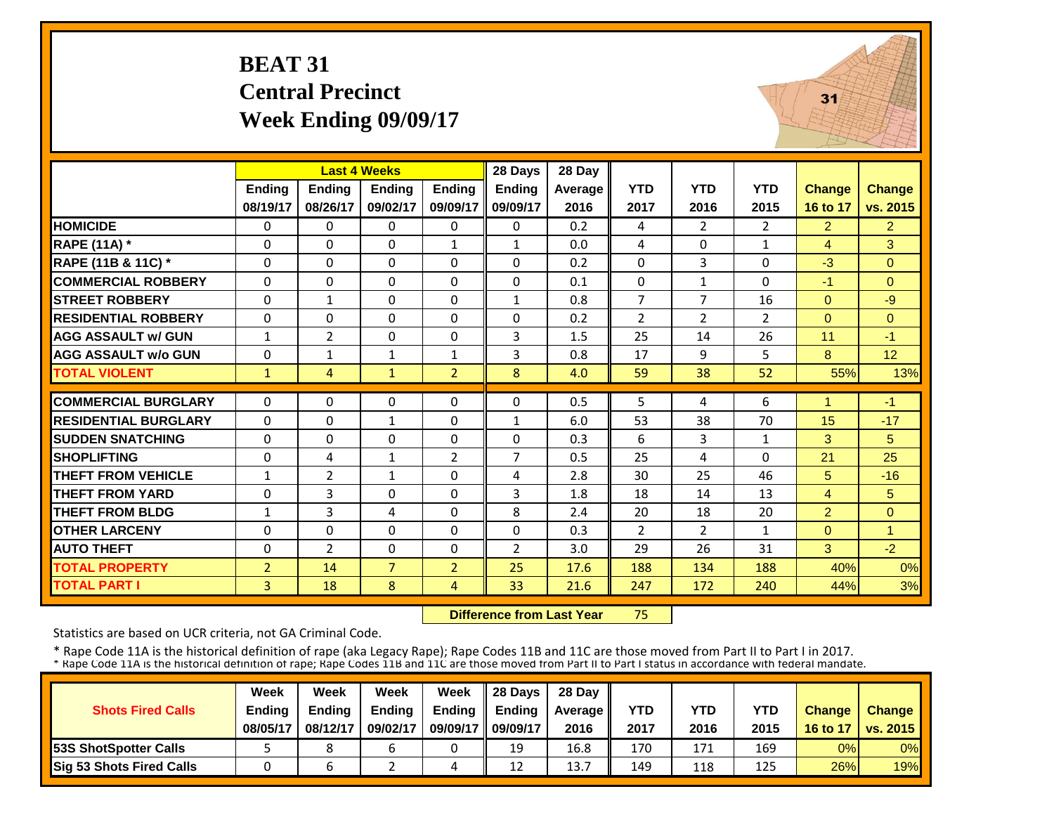# BEAT 31
## Central Precinct
## Week Ending 09/09/17

| | Last 4 Weeks | | | | 28 Days | 28 Day | | | | | |
|---|---|---|---|---|---|---|---|---|---|---|---|
| | Ending 08/19/17 | Ending 08/26/17 | Ending 09/02/17 | Ending 09/09/17 | Ending 09/09/17 | Average 2016 | YTD 2017 | YTD 2016 | YTD 2015 | Change 16 to 17 | Change vs. 2015 |
| HOMICIDE | 0 | 0 | 0 | 0 | 0 | 0.2 | 4 | 2 | 2 | 2 | 2 |
| RAPE (11A) * | 0 | 0 | 0 | 1 | 1 | 0.0 | 4 | 0 | 1 | 4 | 3 |
| RAPE (11B & 11C) * | 0 | 0 | 0 | 0 | 0 | 0.2 | 0 | 3 | 0 | -3 | 0 |
| COMMERCIAL ROBBERY | 0 | 0 | 0 | 0 | 0 | 0.1 | 0 | 1 | 0 | -1 | 0 |
| STREET ROBBERY | 0 | 1 | 0 | 0 | 1 | 0.8 | 7 | 7 | 16 | 0 | -9 |
| RESIDENTIAL ROBBERY | 0 | 0 | 0 | 0 | 0 | 0.2 | 2 | 2 | 2 | 0 | 0 |
| AGG ASSAULT w/ GUN | 1 | 2 | 0 | 0 | 3 | 1.5 | 25 | 14 | 26 | 11 | -1 |
| AGG ASSAULT w/o GUN | 0 | 1 | 1 | 1 | 3 | 0.8 | 17 | 9 | 5 | 8 | 12 |
| TOTAL VIOLENT | 1 | 4 | 1 | 2 | 8 | 4.0 | 59 | 38 | 52 | 55% | 13% |
| COMMERCIAL BURGLARY | 0 | 0 | 0 | 0 | 0 | 0.5 | 5 | 4 | 6 | 1 | -1 |
| RESIDENTIAL BURGLARY | 0 | 0 | 1 | 0 | 1 | 6.0 | 53 | 38 | 70 | 15 | -17 |
| SUDDEN SNATCHING | 0 | 0 | 0 | 0 | 0 | 0.3 | 6 | 3 | 1 | 3 | 5 |
| SHOPLIFTING | 0 | 4 | 1 | 2 | 7 | 0.5 | 25 | 4 | 0 | 21 | 25 |
| THEFT FROM VEHICLE | 1 | 2 | 1 | 0 | 4 | 2.8 | 30 | 25 | 46 | 5 | -16 |
| THEFT FROM YARD | 0 | 3 | 0 | 0 | 3 | 1.8 | 18 | 14 | 13 | 4 | 5 |
| THEFT FROM BLDG | 1 | 3 | 4 | 0 | 8 | 2.4 | 20 | 18 | 20 | 2 | 0 |
| OTHER LARCENY | 0 | 0 | 0 | 0 | 0 | 0.3 | 2 | 2 | 1 | 0 | 1 |
| AUTO THEFT | 0 | 2 | 0 | 0 | 2 | 3.0 | 29 | 26 | 31 | 3 | -2 |
| TOTAL PROPERTY | 2 | 14 | 7 | 2 | 25 | 17.6 | 188 | 134 | 188 | 40% | 0% |
| TOTAL PART I | 3 | 18 | 8 | 4 | 33 | 21.6 | 247 | 172 | 240 | 44% | 3% |

**Difference from Last Year** 75

Statistics are based on UCR criteria, not GA Criminal Code.

\* Rape Code 11A is the historical definition of rape (aka Legacy Rape); Rape Codes 11B and 11C are those moved from Part II to Part I in 2017.
\* Rape Code 11A is the historical definition of rape; Rape Codes 11B and 11C are those moved from Part II to Part I status in accordance with federal mandate.

| Shots Fired Calls | Week Ending 08/05/17 | Week Ending 08/12/17 | Week Ending 09/02/17 | Week Ending 09/09/17 | 28 Days Ending 09/09/17 | 28 Day Average 2016 | YTD 2017 | YTD 2016 | YTD 2015 | Change 16 to 17 | Change vs. 2015 |
|---|---|---|---|---|---|---|---|---|---|---|---|
| 53S ShotSpotter Calls | 5 | 8 | 6 | 0 | 19 | 16.8 | 170 | 171 | 169 | 0% | 0% |
| Sig 53 Shots Fired Calls | 0 | 6 | 2 | 4 | 12 | 13.7 | 149 | 118 | 125 | 26% | 19% |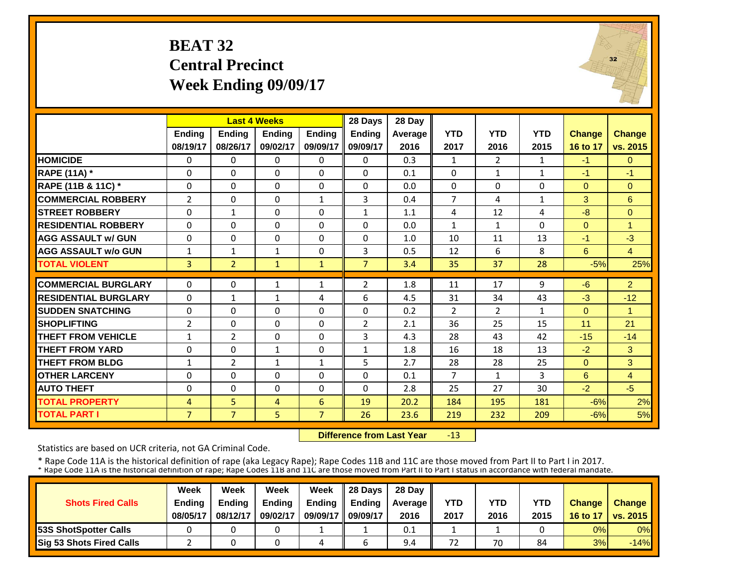# BEAT 32
## Central Precinct
## Week Ending 09/09/17

| | Last 4 Weeks | | | | 28 Days | 28 Day | | | | | |
|---|---|---|---|---|---|---|---|---|---|---|---|
| | Ending 08/19/17 | Ending 08/26/17 | Ending 09/02/17 | Ending 09/09/17 | Ending 09/09/17 | Average 2016 | YTD 2017 | YTD 2016 | YTD 2015 | Change 16 to 17 | Change vs. 2015 |
| **HOMICIDE** | 0 | 0 | 0 | 0 | 0 | 0.3 | 1 | 2 | 1 | -1 | 0 |
| **RAPE (11A) *** | 0 | 0 | 0 | 0 | 0 | 0.1 | 0 | 1 | 1 | -1 | -1 |
| **RAPE (11B & 11C) *** | 0 | 0 | 0 | 0 | 0 | 0.0 | 0 | 0 | 0 | 0 | 0 |
| **COMMERCIAL ROBBERY** | 2 | 0 | 0 | 1 | 3 | 0.4 | 7 | 4 | 1 | 3 | 6 |
| **STREET ROBBERY** | 0 | 1 | 0 | 0 | 1 | 1.1 | 4 | 12 | 4 | -8 | 0 |
| **RESIDENTIAL ROBBERY** | 0 | 0 | 0 | 0 | 0 | 0.0 | 1 | 1 | 0 | 0 | 1 |
| **AGG ASSAULT w/ GUN** | 0 | 0 | 0 | 0 | 0 | 1.0 | 10 | 11 | 13 | -1 | -3 |
| **AGG ASSAULT w/o GUN** | 1 | 1 | 1 | 0 | 3 | 0.5 | 12 | 6 | 8 | 6 | 4 |
| **TOTAL VIOLENT** | 3 | 2 | 1 | 1 | 7 | 3.4 | 35 | 37 | 28 | -5% | 25% |
| **COMMERCIAL BURGLARY** | 0 | 0 | 1 | 1 | 2 | 1.8 | 11 | 17 | 9 | -6 | 2 |
| **RESIDENTIAL BURGLARY** | 0 | 1 | 1 | 4 | 6 | 4.5 | 31 | 34 | 43 | -3 | -12 |
| **SUDDEN SNATCHING** | 0 | 0 | 0 | 0 | 0 | 0.2 | 2 | 2 | 1 | 0 | 1 |
| **SHOPLIFTING** | 2 | 0 | 0 | 0 | 2 | 2.1 | 36 | 25 | 15 | 11 | 21 |
| **THEFT FROM VEHICLE** | 1 | 2 | 0 | 0 | 3 | 4.3 | 28 | 43 | 42 | -15 | -14 |
| **THEFT FROM YARD** | 0 | 0 | 1 | 0 | 1 | 1.8 | 16 | 18 | 13 | -2 | 3 |
| **THEFT FROM BLDG** | 1 | 2 | 1 | 1 | 5 | 2.7 | 28 | 28 | 25 | 0 | 3 |
| **OTHER LARCENY** | 0 | 0 | 0 | 0 | 0 | 0.1 | 7 | 1 | 3 | 6 | 4 |
| **AUTO THEFT** | 0 | 0 | 0 | 0 | 0 | 2.8 | 25 | 27 | 30 | -2 | -5 |
| **TOTAL PROPERTY** | 4 | 5 | 4 | 6 | 19 | 20.2 | 184 | 195 | 181 | -6% | 2% |
| **TOTAL PART I** | 7 | 7 | 5 | 7 | 26 | 23.6 | 219 | 232 | 209 | -6% | 5% |

**Difference from Last Year** -13

Statistics are based on UCR criteria, not GA Criminal Code.

* Rape Code 11A is the historical definition of rape (aka Legacy Rape); Rape Codes 11B and 11C are those moved from Part II to Part I in 2017.

| Shots Fired Calls | Week Ending 08/05/17 | Week Ending 08/12/17 | Week Ending 09/02/17 | Week Ending 09/09/17 | 28 Days Ending 09/09/17 | 28 Day Average 2016 | YTD 2017 | YTD 2016 | YTD 2015 | Change 16 to 17 | Change vs. 2015 |
|---|---|---|---|---|---|---|---|---|---|---|---|
| **53S ShotSpotter Calls** | 0 | 0 | 0 | 1 | 1 | 0.1 | 1 | 1 | 0 | 0% | 0% |
| **Sig 53 Shots Fired Calls** | 2 | 0 | 0 | 4 | 6 | 9.4 | 72 | 70 | 84 | 3% | -14% |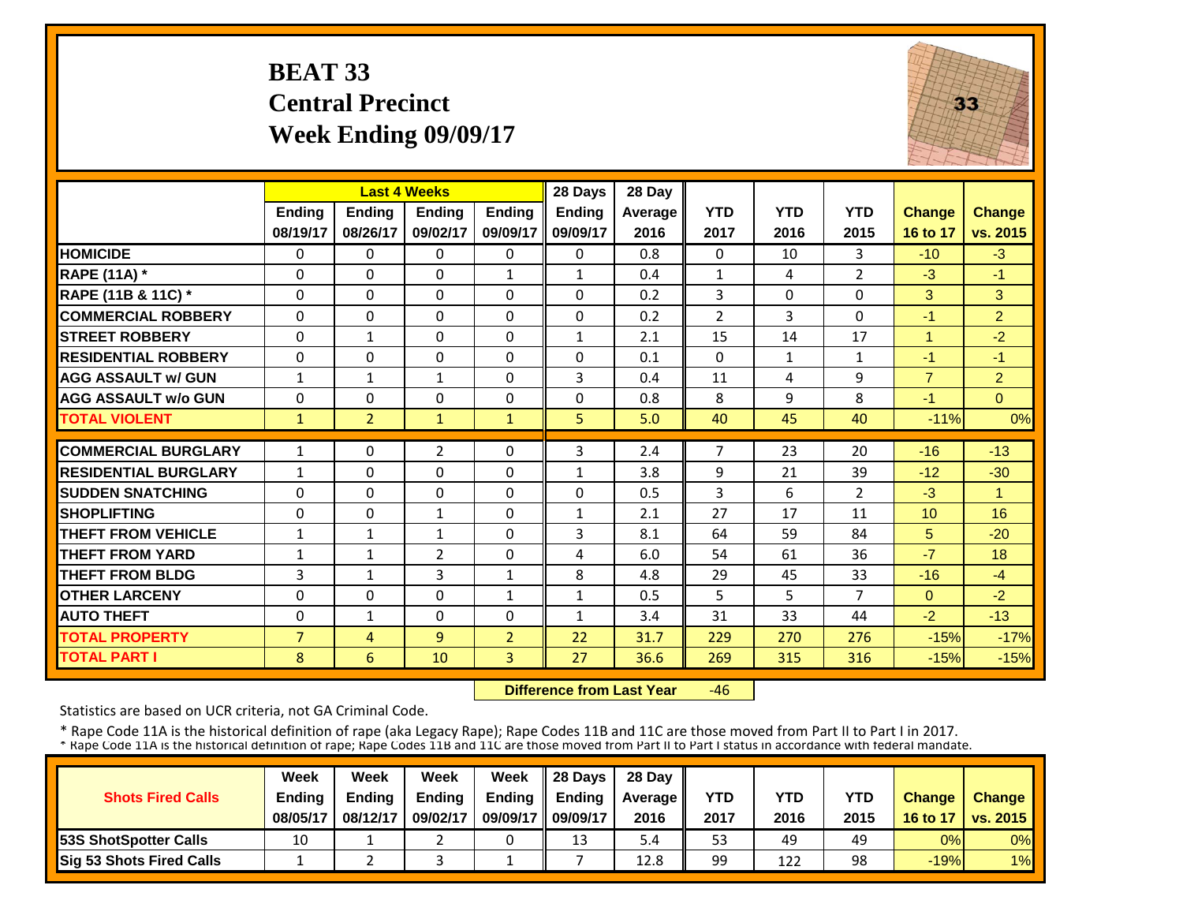# BEAT 33
## Central Precinct
## Week Ending 09/09/17

| | Last 4 Weeks | | | | 28 Days | 28 Day | | | | | |
|---|---|---|---|---|---|---|---|---|---|---|---|
| | Ending 08/19/17 | Ending 08/26/17 | Ending 09/02/17 | Ending 09/09/17 | Ending 09/09/17 | Average 2016 | YTD 2017 | YTD 2016 | YTD 2015 | Change 16 to 17 | Change vs. 2015 |
| HOMICIDE | 0 | 0 | 0 | 0 | 0 | 0.8 | 0 | 10 | 3 | -10 | -3 |
| RAPE (11A) * | 0 | 0 | 0 | 1 | 1 | 0.4 | 1 | 4 | 2 | -3 | -1 |
| RAPE (11B & 11C) * | 0 | 0 | 0 | 0 | 0 | 0.2 | 3 | 0 | 0 | 3 | 3 |
| COMMERCIAL ROBBERY | 0 | 0 | 0 | 0 | 0 | 0.2 | 2 | 3 | 0 | -1 | 2 |
| STREET ROBBERY | 0 | 1 | 0 | 0 | 1 | 2.1 | 15 | 14 | 17 | 1 | -2 |
| RESIDENTIAL ROBBERY | 0 | 0 | 0 | 0 | 0 | 0.1 | 0 | 1 | 1 | -1 | -1 |
| AGG ASSAULT w/ GUN | 1 | 1 | 1 | 0 | 3 | 0.4 | 11 | 4 | 9 | 7 | 2 |
| AGG ASSAULT w/o GUN | 0 | 0 | 0 | 0 | 0 | 0.8 | 8 | 9 | 8 | -1 | 0 |
| TOTAL VIOLENT | 1 | 2 | 1 | 1 | 5 | 5.0 | 40 | 45 | 40 | -11% | 0% |
| COMMERCIAL BURGLARY | 1 | 0 | 2 | 0 | 3 | 2.4 | 7 | 23 | 20 | -16 | -13 |
| RESIDENTIAL BURGLARY | 1 | 0 | 0 | 0 | 1 | 3.8 | 9 | 21 | 39 | -12 | -30 |
| SUDDEN SNATCHING | 0 | 0 | 0 | 0 | 0 | 0.5 | 3 | 6 | 2 | -3 | 1 |
| SHOPLIFTING | 0 | 0 | 1 | 0 | 1 | 2.1 | 27 | 17 | 11 | 10 | 16 |
| THEFT FROM VEHICLE | 1 | 1 | 1 | 0 | 3 | 8.1 | 64 | 59 | 84 | 5 | -20 |
| THEFT FROM YARD | 1 | 1 | 2 | 0 | 4 | 6.0 | 54 | 61 | 36 | -7 | 18 |
| THEFT FROM BLDG | 3 | 1 | 3 | 1 | 8 | 4.8 | 29 | 45 | 33 | -16 | -4 |
| OTHER LARCENY | 0 | 0 | 0 | 1 | 1 | 0.5 | 5 | 5 | 7 | 0 | -2 |
| AUTO THEFT | 0 | 1 | 0 | 0 | 1 | 3.4 | 31 | 33 | 44 | -2 | -13 |
| TOTAL PROPERTY | 7 | 4 | 9 | 2 | 22 | 31.7 | 229 | 270 | 276 | -15% | -17% |
| TOTAL PART I | 8 | 6 | 10 | 3 | 27 | 36.6 | 269 | 315 | 316 | -15% | -15% |

**Difference from Last Year** -46

Statistics are based on UCR criteria, not GA Criminal Code.

* Rape Code 11A is the historical definition of rape (aka Legacy Rape); Rape Codes 11B and 11C are those moved from Part II to Part I in 2017.
* Rape Code 11A is the historical definition of rape; Rape Codes 11B and 11C are those moved from Part II to Part I status in accordance with federal mandate.

| Shots Fired Calls | Week Ending 08/05/17 | Week Ending 08/12/17 | Week Ending 09/02/17 | Week Ending 09/09/17 | 28 Days Ending 09/09/17 | 28 Day Average 2016 | YTD 2017 | YTD 2016 | YTD 2015 | Change 16 to 17 | Change vs. 2015 |
|---|---|---|---|---|---|---|---|---|---|---|---|
| 53S ShotSpotter Calls | 10 | 1 | 2 | 0 | 13 | 5.4 | 53 | 49 | 49 | 0% | 0% |
| Sig 53 Shots Fired Calls | 1 | 2 | 3 | 1 | 7 | 12.8 | 99 | 122 | 98 | -19% | 1% |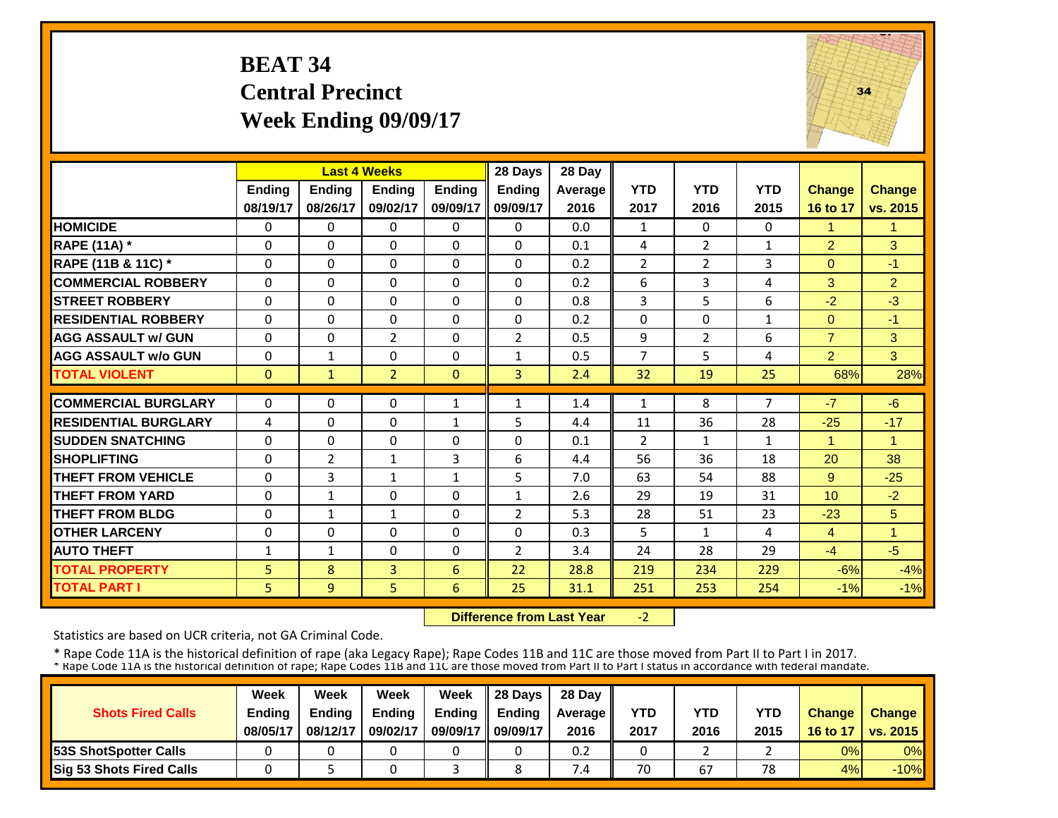# BEAT 34
## Central Precinct
## Week Ending 09/09/17

| | Last 4 Weeks | | | | 28 Days | 28 Day | | | | | |
|---|---|---|---|---|---|---|---|---|---|---|---|
| | Ending 08/19/17 | Ending 08/26/17 | Ending 09/02/17 | Ending 09/09/17 | Ending 09/09/17 | Average 2016 | YTD 2017 | YTD 2016 | YTD 2015 | Change 16 to 17 | Change vs. 2015 |
| **HOMICIDE** | 0 | 0 | 0 | 0 | 0 | 0.0 | 1 | 0 | 0 | 1 | 1 |
| **RAPE (11A) *** | 0 | 0 | 0 | 0 | 0 | 0.1 | 4 | 2 | 1 | 2 | 3 |
| **RAPE (11B & 11C) *** | 0 | 0 | 0 | 0 | 0 | 0.2 | 2 | 2 | 3 | 0 | -1 |
| **COMMERCIAL ROBBERY** | 0 | 0 | 0 | 0 | 0 | 0.2 | 6 | 3 | 4 | 3 | 2 |
| **STREET ROBBERY** | 0 | 0 | 0 | 0 | 0 | 0.8 | 3 | 5 | 6 | -2 | -3 |
| **RESIDENTIAL ROBBERY** | 0 | 0 | 0 | 0 | 0 | 0.2 | 0 | 0 | 1 | 0 | -1 |
| **AGG ASSAULT w/ GUN** | 0 | 0 | 2 | 0 | 2 | 0.5 | 9 | 2 | 6 | 7 | 3 |
| **AGG ASSAULT w/o GUN** | 0 | 1 | 0 | 0 | 1 | 0.5 | 7 | 5 | 4 | 2 | 3 |
| **TOTAL VIOLENT** | 0 | 1 | 2 | 0 | 3 | 2.4 | 32 | 19 | 25 | 68% | 28% |
| **COMMERCIAL BURGLARY** | 0 | 0 | 0 | 1 | 1 | 1.4 | 1 | 8 | 7 | -7 | -6 |
| **RESIDENTIAL BURGLARY** | 4 | 0 | 0 | 1 | 5 | 4.4 | 11 | 36 | 28 | -25 | -17 |
| **SUDDEN SNATCHING** | 0 | 0 | 0 | 0 | 0 | 0.1 | 2 | 1 | 1 | 1 | 1 |
| **SHOPLIFTING** | 0 | 2 | 1 | 3 | 6 | 4.4 | 56 | 36 | 18 | 20 | 38 |
| **THEFT FROM VEHICLE** | 0 | 3 | 1 | 1 | 5 | 7.0 | 63 | 54 | 88 | 9 | -25 |
| **THEFT FROM YARD** | 0 | 1 | 0 | 0 | 1 | 2.6 | 29 | 19 | 31 | 10 | -2 |
| **THEFT FROM BLDG** | 0 | 1 | 1 | 0 | 2 | 5.3 | 28 | 51 | 23 | -23 | 5 |
| **OTHER LARCENY** | 0 | 0 | 0 | 0 | 0 | 0.3 | 5 | 1 | 4 | 4 | 1 |
| **AUTO THEFT** | 1 | 1 | 0 | 0 | 2 | 3.4 | 24 | 28 | 29 | -4 | -5 |
| **TOTAL PROPERTY** | 5 | 8 | 3 | 6 | 22 | 28.8 | 219 | 234 | 229 | -6% | -4% |
| **TOTAL PART I** | 5 | 9 | 5 | 6 | 25 | 31.1 | 251 | 253 | 254 | -1% | -1% |

**Difference from Last Year** -2

Statistics are based on UCR criteria, not GA Criminal Code.

\* Rape Code 11A is the historical definition of rape (aka Legacy Rape); Rape Codes 11B and 11C are those moved from Part II to Part I in 2017.

| Shots Fired Calls | Week Ending 08/05/17 | Week Ending 08/12/17 | Week Ending 09/02/17 | Week Ending 09/09/17 | 28 Days Ending 09/09/17 | 28 Day Average 2016 | YTD 2017 | YTD 2016 | YTD 2015 | Change 16 to 17 | Change vs. 2015 |
|---|---|---|---|---|---|---|---|---|---|---|---|
| **53S ShotSpotter Calls** | 0 | 0 | 0 | 0 | 0 | 0.2 | 0 | 2 | 2 | 0% | 0% |
| **Sig 53 Shots Fired Calls** | 0 | 5 | 0 | 3 | 8 | 7.4 | 70 | 67 | 78 | 4% | -10% |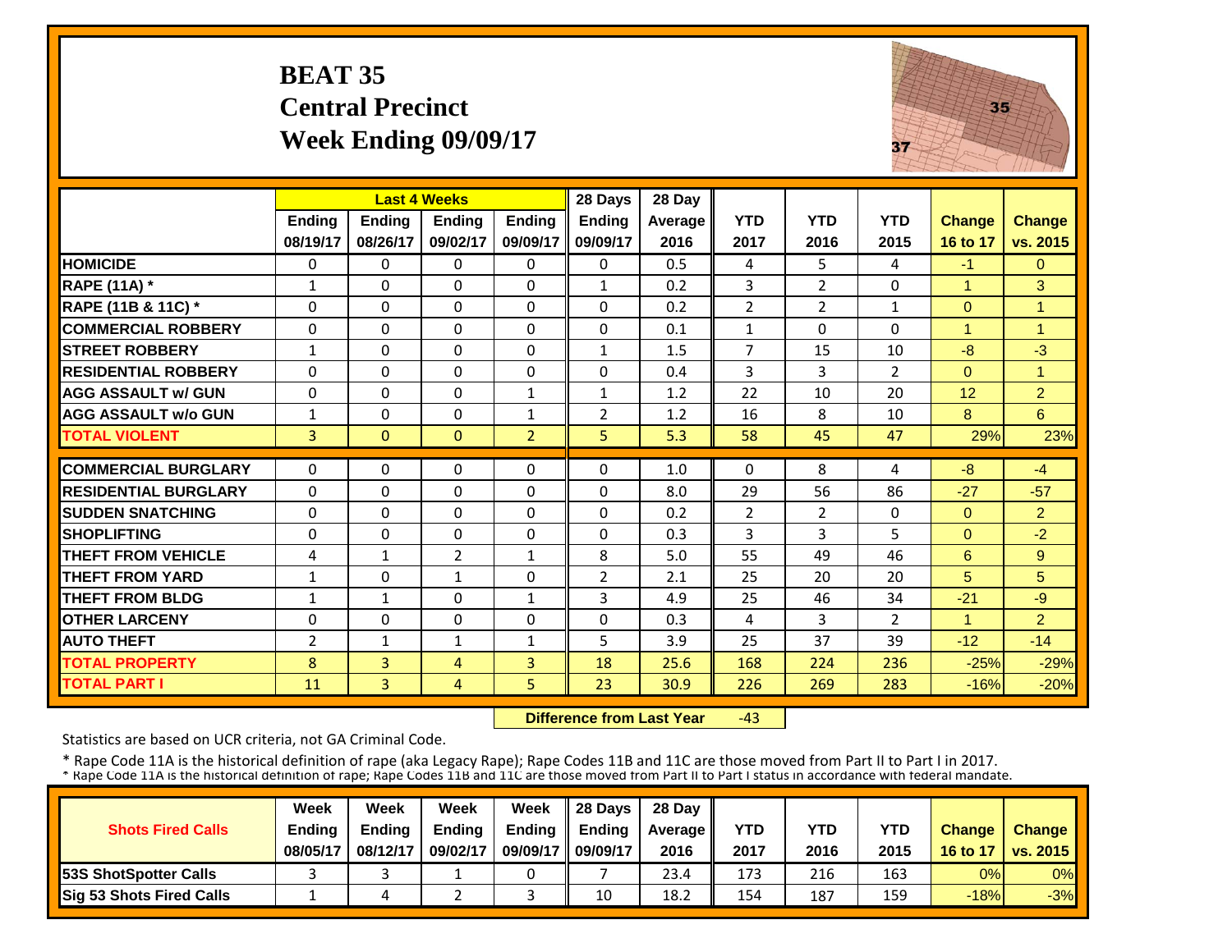# BEAT 35
## Central Precinct
## Week Ending 09/09/17

| | Last 4 Weeks | | | | 28 Days | 28 Day | | | | | |
|---|---|---|---|---|---|---|---|---|---|---|---|
| | Ending 08/19/17 | Ending 08/26/17 | Ending 09/02/17 | Ending 09/09/17 | Ending 09/09/17 | Average 2016 | YTD 2017 | YTD 2016 | YTD 2015 | Change 16 to 17 | Change vs. 2015 |
| HOMICIDE | 0 | 0 | 0 | 0 | 0 | 0.5 | 4 | 5 | 4 | -1 | 0 |
| RAPE (11A) * | 1 | 0 | 0 | 0 | 1 | 0.2 | 3 | 2 | 0 | 1 | 3 |
| RAPE (11B & 11C) * | 0 | 0 | 0 | 0 | 0 | 0.2 | 2 | 2 | 1 | 0 | 1 |
| COMMERCIAL ROBBERY | 0 | 0 | 0 | 0 | 0 | 0.1 | 1 | 0 | 0 | 1 | 1 |
| STREET ROBBERY | 1 | 0 | 0 | 0 | 1 | 1.5 | 7 | 15 | 10 | -8 | -3 |
| RESIDENTIAL ROBBERY | 0 | 0 | 0 | 0 | 0 | 0.4 | 3 | 3 | 2 | 0 | 1 |
| AGG ASSAULT w/ GUN | 0 | 0 | 0 | 1 | 1 | 1.2 | 22 | 10 | 20 | 12 | 2 |
| AGG ASSAULT w/o GUN | 1 | 0 | 0 | 1 | 2 | 1.2 | 16 | 8 | 10 | 8 | 6 |
| TOTAL VIOLENT | 3 | 0 | 0 | 2 | 5 | 5.3 | 58 | 45 | 47 | 29% | 23% |
| COMMERCIAL BURGLARY | 0 | 0 | 0 | 0 | 0 | 1.0 | 0 | 8 | 4 | -8 | -4 |
| RESIDENTIAL BURGLARY | 0 | 0 | 0 | 0 | 0 | 8.0 | 29 | 56 | 86 | -27 | -57 |
| SUDDEN SNATCHING | 0 | 0 | 0 | 0 | 0 | 0.2 | 2 | 2 | 0 | 0 | 2 |
| SHOPLIFTING | 0 | 0 | 0 | 0 | 0 | 0.3 | 3 | 3 | 5 | 0 | -2 |
| THEFT FROM VEHICLE | 4 | 1 | 2 | 1 | 8 | 5.0 | 55 | 49 | 46 | 6 | 9 |
| THEFT FROM YARD | 1 | 0 | 1 | 0 | 2 | 2.1 | 25 | 20 | 20 | 5 | 5 |
| THEFT FROM BLDG | 1 | 1 | 0 | 1 | 3 | 4.9 | 25 | 46 | 34 | -21 | -9 |
| OTHER LARCENY | 0 | 0 | 0 | 0 | 0 | 0.3 | 4 | 3 | 2 | 1 | 2 |
| AUTO THEFT | 2 | 1 | 1 | 1 | 5 | 3.9 | 25 | 37 | 39 | -12 | -14 |
| TOTAL PROPERTY | 8 | 3 | 4 | 3 | 18 | 25.6 | 168 | 224 | 236 | -25% | -29% |
| TOTAL PART I | 11 | 3 | 4 | 5 | 23 | 30.9 | 226 | 269 | 283 | -16% | -20% |

**Difference from Last Year** -43

Statistics are based on UCR criteria, not GA Criminal Code.

* Rape Code 11A is the historical definition of rape (aka Legacy Rape); Rape Codes 11B and 11C are those moved from Part II to Part I in 2017.
* Rape Code 11A is the historical definition of rape; Rape Codes 11B and 11C are those moved from Part II to Part I status in accordance with federal mandate.

| Shots Fired Calls | Week Ending 08/05/17 | Week Ending 08/12/17 | Week Ending 09/02/17 | Week Ending 09/09/17 | 28 Days Ending 09/09/17 | 28 Day Average 2016 | YTD 2017 | YTD 2016 | YTD 2015 | Change 16 to 17 | Change vs. 2015 |
|---|---|---|---|---|---|---|---|---|---|---|---|
| 53S ShotSpotter Calls | 3 | 3 | 1 | 0 | 7 | 23.4 | 173 | 216 | 163 | 0% | 0% |
| Sig 53 Shots Fired Calls | 1 | 4 | 2 | 3 | 10 | 18.2 | 154 | 187 | 159 | -18% | -3% |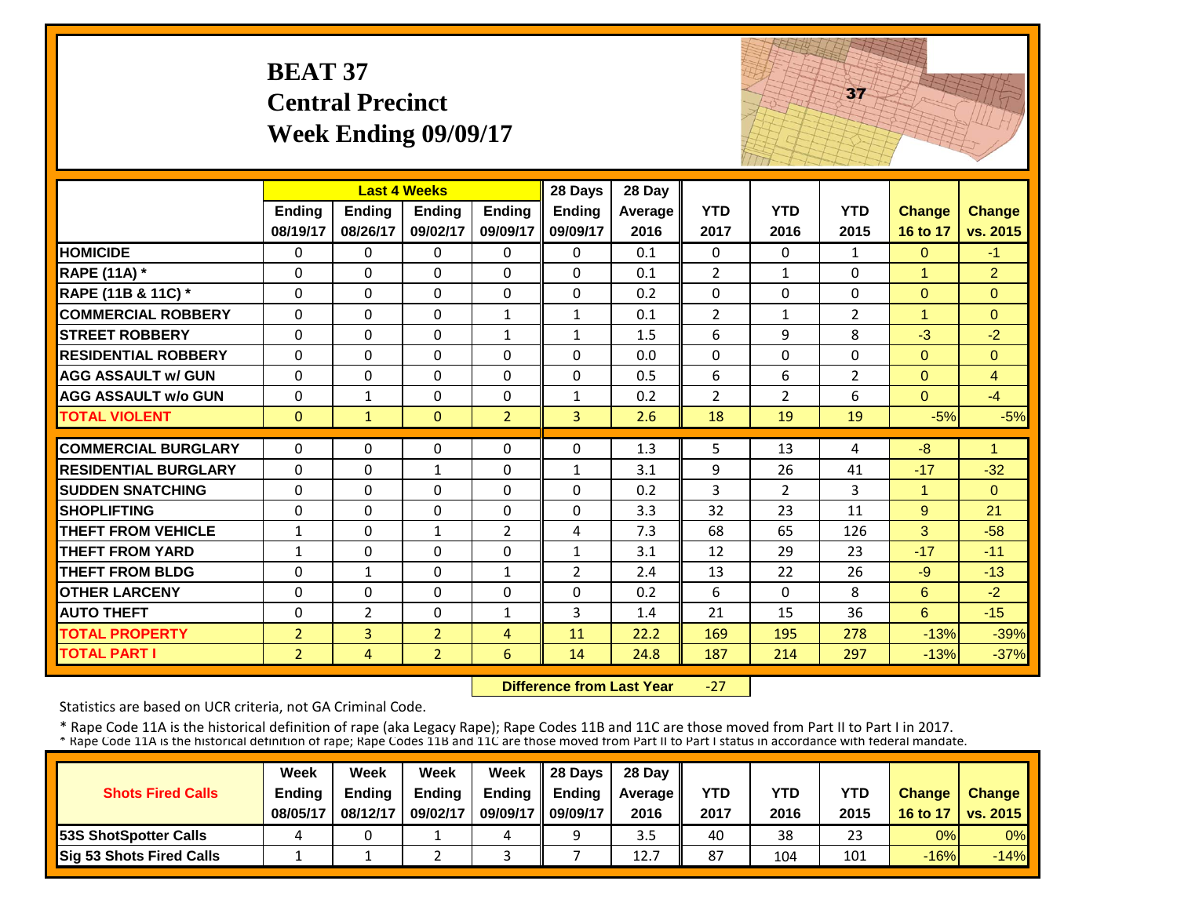# BEAT 37
## Central Precinct
## Week Ending 09/09/17

| | Last 4 Weeks | | | | 28 Days | 28 Day | | | | | |
|---|---|---|---|---|---|---|---|---|---|---|---|
| | Ending 08/19/17 | Ending 08/26/17 | Ending 09/02/17 | Ending 09/09/17 | Ending 09/09/17 | Average 2016 | YTD 2017 | YTD 2016 | YTD 2015 | Change 16 to 17 | Change vs. 2015 |
| HOMICIDE | 0 | 0 | 0 | 0 | 0 | 0.1 | 0 | 0 | 1 | 0 | -1 |
| RAPE (11A) * | 0 | 0 | 0 | 0 | 0 | 0.1 | 2 | 1 | 0 | 1 | 2 |
| RAPE (11B & 11C) * | 0 | 0 | 0 | 0 | 0 | 0.2 | 0 | 0 | 0 | 0 | 0 |
| COMMERCIAL ROBBERY | 0 | 0 | 0 | 1 | 1 | 0.1 | 2 | 1 | 2 | 1 | 0 |
| STREET ROBBERY | 0 | 0 | 0 | 1 | 1 | 1.5 | 6 | 9 | 8 | -3 | -2 |
| RESIDENTIAL ROBBERY | 0 | 0 | 0 | 0 | 0 | 0.0 | 0 | 0 | 0 | 0 | 0 |
| AGG ASSAULT w/ GUN | 0 | 0 | 0 | 0 | 0 | 0.5 | 6 | 6 | 2 | 0 | 4 |
| AGG ASSAULT w/o GUN | 0 | 1 | 0 | 0 | 1 | 0.2 | 2 | 2 | 6 | 0 | -4 |
| TOTAL VIOLENT | 0 | 1 | 0 | 2 | 3 | 2.6 | 18 | 19 | 19 | -5% | -5% |
| COMMERCIAL BURGLARY | 0 | 0 | 0 | 0 | 0 | 1.3 | 5 | 13 | 4 | -8 | 1 |
| RESIDENTIAL BURGLARY | 0 | 0 | 1 | 0 | 1 | 3.1 | 9 | 26 | 41 | -17 | -32 |
| SUDDEN SNATCHING | 0 | 0 | 0 | 0 | 0 | 0.2 | 3 | 2 | 3 | 1 | 0 |
| SHOPLIFTING | 0 | 0 | 0 | 0 | 0 | 3.3 | 32 | 23 | 11 | 9 | 21 |
| THEFT FROM VEHICLE | 1 | 0 | 1 | 2 | 4 | 7.3 | 68 | 65 | 126 | 3 | -58 |
| THEFT FROM YARD | 1 | 0 | 0 | 0 | 1 | 3.1 | 12 | 29 | 23 | -17 | -11 |
| THEFT FROM BLDG | 0 | 1 | 0 | 1 | 2 | 2.4 | 13 | 22 | 26 | -9 | -13 |
| OTHER LARCENY | 0 | 0 | 0 | 0 | 0 | 0.2 | 6 | 0 | 8 | 6 | -2 |
| AUTO THEFT | 0 | 2 | 0 | 1 | 3 | 1.4 | 21 | 15 | 36 | 6 | -15 |
| TOTAL PROPERTY | 2 | 3 | 2 | 4 | 11 | 22.2 | 169 | 195 | 278 | -13% | -39% |
| TOTAL PART I | 2 | 4 | 2 | 6 | 14 | 24.8 | 187 | 214 | 297 | -13% | -37% |

**Difference from Last Year** -27

Statistics are based on UCR criteria, not GA Criminal Code.

* Rape Code 11A is the historical definition of rape (aka Legacy Rape); Rape Codes 11B and 11C are those moved from Part II to Part I in 2017.
* Rape Code 11A is the historical definition of rape; Rape Codes 11B and 11C are those moved from Part II to Part I status in accordance with federal mandate.

| Shots Fired Calls | Week Ending 08/05/17 | Week Ending 08/12/17 | Week Ending 09/02/17 | Week Ending 09/09/17 | 28 Days Ending 09/09/17 | 28 Day Average 2016 | YTD 2017 | YTD 2016 | YTD 2015 | Change 16 to 17 | Change vs. 2015 |
|---|---|---|---|---|---|---|---|---|---|---|---|
| 53S ShotSpotter Calls | 4 | 0 | 1 | 4 | 9 | 3.5 | 40 | 38 | 23 | 0% | 0% |
| Sig 53 Shots Fired Calls | 1 | 1 | 2 | 3 | 7 | 12.7 | 87 | 104 | 101 | -16% | -14% |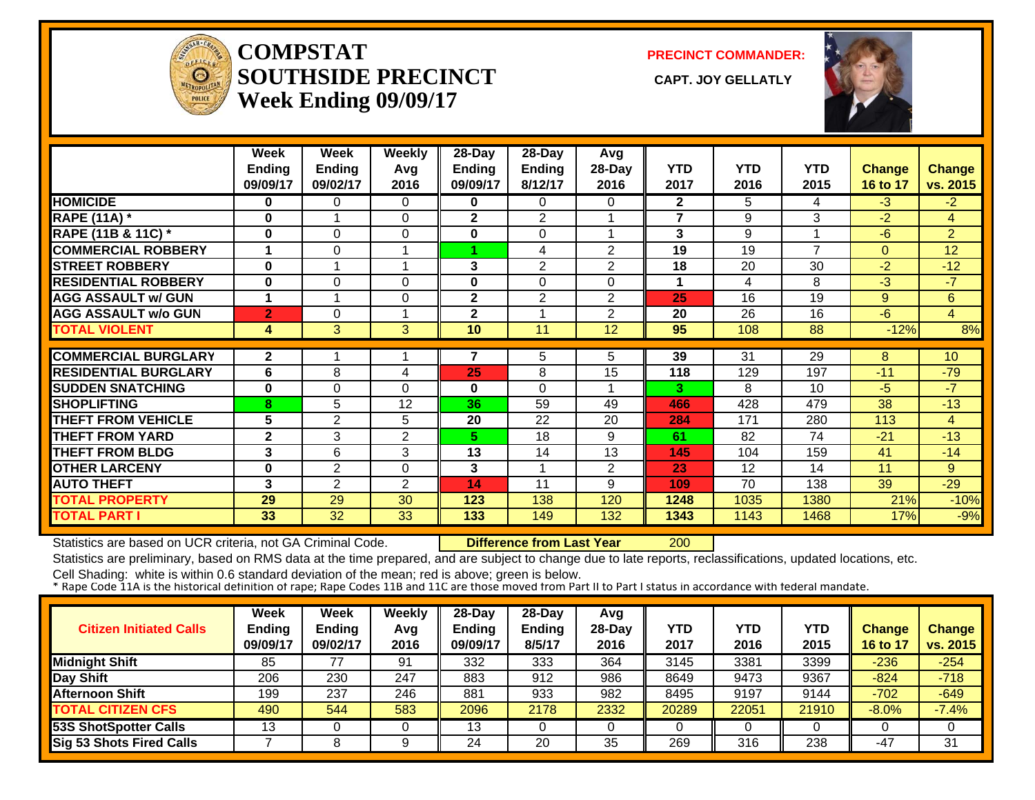# COMPSTAT SOUTHSIDE PRECINCT
## Week Ending 09/09/17

**PRECINCT COMMANDER:**

**CAPT. JOY GELLATLY**

| | Week Ending 09/09/17 | Week Ending 09/02/17 | Weekly Avg 2016 | 28-Day Ending 09/09/17 | 28-Day Ending 8/12/17 | Avg 28-Day 2016 | YTD 2017 | YTD 2016 | YTD 2015 | Change 16 to 17 | Change vs. 2015 |
|---|---|---|---|---|---|---|---|---|---|---|---|
| HOMICIDE | 0 | 0 | 0 | 0 | 0 | 0 | 2 | 5 | 4 | -3 | -2 |
| RAPE (11A) * | 0 | 1 | 0 | 2 | 2 | 1 | 7 | 9 | 3 | -2 | 4 |
| RAPE (11B & 11C) * | 0 | 0 | 0 | 0 | 0 | 1 | 3 | 9 | 1 | -6 | 2 |
| COMMERCIAL ROBBERY | 1 | 0 | 1 | 1 | 4 | 2 | 19 | 19 | 7 | 0 | 12 |
| STREET ROBBERY | 0 | 1 | 1 | 3 | 2 | 2 | 18 | 20 | 30 | -2 | -12 |
| RESIDENTIAL ROBBERY | 0 | 0 | 0 | 0 | 0 | 0 | 1 | 4 | 8 | -3 | -7 |
| AGG ASSAULT w/ GUN | 1 | 1 | 0 | 2 | 2 | 2 | 25 | 16 | 19 | 9 | 6 |
| AGG ASSAULT w/o GUN | 2 | 0 | 1 | 2 | 1 | 2 | 20 | 26 | 16 | -6 | 4 |
| TOTAL VIOLENT | 4 | 3 | 3 | 10 | 11 | 12 | 95 | 108 | 88 | -12% | 8% |
| COMMERCIAL BURGLARY | 2 | 1 | 1 | 7 | 5 | 5 | 39 | 31 | 29 | 8 | 10 |
| RESIDENTIAL BURGLARY | 6 | 8 | 4 | 25 | 8 | 15 | 118 | 129 | 197 | -11 | -79 |
| SUDDEN SNATCHING | 0 | 0 | 0 | 0 | 0 | 1 | 3 | 8 | 10 | -5 | -7 |
| SHOPLIFTING | 8 | 5 | 12 | 36 | 59 | 49 | 466 | 428 | 479 | 38 | -13 |
| THEFT FROM VEHICLE | 5 | 2 | 5 | 20 | 22 | 20 | 284 | 171 | 280 | 113 | 4 |
| THEFT FROM YARD | 2 | 3 | 2 | 5 | 18 | 9 | 61 | 82 | 74 | -21 | -13 |
| THEFT FROM BLDG | 3 | 6 | 3 | 13 | 14 | 13 | 145 | 104 | 159 | 41 | -14 |
| OTHER LARCENY | 0 | 2 | 0 | 3 | 1 | 2 | 23 | 12 | 14 | 11 | 9 |
| AUTO THEFT | 3 | 2 | 2 | 14 | 11 | 9 | 109 | 70 | 138 | 39 | -29 |
| TOTAL PROPERTY | 29 | 29 | 30 | 123 | 138 | 120 | 1248 | 1035 | 1380 | 21% | -10% |
| TOTAL PART I | 33 | 32 | 33 | 133 | 149 | 132 | 1343 | 1143 | 1468 | 17% | -9% |

Statistics are based on UCR criteria, not GA Criminal Code. **Difference from Last Year** 200

Statistics are preliminary, based on RMS data at the time prepared, and are subject to change due to late reports, reclassifications, updated locations, etc.

Cell Shading: white is within 0.6 standard deviation of the mean; red is above; green is below.

* Rape Code 11A is the historical definition of rape; Rape Codes 11B and 11C are those moved from Part II to Part I status in accordance with federal mandate.

| Citizen Initiated Calls | Week Ending 09/09/17 | Week Ending 09/02/17 | Weekly Avg 2016 | 28-Day Ending 09/09/17 | 28-Day Ending 8/5/17 | Avg 28-Day 2016 | YTD 2017 | YTD 2016 | YTD 2015 | Change 16 to 17 | Change vs. 2015 |
|---|---|---|---|---|---|---|---|---|---|---|---|
| Midnight Shift | 85 | 77 | 91 | 332 | 333 | 364 | 3145 | 3381 | 3399 | -236 | -254 |
| Day Shift | 206 | 230 | 247 | 883 | 912 | 986 | 8649 | 9473 | 9367 | -824 | -718 |
| Afternoon Shift | 199 | 237 | 246 | 881 | 933 | 982 | 8495 | 9197 | 9144 | -702 | -649 |
| TOTAL CITIZEN CFS | 490 | 544 | 583 | 2096 | 2178 | 2332 | 20289 | 22051 | 21910 | -8.0% | -7.4% |
| 53S ShotSpotter Calls | 13 | 0 | 0 | 13 | 0 | 0 | 0 | 0 | 0 | 0 | 0 |
| Sig 53 Shots Fired Calls | 7 | 8 | 9 | 24 | 20 | 35 | 269 | 316 | 238 | -47 | 31 |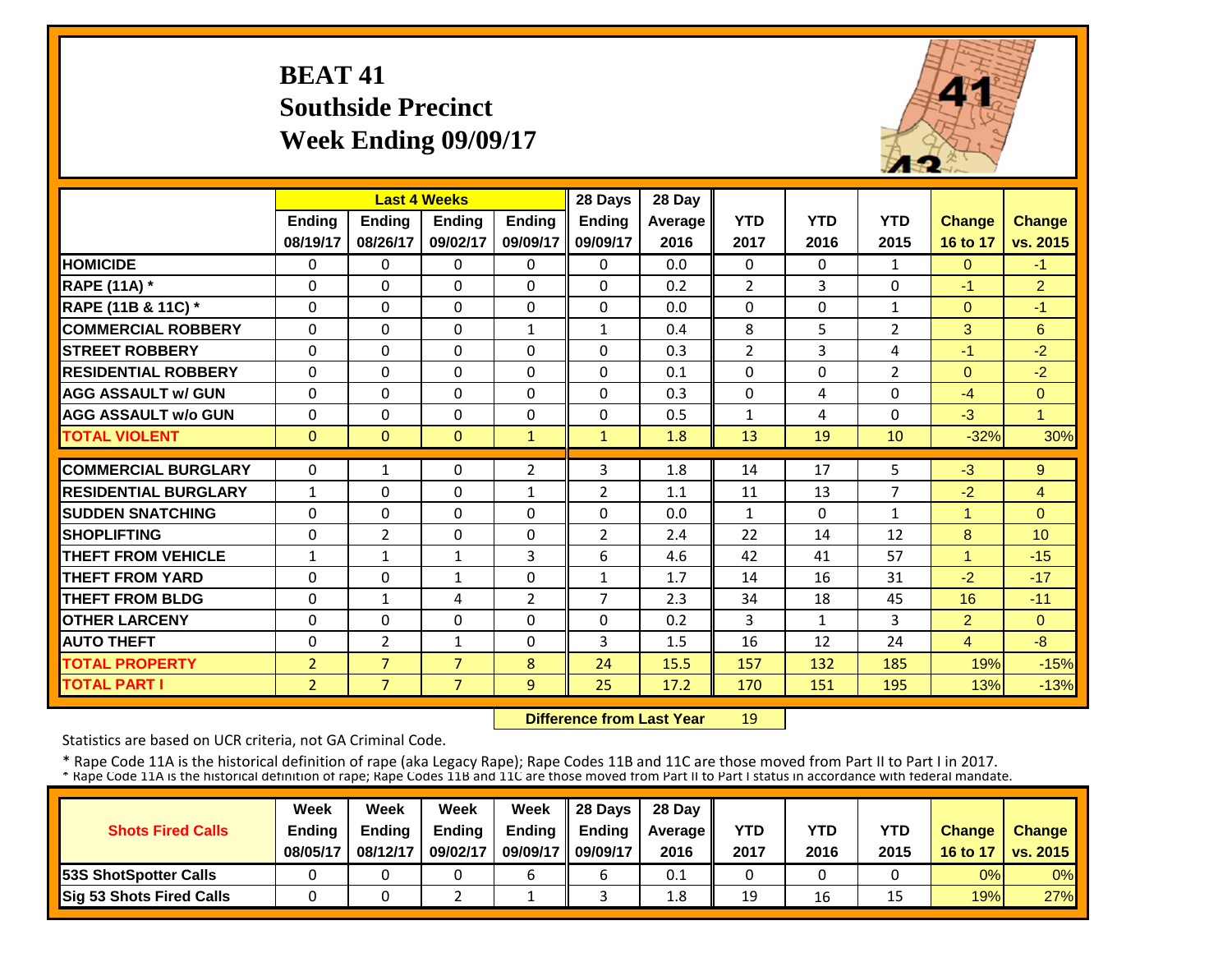# BEAT 41
## Southside Precinct
## Week Ending 09/09/17

| | Last 4 Weeks | | | | 28 Days | 28 Day | | | | | |
|---|---|---|---|---|---|---|---|---|---|---|---|
| | Ending 08/19/17 | Ending 08/26/17 | Ending 09/02/17 | Ending 09/09/17 | Ending 09/09/17 | Average 2016 | YTD 2017 | YTD 2016 | YTD 2015 | Change 16 to 17 | Change vs. 2015 |
| HOMICIDE | 0 | 0 | 0 | 0 | 0 | 0.0 | 0 | 0 | 1 | 0 | -1 |
| RAPE (11A) * | 0 | 0 | 0 | 0 | 0 | 0.2 | 2 | 3 | 0 | -1 | 2 |
| RAPE (11B & 11C) * | 0 | 0 | 0 | 0 | 0 | 0.0 | 0 | 0 | 1 | 0 | -1 |
| COMMERCIAL ROBBERY | 0 | 0 | 0 | 1 | 1 | 0.4 | 8 | 5 | 2 | 3 | 6 |
| STREET ROBBERY | 0 | 0 | 0 | 0 | 0 | 0.3 | 2 | 3 | 4 | -1 | -2 |
| RESIDENTIAL ROBBERY | 0 | 0 | 0 | 0 | 0 | 0.1 | 0 | 0 | 2 | 0 | -2 |
| AGG ASSAULT w/ GUN | 0 | 0 | 0 | 0 | 0 | 0.3 | 0 | 4 | 0 | -4 | 0 |
| AGG ASSAULT w/o GUN | 0 | 0 | 0 | 0 | 0 | 0.5 | 1 | 4 | 0 | -3 | 1 |
| TOTAL VIOLENT | 0 | 0 | 0 | 1 | 1 | 1.8 | 13 | 19 | 10 | -32% | 30% |
| COMMERCIAL BURGLARY | 0 | 1 | 0 | 2 | 3 | 1.8 | 14 | 17 | 5 | -3 | 9 |
| RESIDENTIAL BURGLARY | 1 | 0 | 0 | 1 | 2 | 1.1 | 11 | 13 | 7 | -2 | 4 |
| SUDDEN SNATCHING | 0 | 0 | 0 | 0 | 0 | 0.0 | 1 | 0 | 1 | 1 | 0 |
| SHOPLIFTING | 0 | 2 | 0 | 0 | 2 | 2.4 | 22 | 14 | 12 | 8 | 10 |
| THEFT FROM VEHICLE | 1 | 1 | 1 | 3 | 6 | 4.6 | 42 | 41 | 57 | 1 | -15 |
| THEFT FROM YARD | 0 | 0 | 1 | 0 | 1 | 1.7 | 14 | 16 | 31 | -2 | -17 |
| THEFT FROM BLDG | 0 | 1 | 4 | 2 | 7 | 2.3 | 34 | 18 | 45 | 16 | -11 |
| OTHER LARCENY | 0 | 0 | 0 | 0 | 0 | 0.2 | 3 | 1 | 3 | 2 | 0 |
| AUTO THEFT | 0 | 2 | 1 | 0 | 3 | 1.5 | 16 | 12 | 24 | 4 | -8 |
| TOTAL PROPERTY | 2 | 7 | 7 | 8 | 24 | 15.5 | 157 | 132 | 185 | 19% | -15% |
| TOTAL PART I | 2 | 7 | 7 | 9 | 25 | 17.2 | 170 | 151 | 195 | 13% | -13% |

**Difference from Last Year** 19

Statistics are based on UCR criteria, not GA Criminal Code.

* Rape Code 11A is the historical definition of rape (aka Legacy Rape); Rape Codes 11B and 11C are those moved from Part II to Part I in 2017.
* Rape Code 11A is the historical definition of rape; Rape Codes 11B and 11C are those moved from Part II to Part I status in accordance with federal mandate.

| Shots Fired Calls | Week Ending 08/05/17 | Week Ending 08/12/17 | Week Ending 09/02/17 | Week Ending 09/09/17 | 28 Days Ending 09/09/17 | 28 Day Average 2016 | YTD 2017 | YTD 2016 | YTD 2015 | Change 16 to 17 | Change vs. 2015 |
|---|---|---|---|---|---|---|---|---|---|---|---|
| 53S ShotSpotter Calls | 0 | 0 | 0 | 6 | 6 | 0.1 | 0 | 0 | 0 | 0% | 0% |
| Sig 53 Shots Fired Calls | 0 | 0 | 2 | 1 | 3 | 1.8 | 19 | 16 | 15 | 19% | 27% |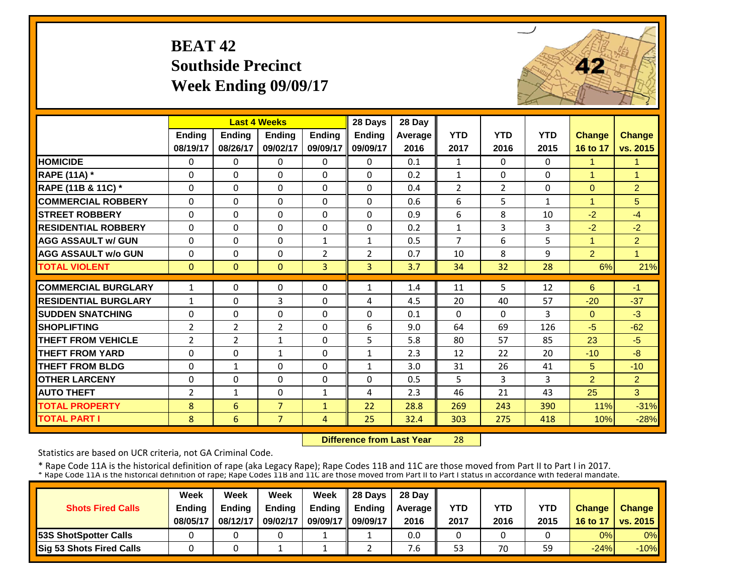# BEAT 42
## Southside Precinct
## Week Ending 09/09/17

| | Last 4 Weeks | | | | 28 Days | 28 Day | | | | | |
|---|---|---|---|---|---|---|---|---|---|---|---|
| | Ending 08/19/17 | Ending 08/26/17 | Ending 09/02/17 | Ending 09/09/17 | Ending 09/09/17 | Average 2016 | YTD 2017 | YTD 2016 | YTD 2015 | Change 16 to 17 | Change vs. 2015 |
| **HOMICIDE** | 0 | 0 | 0 | 0 | 0 | 0.1 | 1 | 0 | 0 | 1 | 1 |
| **RAPE (11A) *** | 0 | 0 | 0 | 0 | 0 | 0.2 | 1 | 0 | 0 | 1 | 1 |
| **RAPE (11B & 11C) *** | 0 | 0 | 0 | 0 | 0 | 0.4 | 2 | 2 | 0 | 0 | 2 |
| **COMMERCIAL ROBBERY** | 0 | 0 | 0 | 0 | 0 | 0.6 | 6 | 5 | 1 | 1 | 5 |
| **STREET ROBBERY** | 0 | 0 | 0 | 0 | 0 | 0.9 | 6 | 8 | 10 | -2 | -4 |
| **RESIDENTIAL ROBBERY** | 0 | 0 | 0 | 0 | 0 | 0.2 | 1 | 3 | 3 | -2 | -2 |
| **AGG ASSAULT w/ GUN** | 0 | 0 | 0 | 1 | 1 | 0.5 | 7 | 6 | 5 | 1 | 2 |
| **AGG ASSAULT w/o GUN** | 0 | 0 | 0 | 2 | 2 | 0.7 | 10 | 8 | 9 | 2 | 1 |
| **TOTAL VIOLENT** | 0 | 0 | 0 | 3 | 3 | 3.7 | 34 | 32 | 28 | 6% | 21% |
| **COMMERCIAL BURGLARY** | 1 | 0 | 0 | 0 | 1 | 1.4 | 11 | 5 | 12 | 6 | -1 |
| **RESIDENTIAL BURGLARY** | 1 | 0 | 3 | 0 | 4 | 4.5 | 20 | 40 | 57 | -20 | -37 |
| **SUDDEN SNATCHING** | 0 | 0 | 0 | 0 | 0 | 0.1 | 0 | 0 | 3 | 0 | -3 |
| **SHOPLIFTING** | 2 | 2 | 2 | 0 | 6 | 9.0 | 64 | 69 | 126 | -5 | -62 |
| **THEFT FROM VEHICLE** | 2 | 2 | 1 | 0 | 5 | 5.8 | 80 | 57 | 85 | 23 | -5 |
| **THEFT FROM YARD** | 0 | 0 | 1 | 0 | 1 | 2.3 | 12 | 22 | 20 | -10 | -8 |
| **THEFT FROM BLDG** | 0 | 1 | 0 | 0 | 1 | 3.0 | 31 | 26 | 41 | 5 | -10 |
| **OTHER LARCENY** | 0 | 0 | 0 | 0 | 0 | 0.5 | 5 | 3 | 3 | 2 | 2 |
| **AUTO THEFT** | 2 | 1 | 0 | 1 | 4 | 2.3 | 46 | 21 | 43 | 25 | 3 |
| **TOTAL PROPERTY** | 8 | 6 | 7 | 1 | 22 | 28.8 | 269 | 243 | 390 | 11% | -31% |
| **TOTAL PART I** | 8 | 6 | 7 | 4 | 25 | 32.4 | 303 | 275 | 418 | 10% | -28% |

**Difference from Last Year** 28

Statistics are based on UCR criteria, not GA Criminal Code.

\* Rape Code 11A is the historical definition of rape (aka Legacy Rape); Rape Codes 11B and 11C are those moved from Part II to Part I in 2017.
\* Rape Code 11A is the historical definition of rape; Rape Codes 11B and 11C are those moved from Part II to Part I status in accordance with federal mandate.

| Shots Fired Calls | Week Ending 08/05/17 | Week Ending 08/12/17 | Week Ending 09/02/17 | Week Ending 09/09/17 | 28 Days Ending 09/09/17 | 28 Day Average 2016 | YTD 2017 | YTD 2016 | YTD 2015 | Change 16 to 17 | Change vs. 2015 |
|---|---|---|---|---|---|---|---|---|---|---|---|
| **53S ShotSpotter Calls** | 0 | 0 | 0 | 1 | 1 | 0.0 | 0 | 0 | 0 | 0% | 0% |
| **Sig 53 Shots Fired Calls** | 0 | 0 | 1 | 1 | 2 | 7.6 | 53 | 70 | 59 | -24% | -10% |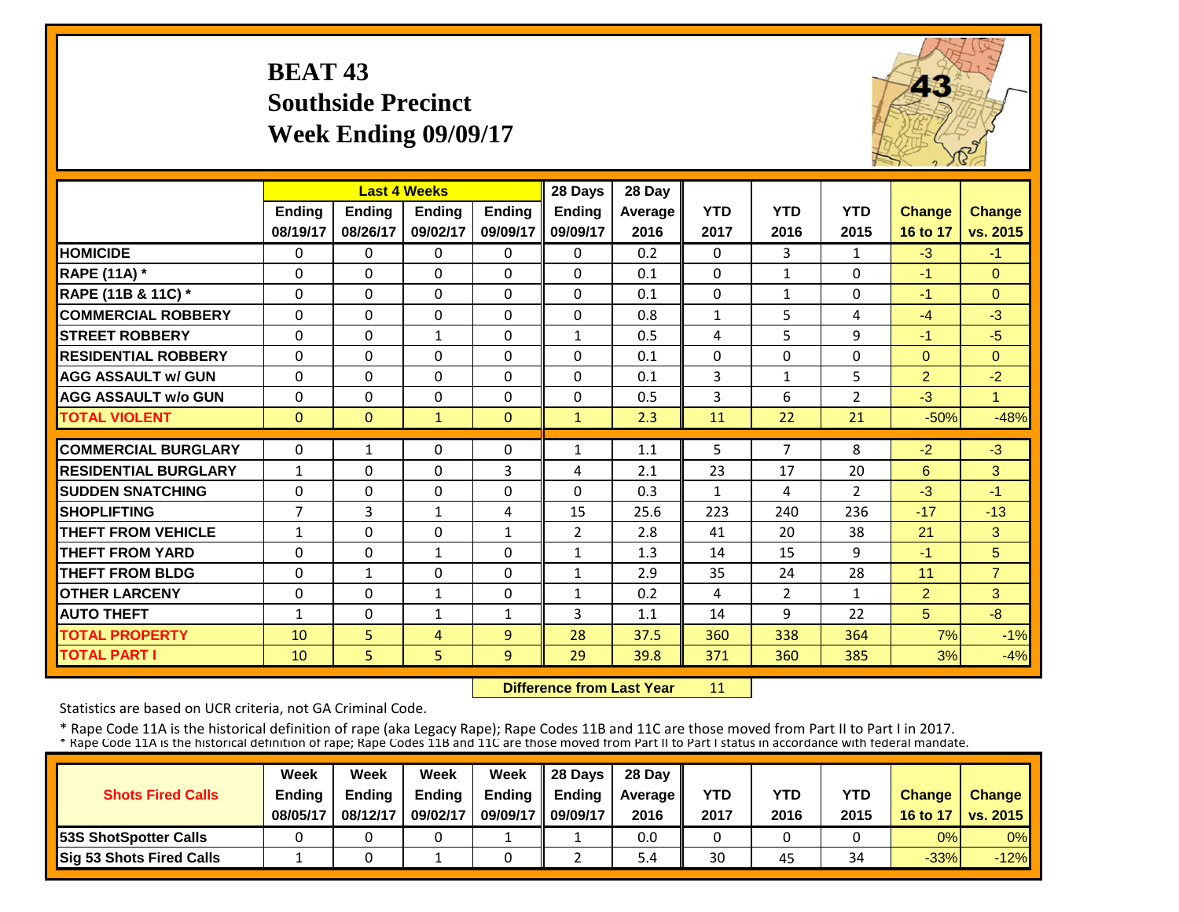# BEAT 43
## Southside Precinct
## Week Ending 09/09/17

| | Last 4 Weeks | | | | 28 Days | 28 Day | | | | | |
|---|---|---|---|---|---|---|---|---|---|---|---|
| | Ending 08/19/17 | Ending 08/26/17 | Ending 09/02/17 | Ending 09/09/17 | Ending 09/09/17 | Average 2016 | YTD 2017 | YTD 2016 | YTD 2015 | Change 16 to 17 | Change vs. 2015 |
| HOMICIDE | 0 | 0 | 0 | 0 | 0 | 0.2 | 0 | 3 | 1 | -3 | -1 |
| RAPE (11A) * | 0 | 0 | 0 | 0 | 0 | 0.1 | 0 | 1 | 0 | -1 | 0 |
| RAPE (11B & 11C) * | 0 | 0 | 0 | 0 | 0 | 0.1 | 0 | 1 | 0 | -1 | 0 |
| COMMERCIAL ROBBERY | 0 | 0 | 0 | 0 | 0 | 0.8 | 1 | 5 | 4 | -4 | -3 |
| STREET ROBBERY | 0 | 0 | 1 | 0 | 1 | 0.5 | 4 | 5 | 9 | -1 | -5 |
| RESIDENTIAL ROBBERY | 0 | 0 | 0 | 0 | 0 | 0.1 | 0 | 0 | 0 | 0 | 0 |
| AGG ASSAULT w/ GUN | 0 | 0 | 0 | 0 | 0 | 0.1 | 3 | 1 | 5 | 2 | -2 |
| AGG ASSAULT w/o GUN | 0 | 0 | 0 | 0 | 0 | 0.5 | 3 | 6 | 2 | -3 | 1 |
| TOTAL VIOLENT | 0 | 0 | 1 | 0 | 1 | 2.3 | 11 | 22 | 21 | -50% | -48% |
| COMMERCIAL BURGLARY | 0 | 1 | 0 | 0 | 1 | 1.1 | 5 | 7 | 8 | -2 | -3 |
| RESIDENTIAL BURGLARY | 1 | 0 | 0 | 3 | 4 | 2.1 | 23 | 17 | 20 | 6 | 3 |
| SUDDEN SNATCHING | 0 | 0 | 0 | 0 | 0 | 0.3 | 1 | 4 | 2 | -3 | -1 |
| SHOPLIFTING | 7 | 3 | 1 | 4 | 15 | 25.6 | 223 | 240 | 236 | -17 | -13 |
| THEFT FROM VEHICLE | 1 | 0 | 0 | 1 | 2 | 2.8 | 41 | 20 | 38 | 21 | 3 |
| THEFT FROM YARD | 0 | 0 | 1 | 0 | 1 | 1.3 | 14 | 15 | 9 | -1 | 5 |
| THEFT FROM BLDG | 0 | 1 | 0 | 0 | 1 | 2.9 | 35 | 24 | 28 | 11 | 7 |
| OTHER LARCENY | 0 | 0 | 1 | 0 | 1 | 0.2 | 4 | 2 | 1 | 2 | 3 |
| AUTO THEFT | 1 | 0 | 1 | 1 | 3 | 1.1 | 14 | 9 | 22 | 5 | -8 |
| TOTAL PROPERTY | 10 | 5 | 4 | 9 | 28 | 37.5 | 360 | 338 | 364 | 7% | -1% |
| TOTAL PART I | 10 | 5 | 5 | 9 | 29 | 39.8 | 371 | 360 | 385 | 3% | -4% |

**Difference from Last Year** 11

Statistics are based on UCR criteria, not GA Criminal Code.

* Rape Code 11A is the historical definition of rape (aka Legacy Rape); Rape Codes 11B and 11C are those moved from Part II to Part I in 2017.
* Rape Code 11A is the historical definition of rape; Rape Codes 11B and 11C are those moved from Part II to Part I status in accordance with federal mandate.

| Shots Fired Calls | Week Ending 08/05/17 | Week Ending 08/12/17 | Week Ending 09/02/17 | Week Ending 09/09/17 | 28 Days Ending 09/09/17 | 28 Day Average 2016 | YTD 2017 | YTD 2016 | YTD 2015 | Change 16 to 17 | Change vs. 2015 |
|---|---|---|---|---|---|---|---|---|---|---|---|
| 53S ShotSpotter Calls | 0 | 0 | 0 | 1 | 1 | 0.0 | 0 | 0 | 0 | 0% | 0% |
| Sig 53 Shots Fired Calls | 1 | 0 | 1 | 0 | 2 | 5.4 | 30 | 45 | 34 | -33% | -12% |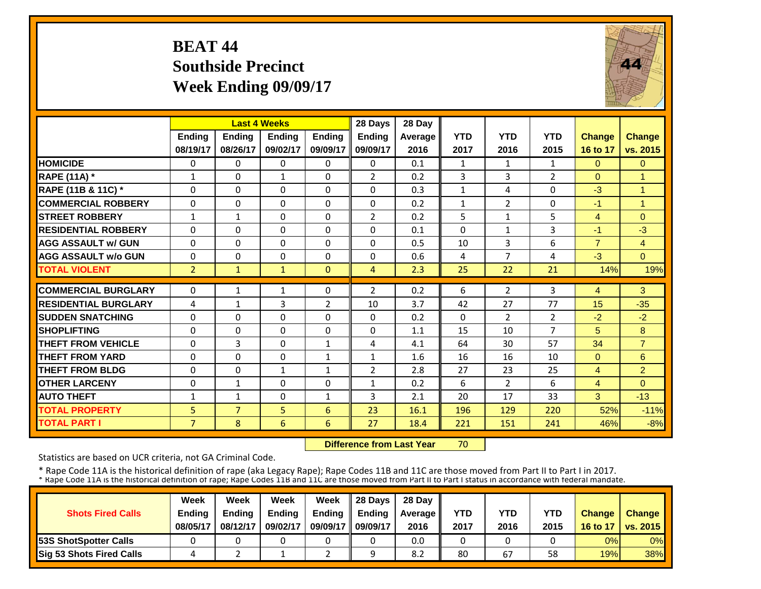# BEAT 44
## Southside Precinct
## Week Ending 09/09/17

| | Last 4 Weeks | | | | 28 Days | 28 Day | | | | | |
|---|---|---|---|---|---|---|---|---|---|---|---|
| | Ending 08/19/17 | Ending 08/26/17 | Ending 09/02/17 | Ending 09/09/17 | Ending 09/09/17 | Average 2016 | YTD 2017 | YTD 2016 | YTD 2015 | Change 16 to 17 | Change vs. 2015 |
| HOMICIDE | 0 | 0 | 0 | 0 | 0 | 0.1 | 1 | 1 | 1 | 0 | 0 |
| RAPE (11A) * | 1 | 0 | 1 | 0 | 2 | 0.2 | 3 | 3 | 2 | 0 | 1 |
| RAPE (11B & 11C) * | 0 | 0 | 0 | 0 | 0 | 0.3 | 1 | 4 | 0 | -3 | 1 |
| COMMERCIAL ROBBERY | 0 | 0 | 0 | 0 | 0 | 0.2 | 1 | 2 | 0 | -1 | 1 |
| STREET ROBBERY | 1 | 1 | 0 | 0 | 2 | 0.2 | 5 | 1 | 5 | 4 | 0 |
| RESIDENTIAL ROBBERY | 0 | 0 | 0 | 0 | 0 | 0.1 | 0 | 1 | 3 | -1 | -3 |
| AGG ASSAULT w/ GUN | 0 | 0 | 0 | 0 | 0 | 0.5 | 10 | 3 | 6 | 7 | 4 |
| AGG ASSAULT w/o GUN | 0 | 0 | 0 | 0 | 0 | 0.6 | 4 | 7 | 4 | -3 | 0 |
| TOTAL VIOLENT | 2 | 1 | 1 | 0 | 4 | 2.3 | 25 | 22 | 21 | 14% | 19% |
| COMMERCIAL BURGLARY | 0 | 1 | 1 | 0 | 2 | 0.2 | 6 | 2 | 3 | 4 | 3 |
| RESIDENTIAL BURGLARY | 4 | 1 | 3 | 2 | 10 | 3.7 | 42 | 27 | 77 | 15 | -35 |
| SUDDEN SNATCHING | 0 | 0 | 0 | 0 | 0 | 0.2 | 0 | 2 | 2 | -2 | -2 |
| SHOPLIFTING | 0 | 0 | 0 | 0 | 0 | 1.1 | 15 | 10 | 7 | 5 | 8 |
| THEFT FROM VEHICLE | 0 | 3 | 0 | 1 | 4 | 4.1 | 64 | 30 | 57 | 34 | 7 |
| THEFT FROM YARD | 0 | 0 | 0 | 1 | 1 | 1.6 | 16 | 16 | 10 | 0 | 6 |
| THEFT FROM BLDG | 0 | 0 | 1 | 1 | 2 | 2.8 | 27 | 23 | 25 | 4 | 2 |
| OTHER LARCENY | 0 | 1 | 0 | 0 | 1 | 0.2 | 6 | 2 | 6 | 4 | 0 |
| AUTO THEFT | 1 | 1 | 0 | 1 | 3 | 2.1 | 20 | 17 | 33 | 3 | -13 |
| TOTAL PROPERTY | 5 | 7 | 5 | 6 | 23 | 16.1 | 196 | 129 | 220 | 52% | -11% |
| TOTAL PART I | 7 | 8 | 6 | 6 | 27 | 18.4 | 221 | 151 | 241 | 46% | -8% |

**Difference from Last Year** 70

Statistics are based on UCR criteria, not GA Criminal Code.

* Rape Code 11A is the historical definition of rape (aka Legacy Rape); Rape Codes 11B and 11C are those moved from Part II to Part I in 2017.
* Rape Code 11A is the historical definition of rape; Rape Codes 11B and 11C are those moved from Part II to Part I status in accordance with federal mandate.

| Shots Fired Calls | Week Ending 08/05/17 | Week Ending 08/12/17 | Week Ending 09/02/17 | Week Ending 09/09/17 | 28 Days Ending 09/09/17 | 28 Day Average 2016 | YTD 2017 | YTD 2016 | YTD 2015 | Change 16 to 17 | Change vs. 2015 |
|---|---|---|---|---|---|---|---|---|---|---|---|
| 53S ShotSpotter Calls | 0 | 0 | 0 | 0 | 0 | 0.0 | 0 | 0 | 0 | 0% | 0% |
| Sig 53 Shots Fired Calls | 4 | 2 | 1 | 2 | 9 | 8.2 | 80 | 67 | 58 | 19% | 38% |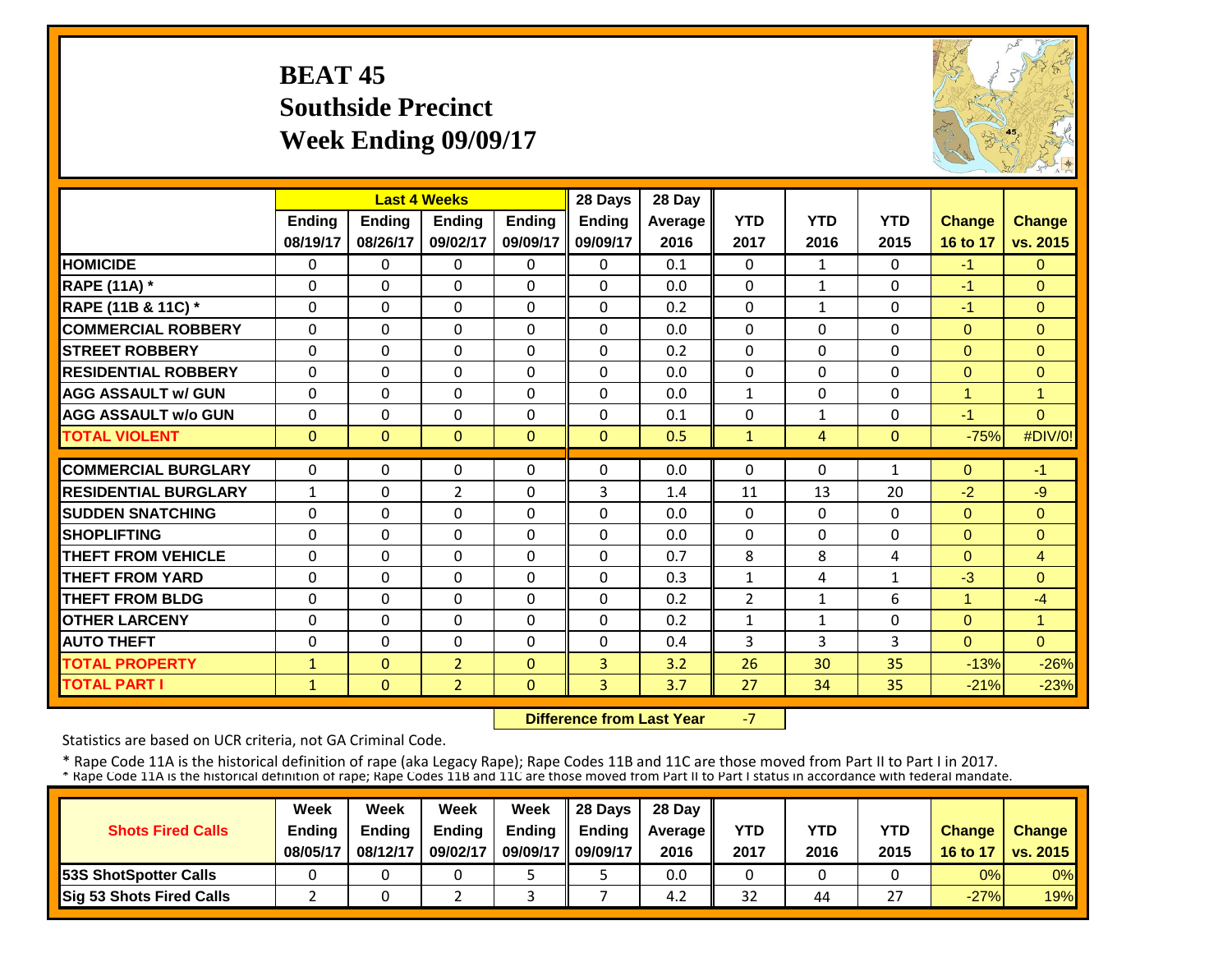# BEAT 45
## Southside Precinct
## Week Ending 09/09/17

| | Last 4 Weeks | | | | 28 Days | 28 Day | | | | | |
|---|---|---|---|---|---|---|---|---|---|---|---|
| | Ending 08/19/17 | Ending 08/26/17 | Ending 09/02/17 | Ending 09/09/17 | Ending 09/09/17 | Average 2016 | YTD 2017 | YTD 2016 | YTD 2015 | Change 16 to 17 | Change vs. 2015 |
| **HOMICIDE** | 0 | 0 | 0 | 0 | 0 | 0.1 | 0 | 1 | 0 | -1 | 0 |
| **RAPE (11A) *** | 0 | 0 | 0 | 0 | 0 | 0.0 | 0 | 1 | 0 | -1 | 0 |
| **RAPE (11B & 11C) *** | 0 | 0 | 0 | 0 | 0 | 0.2 | 0 | 1 | 0 | -1 | 0 |
| **COMMERCIAL ROBBERY** | 0 | 0 | 0 | 0 | 0 | 0.0 | 0 | 0 | 0 | 0 | 0 |
| **STREET ROBBERY** | 0 | 0 | 0 | 0 | 0 | 0.2 | 0 | 0 | 0 | 0 | 0 |
| **RESIDENTIAL ROBBERY** | 0 | 0 | 0 | 0 | 0 | 0.0 | 0 | 0 | 0 | 0 | 0 |
| **AGG ASSAULT w/ GUN** | 0 | 0 | 0 | 0 | 0 | 0.0 | 1 | 0 | 0 | 1 | 1 |
| **AGG ASSAULT w/o GUN** | 0 | 0 | 0 | 0 | 0 | 0.1 | 0 | 1 | 0 | -1 | 0 |
| **TOTAL VIOLENT** | 0 | 0 | 0 | 0 | 0 | 0.5 | 1 | 4 | 0 | -75% | #DIV/0! |
| **COMMERCIAL BURGLARY** | 0 | 0 | 0 | 0 | 0 | 0.0 | 0 | 0 | 1 | 0 | -1 |
| **RESIDENTIAL BURGLARY** | 1 | 0 | 2 | 0 | 3 | 1.4 | 11 | 13 | 20 | -2 | -9 |
| **SUDDEN SNATCHING** | 0 | 0 | 0 | 0 | 0 | 0.0 | 0 | 0 | 0 | 0 | 0 |
| **SHOPLIFTING** | 0 | 0 | 0 | 0 | 0 | 0.0 | 0 | 0 | 0 | 0 | 0 |
| **THEFT FROM VEHICLE** | 0 | 0 | 0 | 0 | 0 | 0.7 | 8 | 8 | 4 | 0 | 4 |
| **THEFT FROM YARD** | 0 | 0 | 0 | 0 | 0 | 0.3 | 1 | 4 | 1 | -3 | 0 |
| **THEFT FROM BLDG** | 0 | 0 | 0 | 0 | 0 | 0.2 | 2 | 1 | 6 | 1 | -4 |
| **OTHER LARCENY** | 0 | 0 | 0 | 0 | 0 | 0.2 | 1 | 1 | 0 | 0 | 1 |
| **AUTO THEFT** | 0 | 0 | 0 | 0 | 0 | 0.4 | 3 | 3 | 3 | 0 | 0 |
| **TOTAL PROPERTY** | 1 | 0 | 2 | 0 | 3 | 3.2 | 26 | 30 | 35 | -13% | -26% |
| **TOTAL PART I** | 1 | 0 | 2 | 0 | 3 | 3.7 | 27 | 34 | 35 | -21% | -23% |

**Difference from Last Year** -7

Statistics are based on UCR criteria, not GA Criminal Code.

* Rape Code 11A is the historical definition of rape (aka Legacy Rape); Rape Codes 11B and 11C are those moved from Part II to Part I in 2017.
* Rape Code 11A is the historical definition of rape; Rape Codes 11B and 11C are those moved from Part II to Part I status in accordance with federal mandate.

| Shots Fired Calls | Week Ending 08/05/17 | Week Ending 08/12/17 | Week Ending 09/02/17 | Week Ending 09/09/17 | 28 Days Ending 09/09/17 | 28 Day Average 2016 | YTD 2017 | YTD 2016 | YTD 2015 | Change 16 to 17 | Change vs. 2015 |
|---|---|---|---|---|---|---|---|---|---|---|---|
| **53S ShotSpotter Calls** | 0 | 0 | 0 | 5 | 5 | 0.0 | 0 | 0 | 0 | 0% | 0% |
| **Sig 53 Shots Fired Calls** | 2 | 0 | 2 | 3 | 7 | 4.2 | 32 | 44 | 27 | -27% | 19% |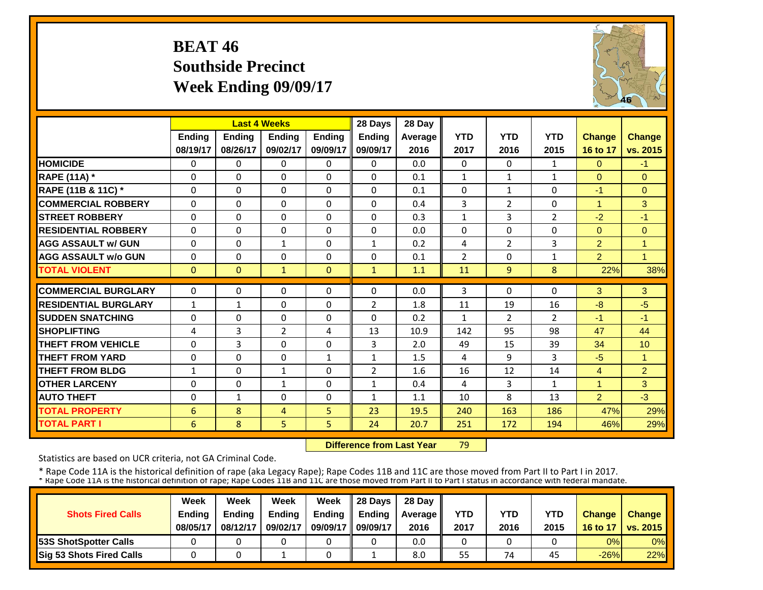# BEAT 46
## Southside Precinct
## Week Ending 09/09/17

| | Last 4 Weeks | | | | 28 Days | 28 Day | YTD | YTD | YTD | Change | Change |
|---|---|---|---|---|---|---|---|---|---|---|---|
| | Ending 08/19/17 | Ending 08/26/17 | Ending 09/02/17 | Ending 09/09/17 | Ending 09/09/17 | Average 2016 | 2017 | 2016 | 2015 | 16 to 17 | vs. 2015 |
| HOMICIDE | 0 | 0 | 0 | 0 | 0 | 0.0 | 0 | 0 | 1 | 0 | -1 |
| RAPE (11A) * | 0 | 0 | 0 | 0 | 0 | 0.1 | 1 | 1 | 1 | 0 | 0 |
| RAPE (11B & 11C) * | 0 | 0 | 0 | 0 | 0 | 0.1 | 0 | 1 | 0 | -1 | 0 |
| COMMERCIAL ROBBERY | 0 | 0 | 0 | 0 | 0 | 0.4 | 3 | 2 | 0 | 1 | 3 |
| STREET ROBBERY | 0 | 0 | 0 | 0 | 0 | 0.3 | 1 | 3 | 2 | -2 | -1 |
| RESIDENTIAL ROBBERY | 0 | 0 | 0 | 0 | 0 | 0.0 | 0 | 0 | 0 | 0 | 0 |
| AGG ASSAULT w/ GUN | 0 | 0 | 1 | 0 | 1 | 0.2 | 4 | 2 | 3 | 2 | 1 |
| AGG ASSAULT w/o GUN | 0 | 0 | 0 | 0 | 0 | 0.1 | 2 | 0 | 1 | 2 | 1 |
| TOTAL VIOLENT | 0 | 0 | 1 | 0 | 1 | 1.1 | 11 | 9 | 8 | 22% | 38% |
| COMMERCIAL BURGLARY | 0 | 0 | 0 | 0 | 0 | 0.0 | 3 | 0 | 0 | 3 | 3 |
| RESIDENTIAL BURGLARY | 1 | 1 | 0 | 0 | 2 | 1.8 | 11 | 19 | 16 | -8 | -5 |
| SUDDEN SNATCHING | 0 | 0 | 0 | 0 | 0 | 0.2 | 1 | 2 | 2 | -1 | -1 |
| SHOPLIFTING | 4 | 3 | 2 | 4 | 13 | 10.9 | 142 | 95 | 98 | 47 | 44 |
| THEFT FROM VEHICLE | 0 | 3 | 0 | 0 | 3 | 2.0 | 49 | 15 | 39 | 34 | 10 |
| THEFT FROM YARD | 0 | 0 | 0 | 1 | 1 | 1.5 | 4 | 9 | 3 | -5 | 1 |
| THEFT FROM BLDG | 1 | 0 | 1 | 0 | 2 | 1.6 | 16 | 12 | 14 | 4 | 2 |
| OTHER LARCENY | 0 | 0 | 1 | 0 | 1 | 0.4 | 4 | 3 | 1 | 1 | 3 |
| AUTO THEFT | 0 | 1 | 0 | 0 | 1 | 1.1 | 10 | 8 | 13 | 2 | -3 |
| TOTAL PROPERTY | 6 | 8 | 4 | 5 | 23 | 19.5 | 240 | 163 | 186 | 47% | 29% |
| TOTAL PART I | 6 | 8 | 5 | 5 | 24 | 20.7 | 251 | 172 | 194 | 46% | 29% |

**Difference from Last Year** 79

Statistics are based on UCR criteria, not GA Criminal Code.

* Rape Code 11A is the historical definition of rape (aka Legacy Rape); Rape Codes 11B and 11C are those moved from Part II to Part I in 2017.
* Rape Code 11A is the historical definition of rape; Rape Codes 11B and 11C are those moved from Part II to Part I status in accordance with federal mandate.

| Shots Fired Calls | Week Ending 08/05/17 | Week Ending 08/12/17 | Week Ending 09/02/17 | Week Ending 09/09/17 | 28 Days Ending 09/09/17 | 28 Day Average 2016 | YTD 2017 | YTD 2016 | YTD 2015 | Change 16 to 17 | Change vs. 2015 |
|---|---|---|---|---|---|---|---|---|---|---|---|
| 53S ShotSpotter Calls | 0 | 0 | 0 | 0 | 0 | 0.0 | 0 | 0 | 0 | 0% | 0% |
| Sig 53 Shots Fired Calls | 0 | 0 | 1 | 0 | 1 | 8.0 | 55 | 74 | 45 | -26% | 22% |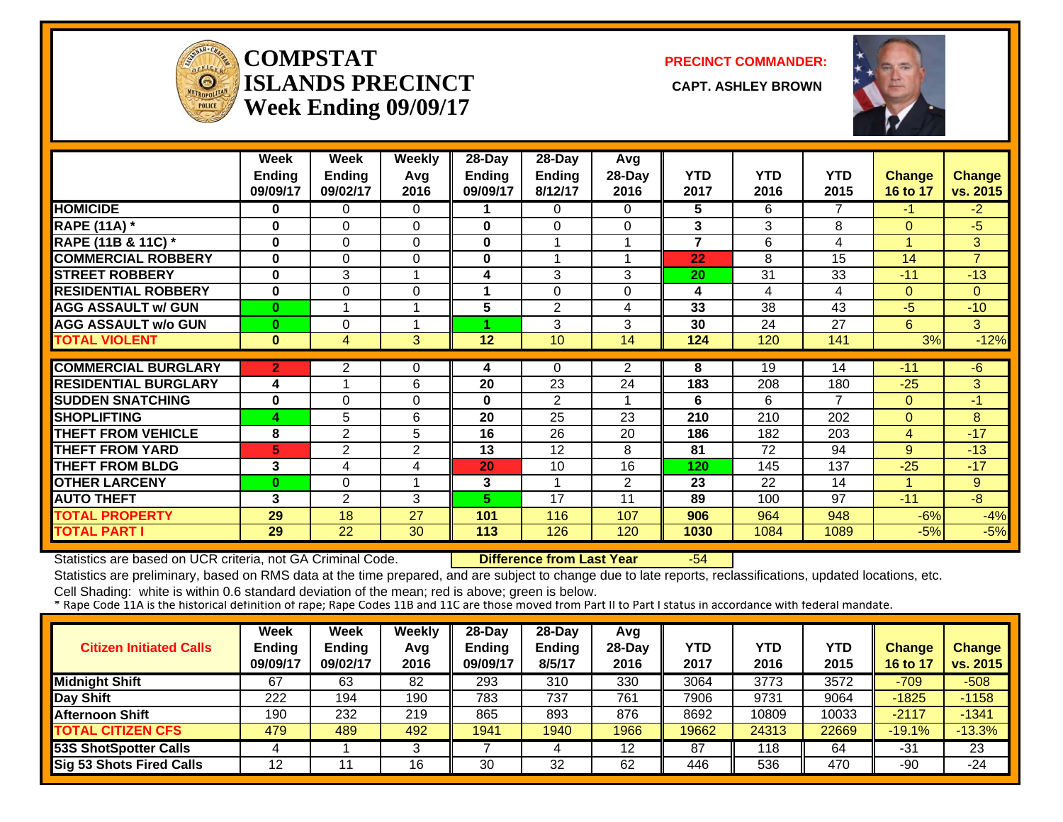# COMPSTAT
# ISLANDS PRECINCT
# Week Ending 09/09/17

**PRECINCT COMMANDER:**

**CAPT. ASHLEY BROWN**

| | Week Ending 09/09/17 | Week Ending 09/02/17 | Weekly Avg 2016 | 28-Day Ending 09/09/17 | 28-Day Ending 8/12/17 | Avg 28-Day 2016 | YTD 2017 | YTD 2016 | YTD 2015 | Change 16 to 17 | Change vs. 2015 |
|---|---|---|---|---|---|---|---|---|---|---|---|
| **HOMICIDE** | 0 | 0 | 0 | 1 | 0 | 0 | 5 | 6 | 7 | -1 | -2 |
| **RAPE (11A) *** | 0 | 0 | 0 | 0 | 0 | 0 | 3 | 3 | 8 | 0 | -5 |
| **RAPE (11B & 11C) *** | 0 | 0 | 0 | 0 | 1 | 1 | 7 | 6 | 4 | 1 | 3 |
| **COMMERCIAL ROBBERY** | 0 | 0 | 0 | 0 | 1 | 1 | 22 | 8 | 15 | 14 | 7 |
| **STREET ROBBERY** | 0 | 3 | 1 | 4 | 3 | 3 | 20 | 31 | 33 | -11 | -13 |
| **RESIDENTIAL ROBBERY** | 0 | 0 | 0 | 1 | 0 | 0 | 4 | 4 | 4 | 0 | 0 |
| **AGG ASSAULT w/ GUN** | 0 | 1 | 1 | 5 | 2 | 4 | 33 | 38 | 43 | -5 | -10 |
| **AGG ASSAULT w/o GUN** | 0 | 0 | 1 | 1 | 3 | 3 | 30 | 24 | 27 | 6 | 3 |
| **TOTAL VIOLENT** | 0 | 4 | 3 | 12 | 10 | 14 | 124 | 120 | 141 | 3% | -12% |
| **COMMERCIAL BURGLARY** | 2 | 2 | 0 | 4 | 0 | 2 | 8 | 19 | 14 | -11 | -6 |
| **RESIDENTIAL BURGLARY** | 4 | 1 | 6 | 20 | 23 | 24 | 183 | 208 | 180 | -25 | 3 |
| **SUDDEN SNATCHING** | 0 | 0 | 0 | 0 | 2 | 1 | 6 | 6 | 7 | 0 | -1 |
| **SHOPLIFTING** | 4 | 5 | 6 | 20 | 25 | 23 | 210 | 210 | 202 | 0 | 8 |
| **THEFT FROM VEHICLE** | 8 | 2 | 5 | 16 | 26 | 20 | 186 | 182 | 203 | 4 | -17 |
| **THEFT FROM YARD** | 5 | 2 | 2 | 13 | 12 | 8 | 81 | 72 | 94 | 9 | -13 |
| **THEFT FROM BLDG** | 3 | 4 | 4 | 20 | 10 | 16 | 120 | 145 | 137 | -25 | -17 |
| **OTHER LARCENY** | 0 | 0 | 1 | 3 | 1 | 2 | 23 | 22 | 14 | 1 | 9 |
| **AUTO THEFT** | 3 | 2 | 3 | 5 | 17 | 11 | 89 | 100 | 97 | -11 | -8 |
| **TOTAL PROPERTY** | 29 | 18 | 27 | 101 | 116 | 107 | 906 | 964 | 948 | -6% | -4% |
| **TOTAL PART I** | 29 | 22 | 30 | 113 | 126 | 120 | 1030 | 1084 | 1089 | -5% | -5% |

Statistics are based on UCR criteria, not GA Criminal Code. **Difference from Last Year** -54

Statistics are preliminary, based on RMS data at the time prepared, and are subject to change due to late reports, reclassifications, updated locations, etc.

Cell Shading: white is within 0.6 standard deviation of the mean; red is above; green is below.

* Rape Code 11A is the historical definition of rape; Rape Codes 11B and 11C are those moved from Part II to Part I status in accordance with federal mandate.

| Citizen Initiated Calls | Week Ending 09/09/17 | Week Ending 09/02/17 | Weekly Avg 2016 | 28-Day Ending 09/09/17 | 28-Day Ending 8/5/17 | Avg 28-Day 2016 | YTD 2017 | YTD 2016 | YTD 2015 | Change 16 to 17 | Change vs. 2015 |
|---|---|---|---|---|---|---|---|---|---|---|---|
| **Midnight Shift** | 67 | 63 | 82 | 293 | 310 | 330 | 3064 | 3773 | 3572 | -709 | -508 |
| **Day Shift** | 222 | 194 | 190 | 783 | 737 | 761 | 7906 | 9731 | 9064 | -1825 | -1158 |
| **Afternoon Shift** | 190 | 232 | 219 | 865 | 893 | 876 | 8692 | 10809 | 10033 | -2117 | -1341 |
| **TOTAL CITIZEN CFS** | 479 | 489 | 492 | 1941 | 1940 | 1966 | 19662 | 24313 | 22669 | -19.1% | -13.3% |
| **53S ShotSpotter Calls** | 4 | 1 | 3 | 7 | 4 | 12 | 87 | 118 | 64 | -31 | 23 |
| **Sig 53 Shots Fired Calls** | 12 | 11 | 16 | 30 | 32 | 62 | 446 | 536 | 470 | -90 | -24 |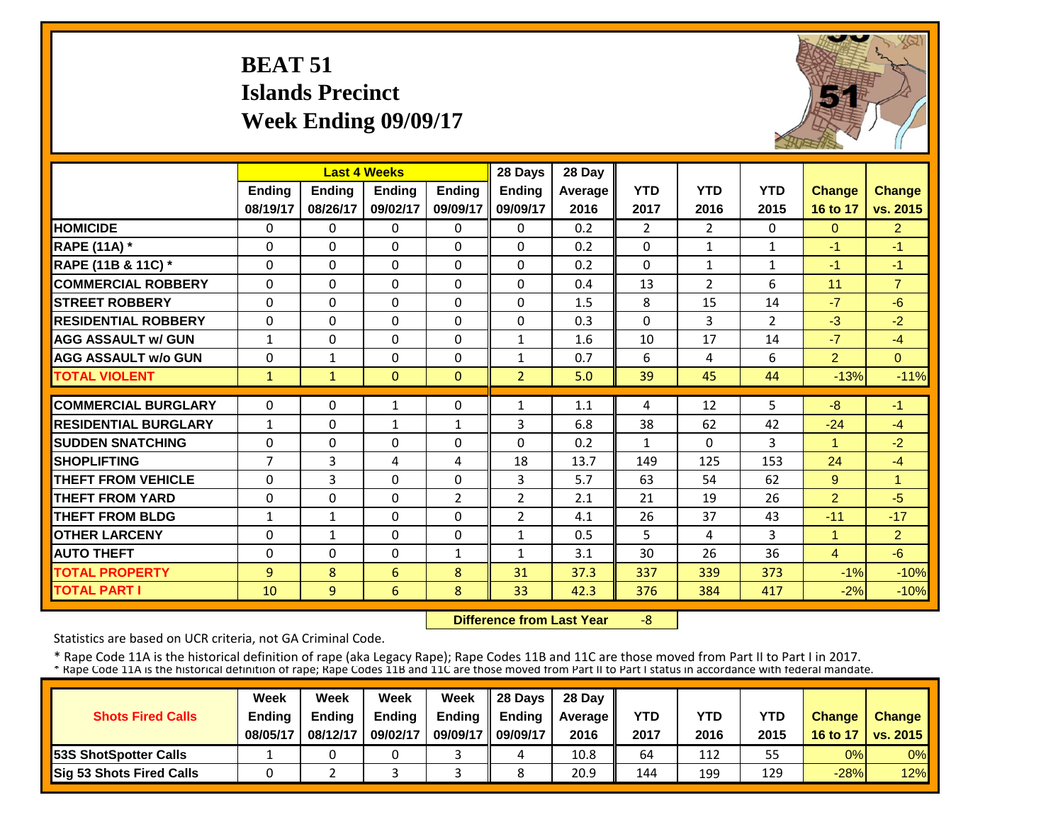# BEAT 51
# Islands Precinct
# Week Ending 09/09/17

| | Last 4 Weeks | | | | 28 Days | 28 Day | | | | | |
|---|---|---|---|---|---|---|---|---|---|---|---|
| | Ending 08/19/17 | Ending 08/26/17 | Ending 09/02/17 | Ending 09/09/17 | Ending 09/09/17 | Average 2016 | YTD 2017 | YTD 2016 | YTD 2015 | Change 16 to 17 | Change vs. 2015 |
| **HOMICIDE** | 0 | 0 | 0 | 0 | 0 | 0.2 | 2 | 2 | 0 | 0 | 2 |
| **RAPE (11A) *** | 0 | 0 | 0 | 0 | 0 | 0.2 | 0 | 1 | 1 | -1 | -1 |
| **RAPE (11B & 11C) *** | 0 | 0 | 0 | 0 | 0 | 0.2 | 0 | 1 | 1 | -1 | -1 |
| **COMMERCIAL ROBBERY** | 0 | 0 | 0 | 0 | 0 | 0.4 | 13 | 2 | 6 | 11 | 7 |
| **STREET ROBBERY** | 0 | 0 | 0 | 0 | 0 | 1.5 | 8 | 15 | 14 | -7 | -6 |
| **RESIDENTIAL ROBBERY** | 0 | 0 | 0 | 0 | 0 | 0.3 | 0 | 3 | 2 | -3 | -2 |
| **AGG ASSAULT w/ GUN** | 1 | 0 | 0 | 0 | 1 | 1.6 | 10 | 17 | 14 | -7 | -4 |
| **AGG ASSAULT w/o GUN** | 0 | 1 | 0 | 0 | 1 | 0.7 | 6 | 4 | 6 | 2 | 0 |
| **TOTAL VIOLENT** | 1 | 1 | 0 | 0 | 2 | 5.0 | 39 | 45 | 44 | -13% | -11% |
| **COMMERCIAL BURGLARY** | 0 | 0 | 1 | 0 | 1 | 1.1 | 4 | 12 | 5 | -8 | -1 |
| **RESIDENTIAL BURGLARY** | 1 | 0 | 1 | 1 | 3 | 6.8 | 38 | 62 | 42 | -24 | -4 |
| **SUDDEN SNATCHING** | 0 | 0 | 0 | 0 | 0 | 0.2 | 1 | 0 | 3 | 1 | -2 |
| **SHOPLIFTING** | 7 | 3 | 4 | 4 | 18 | 13.7 | 149 | 125 | 153 | 24 | -4 |
| **THEFT FROM VEHICLE** | 0 | 3 | 0 | 0 | 3 | 5.7 | 63 | 54 | 62 | 9 | 1 |
| **THEFT FROM YARD** | 0 | 0 | 0 | 2 | 2 | 2.1 | 21 | 19 | 26 | 2 | -5 |
| **THEFT FROM BLDG** | 1 | 1 | 0 | 0 | 2 | 4.1 | 26 | 37 | 43 | -11 | -17 |
| **OTHER LARCENY** | 0 | 1 | 0 | 0 | 1 | 0.5 | 5 | 4 | 3 | 1 | 2 |
| **AUTO THEFT** | 0 | 0 | 0 | 1 | 1 | 3.1 | 30 | 26 | 36 | 4 | -6 |
| **TOTAL PROPERTY** | 9 | 8 | 6 | 8 | 31 | 37.3 | 337 | 339 | 373 | -1% | -10% |
| **TOTAL PART I** | 10 | 9 | 6 | 8 | 33 | 42.3 | 376 | 384 | 417 | -2% | -10% |

**Difference from Last Year** -8

Statistics are based on UCR criteria, not GA Criminal Code.

\* Rape Code 11A is the historical definition of rape (aka Legacy Rape); Rape Codes 11B and 11C are those moved from Part II to Part I in 2017.
\* Rape Code 11A is the historical definition of rape; Rape Codes 11B and 11C are those moved from Part II to Part I status in accordance with federal mandate.

| Shots Fired Calls | Week Ending 08/05/17 | Week Ending 08/12/17 | Week Ending 09/02/17 | Week Ending 09/09/17 | 28 Days Ending 09/09/17 | 28 Day Average 2016 | YTD 2017 | YTD 2016 | YTD 2015 | Change 16 to 17 | Change vs. 2015 |
|---|---|---|---|---|---|---|---|---|---|---|---|
| **53S ShotSpotter Calls** | 1 | 0 | 0 | 3 | 4 | 10.8 | 64 | 112 | 55 | 0% | 0% |
| **Sig 53 Shots Fired Calls** | 0 | 2 | 3 | 3 | 8 | 20.9 | 144 | 199 | 129 | -28% | 12% |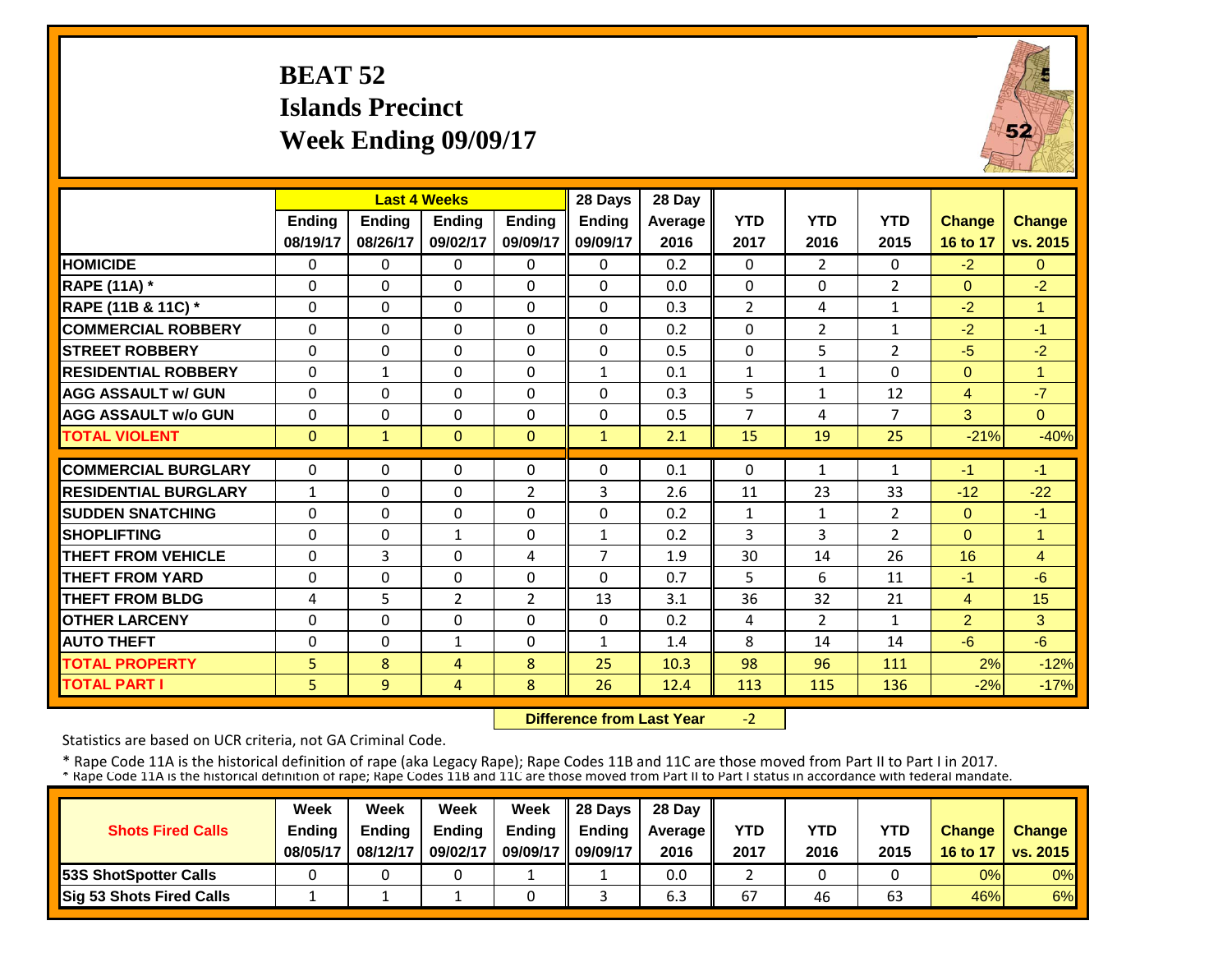# BEAT 52
## Islands Precinct
## Week Ending 09/09/17

| | Last 4 Weeks | | | | 28 Days | 28 Day | | | | | |
|---|---|---|---|---|---|---|---|---|---|---|---|
| | Ending 08/19/17 | Ending 08/26/17 | Ending 09/02/17 | Ending 09/09/17 | Ending 09/09/17 | Average 2016 | YTD 2017 | YTD 2016 | YTD 2015 | Change 16 to 17 | Change vs. 2015 |
| HOMICIDE | 0 | 0 | 0 | 0 | 0 | 0.2 | 0 | 2 | 0 | -2 | 0 |
| RAPE (11A) * | 0 | 0 | 0 | 0 | 0 | 0.0 | 0 | 0 | 2 | 0 | -2 |
| RAPE (11B & 11C) * | 0 | 0 | 0 | 0 | 0 | 0.3 | 2 | 4 | 1 | -2 | 1 |
| COMMERCIAL ROBBERY | 0 | 0 | 0 | 0 | 0 | 0.2 | 0 | 2 | 1 | -2 | -1 |
| STREET ROBBERY | 0 | 0 | 0 | 0 | 0 | 0.5 | 0 | 5 | 2 | -5 | -2 |
| RESIDENTIAL ROBBERY | 0 | 1 | 0 | 0 | 1 | 0.1 | 1 | 1 | 0 | 0 | 1 |
| AGG ASSAULT w/ GUN | 0 | 0 | 0 | 0 | 0 | 0.3 | 5 | 1 | 12 | 4 | -7 |
| AGG ASSAULT w/o GUN | 0 | 0 | 0 | 0 | 0 | 0.5 | 7 | 4 | 7 | 3 | 0 |
| TOTAL VIOLENT | 0 | 1 | 0 | 0 | 1 | 2.1 | 15 | 19 | 25 | -21% | -40% |
| COMMERCIAL BURGLARY | 0 | 0 | 0 | 0 | 0 | 0.1 | 0 | 1 | 1 | -1 | -1 |
| RESIDENTIAL BURGLARY | 1 | 0 | 0 | 2 | 3 | 2.6 | 11 | 23 | 33 | -12 | -22 |
| SUDDEN SNATCHING | 0 | 0 | 0 | 0 | 0 | 0.2 | 1 | 1 | 2 | 0 | -1 |
| SHOPLIFTING | 0 | 0 | 1 | 0 | 1 | 0.2 | 3 | 3 | 2 | 0 | 1 |
| THEFT FROM VEHICLE | 0 | 3 | 0 | 4 | 7 | 1.9 | 30 | 14 | 26 | 16 | 4 |
| THEFT FROM YARD | 0 | 0 | 0 | 0 | 0 | 0.7 | 5 | 6 | 11 | -1 | -6 |
| THEFT FROM BLDG | 4 | 5 | 2 | 2 | 13 | 3.1 | 36 | 32 | 21 | 4 | 15 |
| OTHER LARCENY | 0 | 0 | 0 | 0 | 0 | 0.2 | 4 | 2 | 1 | 2 | 3 |
| AUTO THEFT | 0 | 0 | 1 | 0 | 1 | 1.4 | 8 | 14 | 14 | -6 | -6 |
| TOTAL PROPERTY | 5 | 8 | 4 | 8 | 25 | 10.3 | 98 | 96 | 111 | 2% | -12% |
| TOTAL PART I | 5 | 9 | 4 | 8 | 26 | 12.4 | 113 | 115 | 136 | -2% | -17% |

**Difference from Last Year** -2

Statistics are based on UCR criteria, not GA Criminal Code.

* Rape Code 11A is the historical definition of rape (aka Legacy Rape); Rape Codes 11B and 11C are those moved from Part II to Part I in 2017.
* Rape Code 11A is the historical definition of rape; Rape Codes 11B and 11C are those moved from Part II to Part I status in accordance with federal mandate.

| Shots Fired Calls | Week Ending 08/05/17 | Week Ending 08/12/17 | Week Ending 09/02/17 | Week Ending 09/09/17 | 28 Days Ending 09/09/17 | 28 Day Average 2016 | YTD 2017 | YTD 2016 | YTD 2015 | Change 16 to 17 | Change vs. 2015 |
|---|---|---|---|---|---|---|---|---|---|---|---|
| 53S ShotSpotter Calls | 0 | 0 | 0 | 1 | 1 | 0.0 | 2 | 0 | 0 | 0% | 0% |
| Sig 53 Shots Fired Calls | 1 | 1 | 1 | 0 | 3 | 6.3 | 67 | 46 | 63 | 46% | 6% |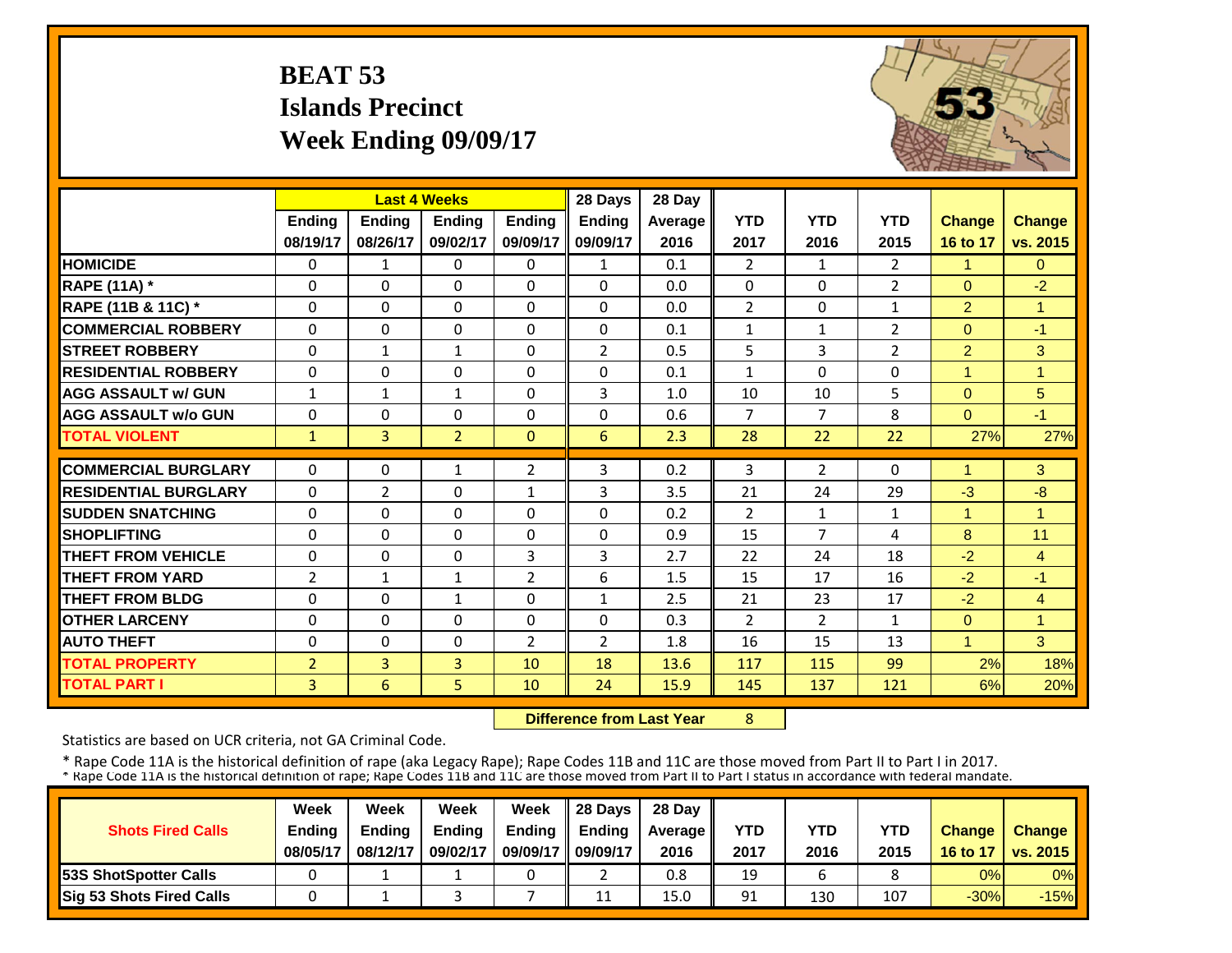# BEAT 53
## Islands Precinct
## Week Ending 09/09/17

| | Last 4 Weeks | | | | 28 Days | 28 Day | | | | | |
|---|---|---|---|---|---|---|---|---|---|---|---|
| | Ending 08/19/17 | Ending 08/26/17 | Ending 09/02/17 | Ending 09/09/17 | Ending 09/09/17 | Average 2016 | YTD 2017 | YTD 2016 | YTD 2015 | Change 16 to 17 | Change vs. 2015 |
| HOMICIDE | 0 | 1 | 0 | 0 | 1 | 0.1 | 2 | 1 | 2 | 1 | 0 |
| RAPE (11A) * | 0 | 0 | 0 | 0 | 0 | 0.0 | 0 | 0 | 2 | 0 | -2 |
| RAPE (11B & 11C) * | 0 | 0 | 0 | 0 | 0 | 0.0 | 2 | 0 | 1 | 2 | 1 |
| COMMERCIAL ROBBERY | 0 | 0 | 0 | 0 | 0 | 0.1 | 1 | 1 | 2 | 0 | -1 |
| STREET ROBBERY | 0 | 1 | 1 | 0 | 2 | 0.5 | 5 | 3 | 2 | 2 | 3 |
| RESIDENTIAL ROBBERY | 0 | 0 | 0 | 0 | 0 | 0.1 | 1 | 0 | 0 | 1 | 1 |
| AGG ASSAULT w/ GUN | 1 | 1 | 1 | 0 | 3 | 1.0 | 10 | 10 | 5 | 0 | 5 |
| AGG ASSAULT w/o GUN | 0 | 0 | 0 | 0 | 0 | 0.6 | 7 | 7 | 8 | 0 | -1 |
| TOTAL VIOLENT | 1 | 3 | 2 | 0 | 6 | 2.3 | 28 | 22 | 22 | 27% | 27% |
| COMMERCIAL BURGLARY | 0 | 0 | 1 | 2 | 3 | 0.2 | 3 | 2 | 0 | 1 | 3 |
| RESIDENTIAL BURGLARY | 0 | 2 | 0 | 1 | 3 | 3.5 | 21 | 24 | 29 | -3 | -8 |
| SUDDEN SNATCHING | 0 | 0 | 0 | 0 | 0 | 0.2 | 2 | 1 | 1 | 1 | 1 |
| SHOPLIFTING | 0 | 0 | 0 | 0 | 0 | 0.9 | 15 | 7 | 4 | 8 | 11 |
| THEFT FROM VEHICLE | 0 | 0 | 0 | 3 | 3 | 2.7 | 22 | 24 | 18 | -2 | 4 |
| THEFT FROM YARD | 2 | 1 | 1 | 2 | 6 | 1.5 | 15 | 17 | 16 | -2 | -1 |
| THEFT FROM BLDG | 0 | 0 | 1 | 0 | 1 | 2.5 | 21 | 23 | 17 | -2 | 4 |
| OTHER LARCENY | 0 | 0 | 0 | 0 | 0 | 0.3 | 2 | 2 | 1 | 0 | 1 |
| AUTO THEFT | 0 | 0 | 0 | 2 | 2 | 1.8 | 16 | 15 | 13 | 1 | 3 |
| TOTAL PROPERTY | 2 | 3 | 3 | 10 | 18 | 13.6 | 117 | 115 | 99 | 2% | 18% |
| TOTAL PART I | 3 | 6 | 5 | 10 | 24 | 15.9 | 145 | 137 | 121 | 6% | 20% |

**Difference from Last Year** 8

Statistics are based on UCR criteria, not GA Criminal Code.

* Rape Code 11A is the historical definition of rape (aka Legacy Rape); Rape Codes 11B and 11C are those moved from Part II to Part I in 2017.
* Rape Code 11A is the historical definition of rape; Rape Codes 11B and 11C are those moved from Part II to Part I status in accordance with federal mandate.

| Shots Fired Calls | Week Ending 08/05/17 | Week Ending 08/12/17 | Week Ending 09/02/17 | Week Ending 09/09/17 | 28 Days Ending 09/09/17 | 28 Day Average 2016 | YTD 2017 | YTD 2016 | YTD 2015 | Change 16 to 17 | Change vs. 2015 |
|---|---|---|---|---|---|---|---|---|---|---|---|
| 53S ShotSpotter Calls | 0 | 1 | 1 | 0 | 2 | 0.8 | 19 | 6 | 8 | 0% | 0% |
| Sig 53 Shots Fired Calls | 0 | 1 | 3 | 7 | 11 | 15.0 | 91 | 130 | 107 | -30% | -15% |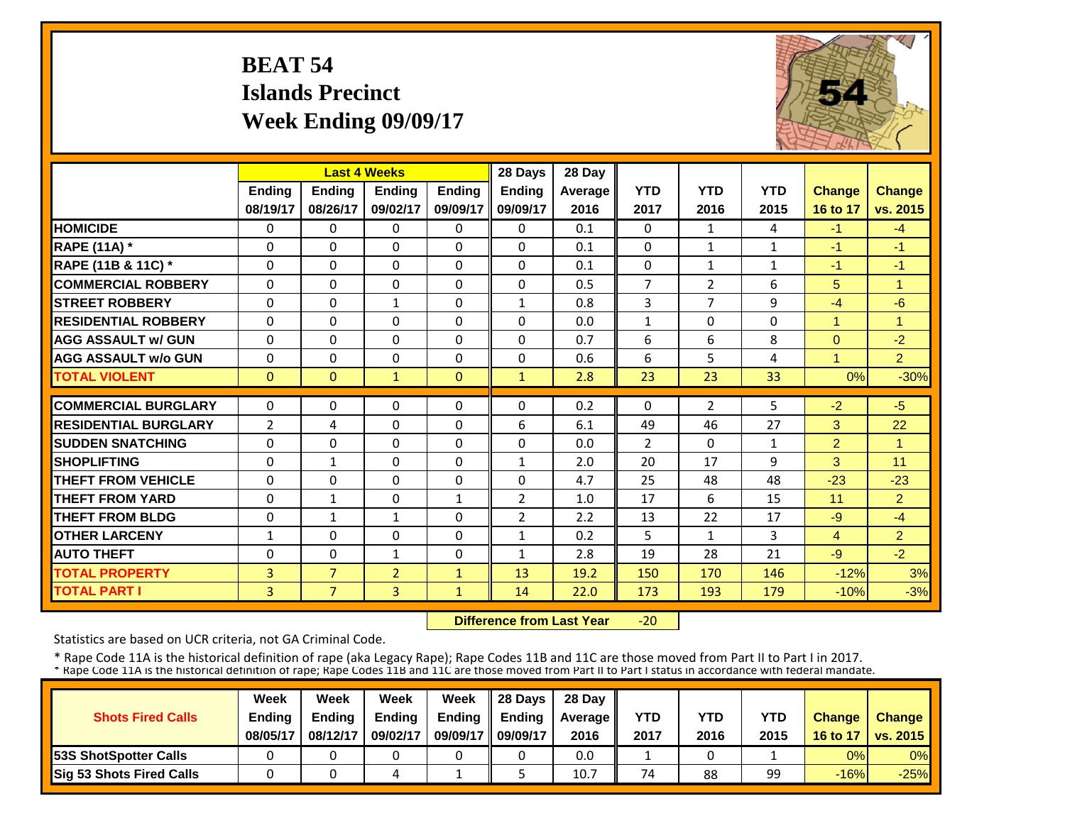# BEAT 54
## Islands Precinct
## Week Ending 09/09/17

| | Last 4 Weeks | | | | 28 Days | 28 Day | | | | | |
|---|---|---|---|---|---|---|---|---|---|---|---|
| | Ending 08/19/17 | Ending 08/26/17 | Ending 09/02/17 | Ending 09/09/17 | Ending 09/09/17 | Average 2016 | YTD 2017 | YTD 2016 | YTD 2015 | Change 16 to 17 | Change vs. 2015 |
| HOMICIDE | 0 | 0 | 0 | 0 | 0 | 0.1 | 0 | 1 | 4 | -1 | -4 |
| RAPE (11A) * | 0 | 0 | 0 | 0 | 0 | 0.1 | 0 | 1 | 1 | -1 | -1 |
| RAPE (11B & 11C) * | 0 | 0 | 0 | 0 | 0 | 0.1 | 0 | 1 | 1 | -1 | -1 |
| COMMERCIAL ROBBERY | 0 | 0 | 0 | 0 | 0 | 0.5 | 7 | 2 | 6 | 5 | 1 |
| STREET ROBBERY | 0 | 0 | 1 | 0 | 1 | 0.8 | 3 | 7 | 9 | -4 | -6 |
| RESIDENTIAL ROBBERY | 0 | 0 | 0 | 0 | 0 | 0.0 | 1 | 0 | 0 | 1 | 1 |
| AGG ASSAULT w/ GUN | 0 | 0 | 0 | 0 | 0 | 0.7 | 6 | 6 | 8 | 0 | -2 |
| AGG ASSAULT w/o GUN | 0 | 0 | 0 | 0 | 0 | 0.6 | 6 | 5 | 4 | 1 | 2 |
| TOTAL VIOLENT | 0 | 0 | 1 | 0 | 1 | 2.8 | 23 | 23 | 33 | 0% | -30% |
| COMMERCIAL BURGLARY | 0 | 0 | 0 | 0 | 0 | 0.2 | 0 | 2 | 5 | -2 | -5 |
| RESIDENTIAL BURGLARY | 2 | 4 | 0 | 0 | 6 | 6.1 | 49 | 46 | 27 | 3 | 22 |
| SUDDEN SNATCHING | 0 | 0 | 0 | 0 | 0 | 0.0 | 2 | 0 | 1 | 2 | 1 |
| SHOPLIFTING | 0 | 1 | 0 | 0 | 1 | 2.0 | 20 | 17 | 9 | 3 | 11 |
| THEFT FROM VEHICLE | 0 | 0 | 0 | 0 | 0 | 4.7 | 25 | 48 | 48 | -23 | -23 |
| THEFT FROM YARD | 0 | 1 | 0 | 1 | 2 | 1.0 | 17 | 6 | 15 | 11 | 2 |
| THEFT FROM BLDG | 0 | 1 | 1 | 0 | 2 | 2.2 | 13 | 22 | 17 | -9 | -4 |
| OTHER LARCENY | 1 | 0 | 0 | 0 | 1 | 0.2 | 5 | 1 | 3 | 4 | 2 |
| AUTO THEFT | 0 | 0 | 1 | 0 | 1 | 2.8 | 19 | 28 | 21 | -9 | -2 |
| TOTAL PROPERTY | 3 | 7 | 2 | 1 | 13 | 19.2 | 150 | 170 | 146 | -12% | 3% |
| TOTAL PART I | 3 | 7 | 3 | 1 | 14 | 22.0 | 173 | 193 | 179 | -10% | -3% |

**Difference from Last Year** -20

Statistics are based on UCR criteria, not GA Criminal Code.

* Rape Code 11A is the historical definition of rape (aka Legacy Rape); Rape Codes 11B and 11C are those moved from Part II to Part I in 2017.
* Rape Code 11A is the historical definition of rape; Rape Codes 11B and 11C are those moved from Part II to Part I status in accordance with federal mandate.

| Shots Fired Calls | Week Ending 08/05/17 | Week Ending 08/12/17 | Week Ending 09/02/17 | Week Ending 09/09/17 | 28 Days Ending 09/09/17 | 28 Day Average 2016 | YTD 2017 | YTD 2016 | YTD 2015 | Change 16 to 17 | Change vs. 2015 |
|---|---|---|---|---|---|---|---|---|---|---|---|
| 53S ShotSpotter Calls | 0 | 0 | 0 | 0 | 0 | 0.0 | 1 | 0 | 1 | 0% | 0% |
| Sig 53 Shots Fired Calls | 0 | 0 | 4 | 1 | 5 | 10.7 | 74 | 88 | 99 | -16% | -25% |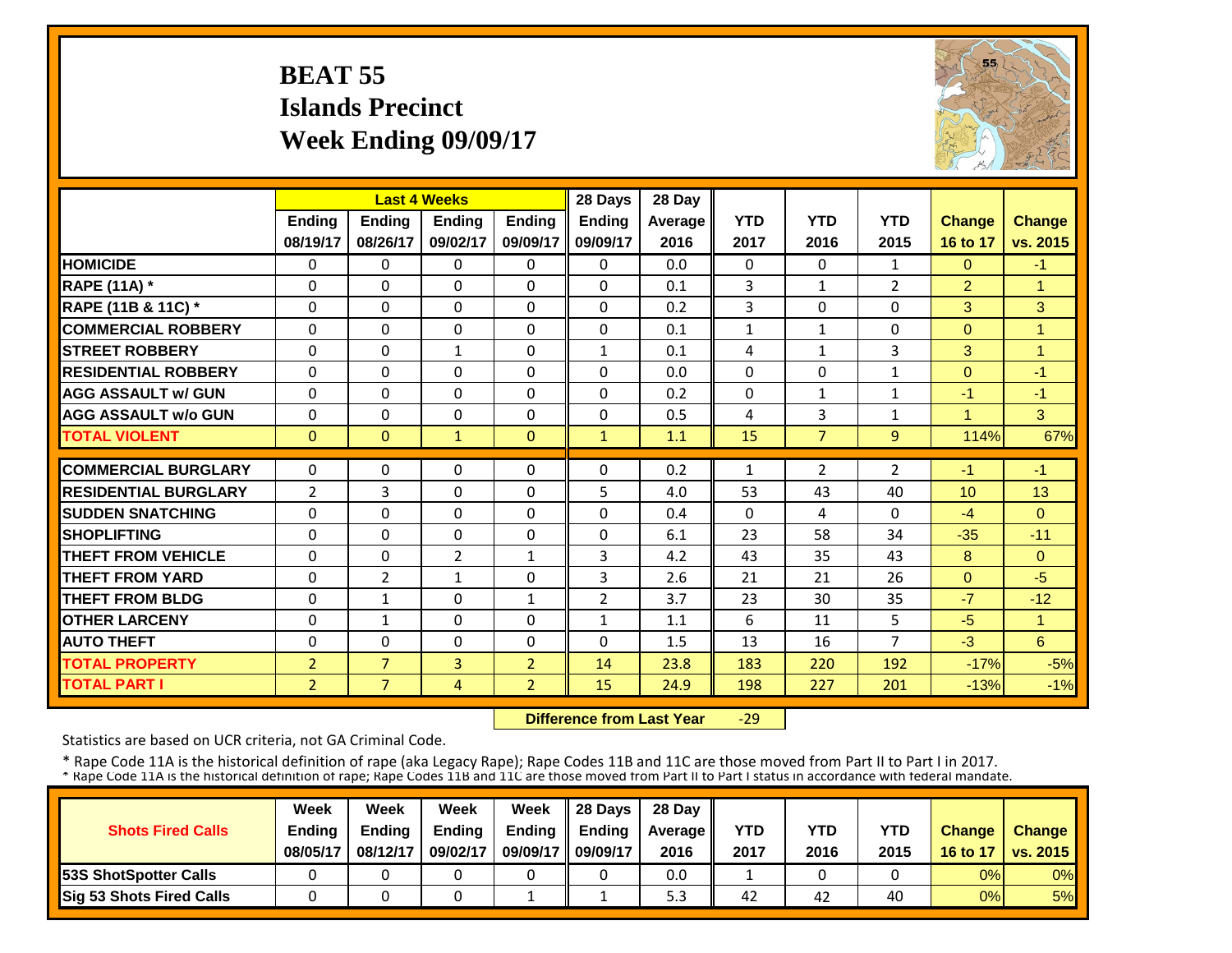# BEAT 55
## Islands Precinct
## Week Ending 09/09/17

| | Last 4 Weeks | | | | 28 Days | 28 Day | | | | | |
|---|---|---|---|---|---|---|---|---|---|---|---|
| | Ending 08/19/17 | Ending 08/26/17 | Ending 09/02/17 | Ending 09/09/17 | Ending 09/09/17 | Average 2016 | YTD 2017 | YTD 2016 | YTD 2015 | Change 16 to 17 | Change vs. 2015 |
| HOMICIDE | 0 | 0 | 0 | 0 | 0 | 0.0 | 0 | 0 | 1 | 0 | -1 |
| RAPE (11A) * | 0 | 0 | 0 | 0 | 0 | 0.1 | 3 | 1 | 2 | 2 | 1 |
| RAPE (11B & 11C) * | 0 | 0 | 0 | 0 | 0 | 0.2 | 3 | 0 | 0 | 3 | 3 |
| COMMERCIAL ROBBERY | 0 | 0 | 0 | 0 | 0 | 0.1 | 1 | 1 | 0 | 0 | 1 |
| STREET ROBBERY | 0 | 0 | 1 | 0 | 1 | 0.1 | 4 | 1 | 3 | 3 | 1 |
| RESIDENTIAL ROBBERY | 0 | 0 | 0 | 0 | 0 | 0.0 | 0 | 0 | 1 | 0 | -1 |
| AGG ASSAULT w/ GUN | 0 | 0 | 0 | 0 | 0 | 0.2 | 0 | 1 | 1 | -1 | -1 |
| AGG ASSAULT w/o GUN | 0 | 0 | 0 | 0 | 0 | 0.5 | 4 | 3 | 1 | 1 | 3 |
| TOTAL VIOLENT | 0 | 0 | 1 | 0 | 1 | 1.1 | 15 | 7 | 9 | 114% | 67% |
| COMMERCIAL BURGLARY | 0 | 0 | 0 | 0 | 0 | 0.2 | 1 | 2 | 2 | -1 | -1 |
| RESIDENTIAL BURGLARY | 2 | 3 | 0 | 0 | 5 | 4.0 | 53 | 43 | 40 | 10 | 13 |
| SUDDEN SNATCHING | 0 | 0 | 0 | 0 | 0 | 0.4 | 0 | 4 | 0 | -4 | 0 |
| SHOPLIFTING | 0 | 0 | 0 | 0 | 0 | 6.1 | 23 | 58 | 34 | -35 | -11 |
| THEFT FROM VEHICLE | 0 | 0 | 2 | 1 | 3 | 4.2 | 43 | 35 | 43 | 8 | 0 |
| THEFT FROM YARD | 0 | 2 | 1 | 0 | 3 | 2.6 | 21 | 21 | 26 | 0 | -5 |
| THEFT FROM BLDG | 0 | 1 | 0 | 1 | 2 | 3.7 | 23 | 30 | 35 | -7 | -12 |
| OTHER LARCENY | 0 | 1 | 0 | 0 | 1 | 1.1 | 6 | 11 | 5 | -5 | 1 |
| AUTO THEFT | 0 | 0 | 0 | 0 | 0 | 1.5 | 13 | 16 | 7 | -3 | 6 |
| TOTAL PROPERTY | 2 | 7 | 3 | 2 | 14 | 23.8 | 183 | 220 | 192 | -17% | -5% |
| TOTAL PART I | 2 | 7 | 4 | 2 | 15 | 24.9 | 198 | 227 | 201 | -13% | -1% |

**Difference from Last Year** -29

Statistics are based on UCR criteria, not GA Criminal Code.

* Rape Code 11A is the historical definition of rape (aka Legacy Rape); Rape Codes 11B and 11C are those moved from Part II to Part I in 2017.
* Rape Code 11A is the historical definition of rape; Rape Codes 11B and 11C are those moved from Part II to Part I status in accordance with federal mandate.

| Shots Fired Calls | Week Ending 08/05/17 | Week Ending 08/12/17 | Week Ending 09/02/17 | Week Ending 09/09/17 | 28 Days Ending 09/09/17 | 28 Day Average 2016 | YTD 2017 | YTD 2016 | YTD 2015 | Change 16 to 17 | Change vs. 2015 |
|---|---|---|---|---|---|---|---|---|---|---|---|
| 53S ShotSpotter Calls | 0 | 0 | 0 | 0 | 0 | 0.0 | 1 | 0 | 0 | 0% | 0% |
| Sig 53 Shots Fired Calls | 0 | 0 | 0 | 1 | 1 | 5.3 | 42 | 42 | 40 | 0% | 5% |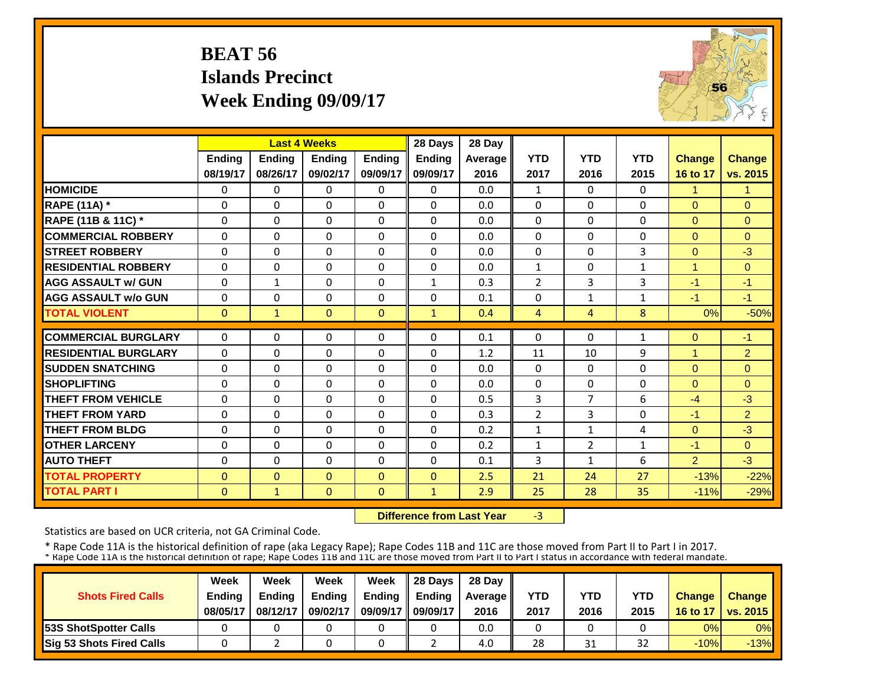# BEAT 56
## Islands Precinct
## Week Ending 09/09/17

| | Last 4 Weeks | | | | 28 Days | 28 Day | | | | | |
|---|---|---|---|---|---|---|---|---|---|---|---|
| | Ending 08/19/17 | Ending 08/26/17 | Ending 09/02/17 | Ending 09/09/17 | Ending 09/09/17 | Average 2016 | YTD 2017 | YTD 2016 | YTD 2015 | Change 16 to 17 | Change vs. 2015 |
| **HOMICIDE** | 0 | 0 | 0 | 0 | 0 | 0.0 | 1 | 0 | 0 | 1 | 1 |
| **RAPE (11A) *** | 0 | 0 | 0 | 0 | 0 | 0.0 | 0 | 0 | 0 | 0 | 0 |
| **RAPE (11B & 11C) *** | 0 | 0 | 0 | 0 | 0 | 0.0 | 0 | 0 | 0 | 0 | 0 |
| **COMMERCIAL ROBBERY** | 0 | 0 | 0 | 0 | 0 | 0.0 | 0 | 0 | 0 | 0 | 0 |
| **STREET ROBBERY** | 0 | 0 | 0 | 0 | 0 | 0.0 | 0 | 0 | 3 | 0 | -3 |
| **RESIDENTIAL ROBBERY** | 0 | 0 | 0 | 0 | 0 | 0.0 | 1 | 0 | 1 | 1 | 0 |
| **AGG ASSAULT w/ GUN** | 0 | 1 | 0 | 0 | 1 | 0.3 | 2 | 3 | 3 | -1 | -1 |
| **AGG ASSAULT w/o GUN** | 0 | 0 | 0 | 0 | 0 | 0.1 | 0 | 1 | 1 | -1 | -1 |
| **TOTAL VIOLENT** | 0 | 1 | 0 | 0 | 1 | 0.4 | 4 | 4 | 8 | 0% | -50% |
| **COMMERCIAL BURGLARY** | 0 | 0 | 0 | 0 | 0 | 0.1 | 0 | 0 | 1 | 0 | -1 |
| **RESIDENTIAL BURGLARY** | 0 | 0 | 0 | 0 | 0 | 1.2 | 11 | 10 | 9 | 1 | 2 |
| **SUDDEN SNATCHING** | 0 | 0 | 0 | 0 | 0 | 0.0 | 0 | 0 | 0 | 0 | 0 |
| **SHOPLIFTING** | 0 | 0 | 0 | 0 | 0 | 0.0 | 0 | 0 | 0 | 0 | 0 |
| **THEFT FROM VEHICLE** | 0 | 0 | 0 | 0 | 0 | 0.5 | 3 | 7 | 6 | -4 | -3 |
| **THEFT FROM YARD** | 0 | 0 | 0 | 0 | 0 | 0.3 | 2 | 3 | 0 | -1 | 2 |
| **THEFT FROM BLDG** | 0 | 0 | 0 | 0 | 0 | 0.2 | 1 | 1 | 4 | 0 | -3 |
| **OTHER LARCENY** | 0 | 0 | 0 | 0 | 0 | 0.2 | 1 | 2 | 1 | -1 | 0 |
| **AUTO THEFT** | 0 | 0 | 0 | 0 | 0 | 0.1 | 3 | 1 | 6 | 2 | -3 |
| **TOTAL PROPERTY** | 0 | 0 | 0 | 0 | 0 | 2.5 | 21 | 24 | 27 | -13% | -22% |
| **TOTAL PART I** | 0 | 1 | 0 | 0 | 1 | 2.9 | 25 | 28 | 35 | -11% | -29% |

**Difference from Last Year** -3

Statistics are based on UCR criteria, not GA Criminal Code.

* Rape Code 11A is the historical definition of rape (aka Legacy Rape); Rape Codes 11B and 11C are those moved from Part II to Part I in 2017.
* Rape Code 11A is the historical definition of rape; Rape Codes 11B and 11C are those moved from Part II to Part I status in accordance with federal mandate.

| Shots Fired Calls | Week Ending 08/05/17 | Week Ending 08/12/17 | Week Ending 09/02/17 | Week Ending 09/09/17 | 28 Days Ending 09/09/17 | 28 Day Average 2016 | YTD 2017 | YTD 2016 | YTD 2015 | Change 16 to 17 | Change vs. 2015 |
|---|---|---|---|---|---|---|---|---|---|---|---|
| **53S ShotSpotter Calls** | 0 | 0 | 0 | 0 | 0 | 0.0 | 0 | 0 | 0 | 0% | 0% |
| **Sig 53 Shots Fired Calls** | 0 | 2 | 0 | 0 | 2 | 4.0 | 28 | 31 | 32 | -10% | -13% |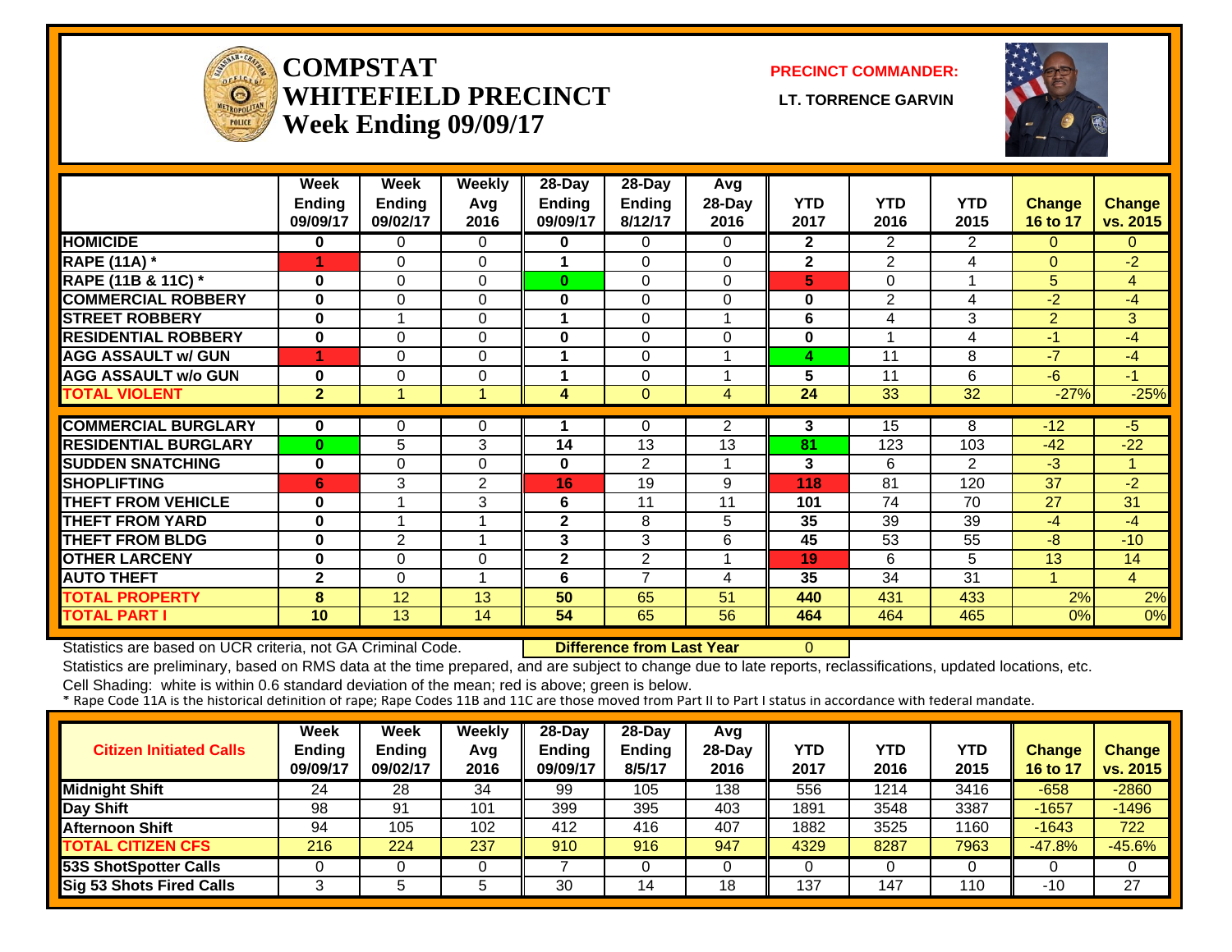# COMPSTAT
# WHITEFIELD PRECINCT
## Week Ending 09/09/17

**PRECINCT COMMANDER:**
**LT. TORRENCE GARVIN**

| | Week Ending 09/09/17 | Week Ending 09/02/17 | Weekly Avg 2016 | 28-Day Ending 09/09/17 | 28-Day Ending 8/12/17 | Avg 28-Day 2016 | YTD 2017 | YTD 2016 | YTD 2015 | Change 16 to 17 | Change vs. 2015 |
|---|---|---|---|---|---|---|---|---|---|---|---|
| **HOMICIDE** | 0 | 0 | 0 | 0 | 0 | 0 | 2 | 2 | 2 | 0 | 0 |
| **RAPE (11A) *** | 1 | 0 | 0 | 1 | 0 | 0 | 2 | 2 | 4 | 0 | -2 |
| **RAPE (11B & 11C) *** | 0 | 0 | 0 | 0 | 0 | 0 | 5 | 0 | 1 | 5 | 4 |
| **COMMERCIAL ROBBERY** | 0 | 0 | 0 | 0 | 0 | 0 | 0 | 2 | 4 | -2 | -4 |
| **STREET ROBBERY** | 0 | 1 | 0 | 1 | 0 | 1 | 6 | 4 | 3 | 2 | 3 |
| **RESIDENTIAL ROBBERY** | 0 | 0 | 0 | 0 | 0 | 0 | 0 | 1 | 4 | -1 | -4 |
| **AGG ASSAULT w/ GUN** | 1 | 0 | 0 | 1 | 0 | 1 | 4 | 11 | 8 | -7 | -4 |
| **AGG ASSAULT w/o GUN** | 0 | 0 | 0 | 1 | 0 | 1 | 5 | 11 | 6 | -6 | -1 |
| **TOTAL VIOLENT** | 2 | 1 | 1 | 4 | 0 | 4 | 24 | 33 | 32 | -27% | -25% |
| **COMMERCIAL BURGLARY** | 0 | 0 | 0 | 1 | 0 | 2 | 3 | 15 | 8 | -12 | -5 |
| **RESIDENTIAL BURGLARY** | 0 | 5 | 3 | 14 | 13 | 13 | 81 | 123 | 103 | -42 | -22 |
| **SUDDEN SNATCHING** | 0 | 0 | 0 | 0 | 2 | 1 | 3 | 6 | 2 | -3 | 1 |
| **SHOPLIFTING** | 6 | 3 | 2 | 16 | 19 | 9 | 118 | 81 | 120 | 37 | -2 |
| **THEFT FROM VEHICLE** | 0 | 1 | 3 | 6 | 11 | 11 | 101 | 74 | 70 | 27 | 31 |
| **THEFT FROM YARD** | 0 | 1 | 1 | 2 | 8 | 5 | 35 | 39 | 39 | -4 | -4 |
| **THEFT FROM BLDG** | 0 | 2 | 1 | 3 | 3 | 6 | 45 | 53 | 55 | -8 | -10 |
| **OTHER LARCENY** | 0 | 0 | 0 | 2 | 2 | 1 | 19 | 6 | 5 | 13 | 14 |
| **AUTO THEFT** | 2 | 0 | 1 | 6 | 7 | 4 | 35 | 34 | 31 | 1 | 4 |
| **TOTAL PROPERTY** | 8 | 12 | 13 | 50 | 65 | 51 | 440 | 431 | 433 | 2% | 2% |
| **TOTAL PART I** | 10 | 13 | 14 | 54 | 65 | 56 | 464 | 464 | 465 | 0% | 0% |

Statistics are based on UCR criteria, not GA Criminal Code. **Difference from Last Year** 0

Statistics are preliminary, based on RMS data at the time prepared, and are subject to change due to late reports, reclassifications, updated locations, etc.

Cell Shading: white is within 0.6 standard deviation of the mean; red is above; green is below.

* Rape Code 11A is the historical definition of rape; Rape Codes 11B and 11C are those moved from Part II to Part I status in accordance with federal mandate.

| Citizen Initiated Calls | Week Ending 09/09/17 | Week Ending 09/02/17 | Weekly Avg 2016 | 28-Day Ending 09/09/17 | 28-Day Ending 8/5/17 | Avg 28-Day 2016 | YTD 2017 | YTD 2016 | YTD 2015 | Change 16 to 17 | Change vs. 2015 |
|---|---|---|---|---|---|---|---|---|---|---|---|
| **Midnight Shift** | 24 | 28 | 34 | 99 | 105 | 138 | 556 | 1214 | 3416 | -658 | -2860 |
| **Day Shift** | 98 | 91 | 101 | 399 | 395 | 403 | 1891 | 3548 | 3387 | -1657 | -1496 |
| **Afternoon Shift** | 94 | 105 | 102 | 412 | 416 | 407 | 1882 | 3525 | 1160 | -1643 | 722 |
| **TOTAL CITIZEN CFS** | 216 | 224 | 237 | 910 | 916 | 947 | 4329 | 8287 | 7963 | -47.8% | -45.6% |
| **53S ShotSpotter Calls** | 0 | 0 | 0 | 7 | 0 | 0 | 0 | 0 | 0 | 0 | 0 |
| **Sig 53 Shots Fired Calls** | 3 | 5 | 5 | 30 | 14 | 18 | 137 | 147 | 110 | -10 | 27 |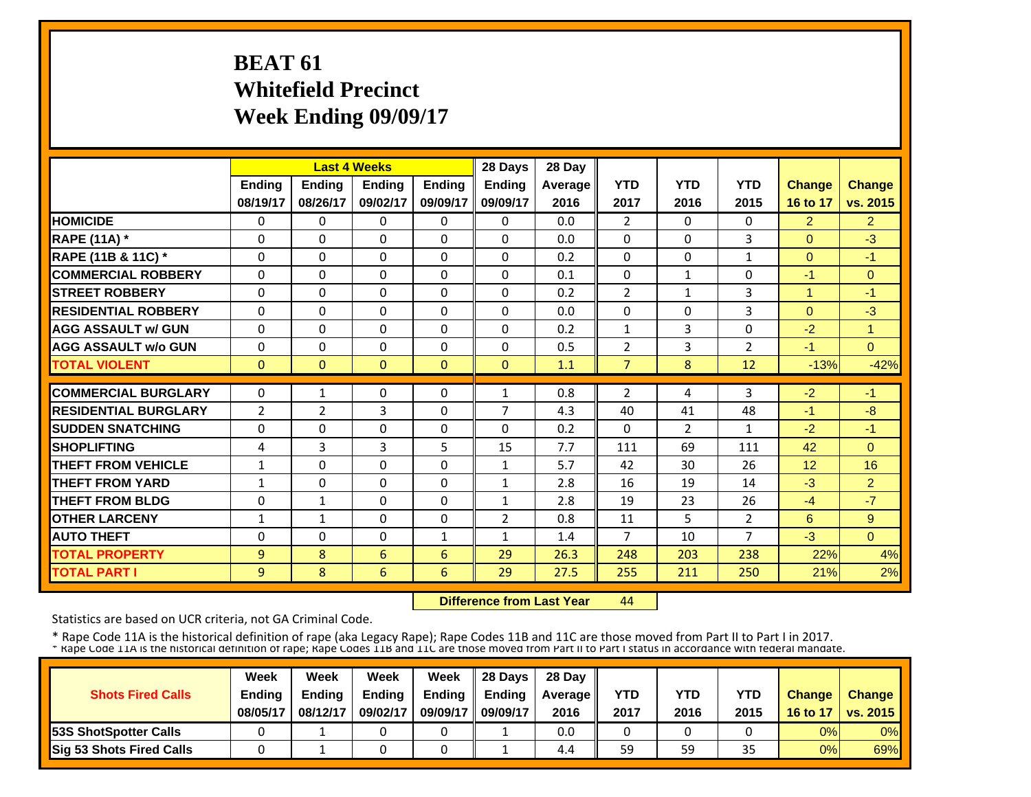# BEAT 61
# Whitefield Precinct
# Week Ending 09/09/17

| | Last 4 Weeks | | | | 28 Days | 28 Day | YTD | YTD | YTD | Change | Change |
|---|---|---|---|---|---|---|---|---|---|---|---|
| | Ending 08/19/17 | Ending 08/26/17 | Ending 09/02/17 | Ending 09/09/17 | Ending 09/09/17 | Average 2016 | 2017 | 2016 | 2015 | 16 to 17 | vs. 2015 |
| **HOMICIDE** | 0 | 0 | 0 | 0 | 0 | 0.0 | 2 | 0 | 0 | 2 | 2 |
| **RAPE (11A) *** | 0 | 0 | 0 | 0 | 0 | 0.0 | 0 | 0 | 3 | 0 | -3 |
| **RAPE (11B & 11C) *** | 0 | 0 | 0 | 0 | 0 | 0.2 | 0 | 0 | 1 | 0 | -1 |
| **COMMERCIAL ROBBERY** | 0 | 0 | 0 | 0 | 0 | 0.1 | 0 | 1 | 0 | -1 | 0 |
| **STREET ROBBERY** | 0 | 0 | 0 | 0 | 0 | 0.2 | 2 | 1 | 3 | 1 | -1 |
| **RESIDENTIAL ROBBERY** | 0 | 0 | 0 | 0 | 0 | 0.0 | 0 | 0 | 3 | 0 | -3 |
| **AGG ASSAULT w/ GUN** | 0 | 0 | 0 | 0 | 0 | 0.2 | 1 | 3 | 0 | -2 | 1 |
| **AGG ASSAULT w/o GUN** | 0 | 0 | 0 | 0 | 0 | 0.5 | 2 | 3 | 2 | -1 | 0 |
| **TOTAL VIOLENT** | 0 | 0 | 0 | 0 | 0 | 1.1 | 7 | 8 | 12 | -13% | -42% |
| **COMMERCIAL BURGLARY** | 0 | 1 | 0 | 0 | 1 | 0.8 | 2 | 4 | 3 | -2 | -1 |
| **RESIDENTIAL BURGLARY** | 2 | 2 | 3 | 0 | 7 | 4.3 | 40 | 41 | 48 | -1 | -8 |
| **SUDDEN SNATCHING** | 0 | 0 | 0 | 0 | 0 | 0.2 | 0 | 2 | 1 | -2 | -1 |
| **SHOPLIFTING** | 4 | 3 | 3 | 5 | 15 | 7.7 | 111 | 69 | 111 | 42 | 0 |
| **THEFT FROM VEHICLE** | 1 | 0 | 0 | 0 | 1 | 5.7 | 42 | 30 | 26 | 12 | 16 |
| **THEFT FROM YARD** | 1 | 0 | 0 | 0 | 1 | 2.8 | 16 | 19 | 14 | -3 | 2 |
| **THEFT FROM BLDG** | 0 | 1 | 0 | 0 | 1 | 2.8 | 19 | 23 | 26 | -4 | -7 |
| **OTHER LARCENY** | 1 | 1 | 0 | 0 | 2 | 0.8 | 11 | 5 | 2 | 6 | 9 |
| **AUTO THEFT** | 0 | 0 | 0 | 1 | 1 | 1.4 | 7 | 10 | 7 | -3 | 0 |
| **TOTAL PROPERTY** | 9 | 8 | 6 | 6 | 29 | 26.3 | 248 | 203 | 238 | 22% | 4% |
| **TOTAL PART I** | 9 | 8 | 6 | 6 | 29 | 27.5 | 255 | 211 | 250 | 21% | 2% |

**Difference from Last Year** 44

Statistics are based on UCR criteria, not GA Criminal Code.

* Rape Code 11A is the historical definition of rape (aka Legacy Rape); Rape Codes 11B and 11C are those moved from Part II to Part I in 2017.

| Shots Fired Calls | Week Ending 08/05/17 | Week Ending 08/12/17 | Week Ending 09/02/17 | Week Ending 09/09/17 | 28 Days Ending 09/09/17 | 28 Day Average 2016 | YTD 2017 | YTD 2016 | YTD 2015 | Change 16 to 17 | Change vs. 2015 |
|---|---|---|---|---|---|---|---|---|---|---|---|
| **53S ShotSpotter Calls** | 0 | 1 | 0 | 0 | 1 | 0.0 | 0 | 0 | 0 | 0% | 0% |
| **Sig 53 Shots Fired Calls** | 0 | 1 | 0 | 0 | 1 | 4.4 | 59 | 59 | 35 | 0% | 69% |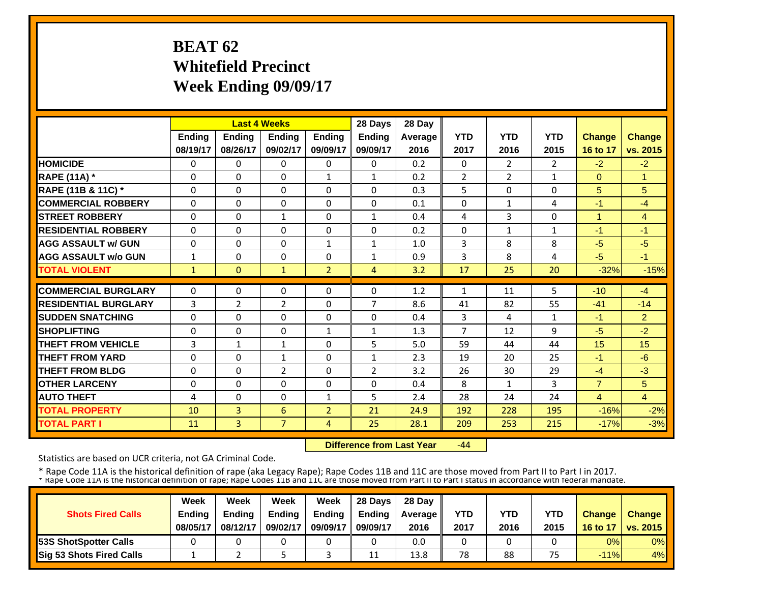# BEAT 62
## Whitefield Precinct
## Week Ending 09/09/17

| | Last 4 Weeks | | | | 28 Days | 28 Day | | | | | |
|---|---|---|---|---|---|---|---|---|---|---|---|
| | Ending 08/19/17 | Ending 08/26/17 | Ending 09/02/17 | Ending 09/09/17 | Ending 09/09/17 | Average 2016 | YTD 2017 | YTD 2016 | YTD 2015 | Change 16 to 17 | Change vs. 2015 |
| HOMICIDE | 0 | 0 | 0 | 0 | 0 | 0.2 | 0 | 2 | 2 | -2 | -2 |
| RAPE (11A) * | 0 | 0 | 0 | 1 | 1 | 0.2 | 2 | 2 | 1 | 0 | 1 |
| RAPE (11B & 11C) * | 0 | 0 | 0 | 0 | 0 | 0.3 | 5 | 0 | 0 | 5 | 5 |
| COMMERCIAL ROBBERY | 0 | 0 | 0 | 0 | 0 | 0.1 | 0 | 1 | 4 | -1 | -4 |
| STREET ROBBERY | 0 | 0 | 1 | 0 | 1 | 0.4 | 4 | 3 | 0 | 1 | 4 |
| RESIDENTIAL ROBBERY | 0 | 0 | 0 | 0 | 0 | 0.2 | 0 | 1 | 1 | -1 | -1 |
| AGG ASSAULT w/ GUN | 0 | 0 | 0 | 1 | 1 | 1.0 | 3 | 8 | 8 | -5 | -5 |
| AGG ASSAULT w/o GUN | 1 | 0 | 0 | 0 | 1 | 0.9 | 3 | 8 | 4 | -5 | -1 |
| TOTAL VIOLENT | 1 | 0 | 1 | 2 | 4 | 3.2 | 17 | 25 | 20 | -32% | -15% |
| COMMERCIAL BURGLARY | 0 | 0 | 0 | 0 | 0 | 1.2 | 1 | 11 | 5 | -10 | -4 |
| RESIDENTIAL BURGLARY | 3 | 2 | 2 | 0 | 7 | 8.6 | 41 | 82 | 55 | -41 | -14 |
| SUDDEN SNATCHING | 0 | 0 | 0 | 0 | 0 | 0.4 | 3 | 4 | 1 | -1 | 2 |
| SHOPLIFTING | 0 | 0 | 0 | 1 | 1 | 1.3 | 7 | 12 | 9 | -5 | -2 |
| THEFT FROM VEHICLE | 3 | 1 | 1 | 0 | 5 | 5.0 | 59 | 44 | 44 | 15 | 15 |
| THEFT FROM YARD | 0 | 0 | 1 | 0 | 1 | 2.3 | 19 | 20 | 25 | -1 | -6 |
| THEFT FROM BLDG | 0 | 0 | 2 | 0 | 2 | 3.2 | 26 | 30 | 29 | -4 | -3 |
| OTHER LARCENY | 0 | 0 | 0 | 0 | 0 | 0.4 | 8 | 1 | 3 | 7 | 5 |
| AUTO THEFT | 4 | 0 | 0 | 1 | 5 | 2.4 | 28 | 24 | 24 | 4 | 4 |
| TOTAL PROPERTY | 10 | 3 | 6 | 2 | 21 | 24.9 | 192 | 228 | 195 | -16% | -2% |
| TOTAL PART I | 11 | 3 | 7 | 4 | 25 | 28.1 | 209 | 253 | 215 | -17% | -3% |

**Difference from Last Year** -44

Statistics are based on UCR criteria, not GA Criminal Code.

\* Rape Code 11A is the historical definition of rape (aka Legacy Rape); Rape Codes 11B and 11C are those moved from Part II to Part I in 2017.

| Shots Fired Calls | Week Ending 08/05/17 | Week Ending 08/12/17 | Week Ending 09/02/17 | Week Ending 09/09/17 | 28 Days Ending 09/09/17 | 28 Day Average 2016 | YTD 2017 | YTD 2016 | YTD 2015 | Change 16 to 17 | Change vs. 2015 |
|---|---|---|---|---|---|---|---|---|---|---|---|
| 53S ShotSpotter Calls | 0 | 0 | 0 | 0 | 0 | 0.0 | 0 | 0 | 0 | 0% | 0% |
| Sig 53 Shots Fired Calls | 1 | 2 | 5 | 3 | 11 | 13.8 | 78 | 88 | 75 | -11% | 4% |